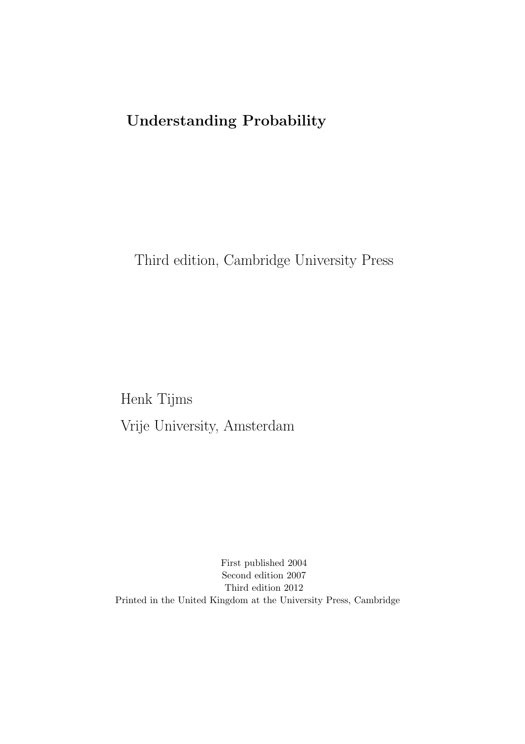# Understanding Probability

Third edition, Cambridge University Press

Henk Tijms

Vrije University, Amsterdam

First published 2004
Second edition 2007
Third edition 2012
Printed in the United Kingdom at the University Press, Cambridge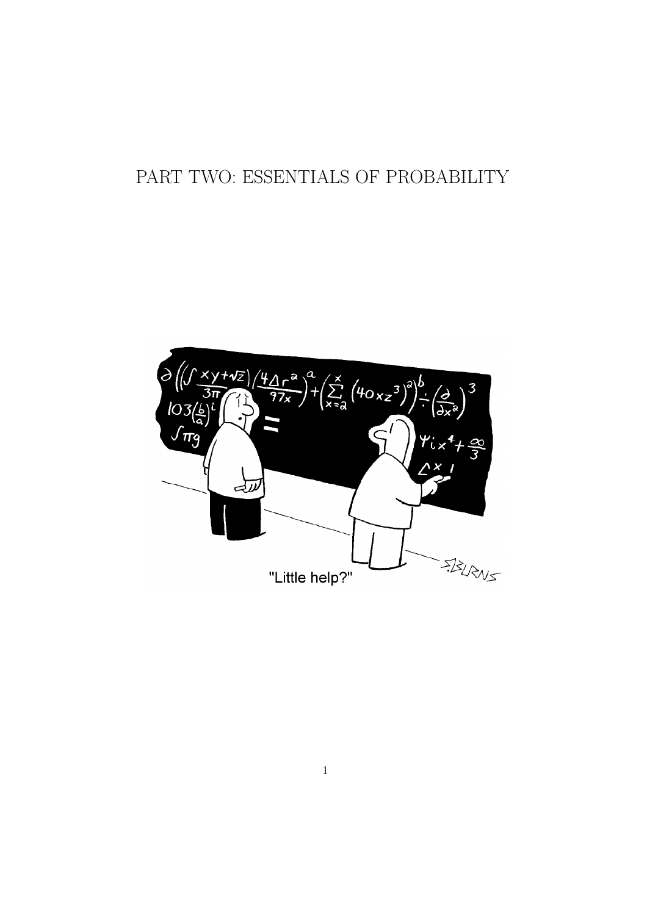# PART TWO: ESSENTIALS OF PROBABILITY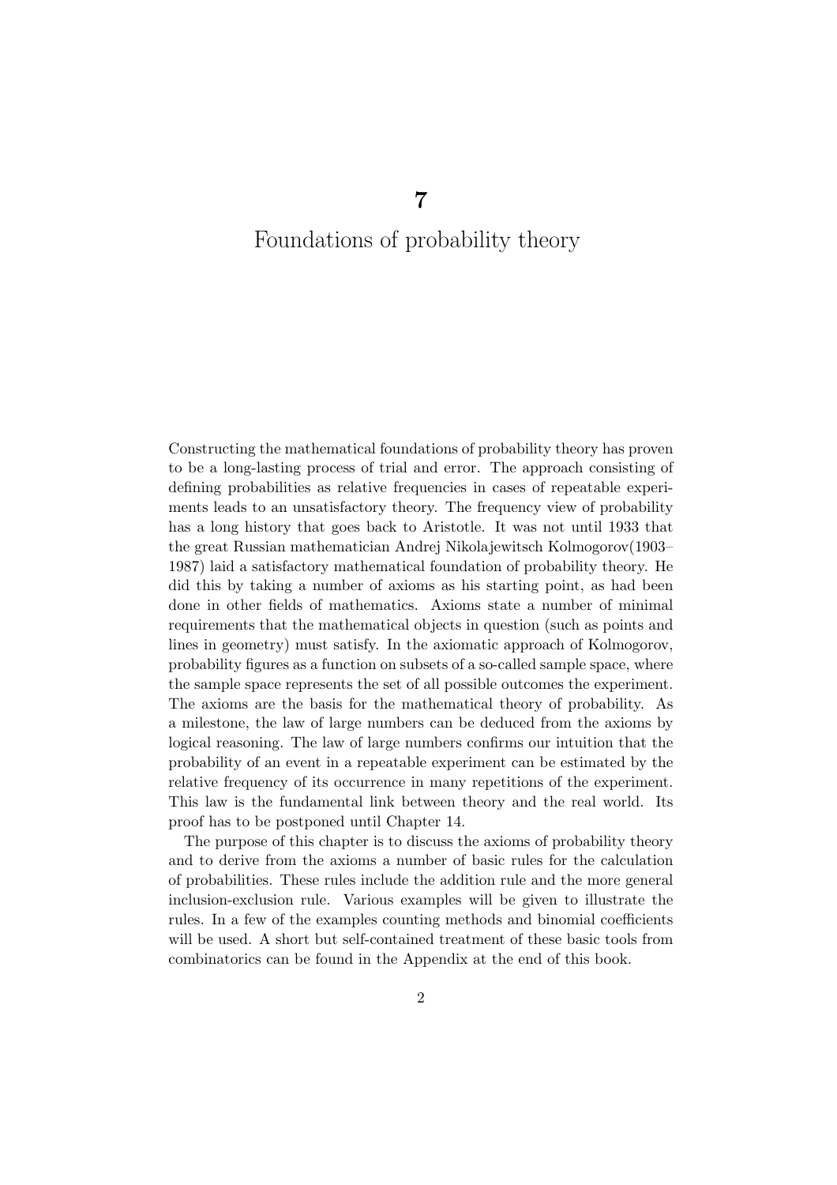# 7

# Foundations of probability theory

Constructing the mathematical foundations of probability theory has proven to be a long-lasting process of trial and error. The approach consisting of defining probabilities as relative frequencies in cases of repeatable experiments leads to an unsatisfactory theory. The frequency view of probability has a long history that goes back to Aristotle. It was not until 1933 that the great Russian mathematician Andrej Nikolajewitsch Kolmogorov(1903–1987) laid a satisfactory mathematical foundation of probability theory. He did this by taking a number of axioms as his starting point, as had been done in other fields of mathematics. Axioms state a number of minimal requirements that the mathematical objects in question (such as points and lines in geometry) must satisfy. In the axiomatic approach of Kolmogorov, probability figures as a function on subsets of a so-called sample space, where the sample space represents the set of all possible outcomes the experiment. The axioms are the basis for the mathematical theory of probability. As a milestone, the law of large numbers can be deduced from the axioms by logical reasoning. The law of large numbers confirms our intuition that the probability of an event in a repeatable experiment can be estimated by the relative frequency of its occurrence in many repetitions of the experiment. This law is the fundamental link between theory and the real world. Its proof has to be postponed until Chapter 14.

The purpose of this chapter is to discuss the axioms of probability theory and to derive from the axioms a number of basic rules for the calculation of probabilities. These rules include the addition rule and the more general inclusion-exclusion rule. Various examples will be given to illustrate the rules. In a few of the examples counting methods and binomial coefficients will be used. A short but self-contained treatment of these basic tools from combinatorics can be found in the Appendix at the end of this book.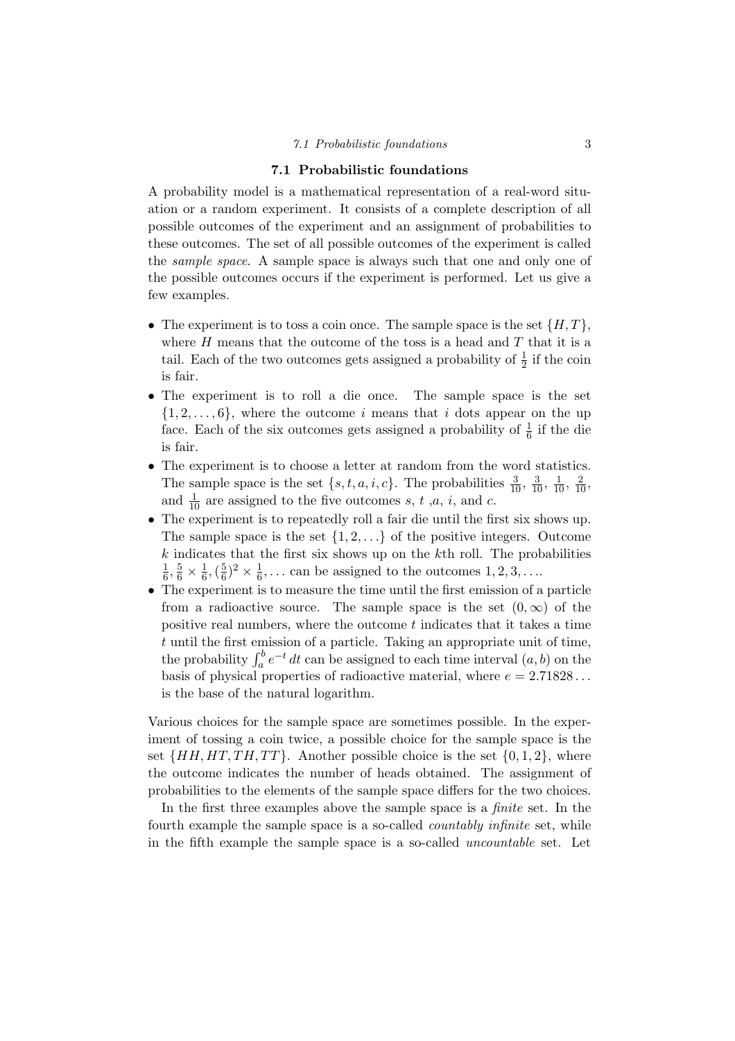## 7.1 Probabilistic foundations

A probability model is a mathematical representation of a real-word situation or a random experiment. It consists of a complete description of all possible outcomes of the experiment and an assignment of probabilities to these outcomes. The set of all possible outcomes of the experiment is called the *sample space*. A sample space is always such that one and only one of the possible outcomes occurs if the experiment is performed. Let us give a few examples.

- The experiment is to toss a coin once. The sample space is the set $\{H, T\}$, where $H$ means that the outcome of the toss is a head and $T$ that it is a tail. Each of the two outcomes gets assigned a probability of $\frac{1}{2}$ if the coin is fair.
- The experiment is to roll a die once. The sample space is the set $\{1, 2, \ldots, 6\}$, where the outcome $i$ means that $i$ dots appear on the up face. Each of the six outcomes gets assigned a probability of $\frac{1}{6}$ if the die is fair.
- The experiment is to choose a letter at random from the word statistics. The sample space is the set $\{s, t, a, i, c\}$. The probabilities $\frac{3}{10}$, $\frac{3}{10}$, $\frac{1}{10}$, $\frac{2}{10}$, and $\frac{1}{10}$ are assigned to the five outcomes $s$, $t$ ,$a$, $i$, and $c$.
- The experiment is to repeatedly roll a fair die until the first six shows up. The sample space is the set $\{1, 2, \ldots\}$ of the positive integers. Outcome $k$ indicates that the first six shows up on the $k$th roll. The probabilities $\frac{1}{6}, \frac{5}{6} \times \frac{1}{6}, (\frac{5}{6})^2 \times \frac{1}{6}, \ldots$ can be assigned to the outcomes $1, 2, 3, \ldots$.
- The experiment is to measure the time until the first emission of a particle from a radioactive source. The sample space is the set $(0, \infty)$ of the positive real numbers, where the outcome $t$ indicates that it takes a time $t$ until the first emission of a particle. Taking an appropriate unit of time, the probability $\int_a^b e^{-t}\, dt$ can be assigned to each time interval $(a, b)$ on the basis of physical properties of radioactive material, where $e = 2.71828\ldots$ is the base of the natural logarithm.

Various choices for the sample space are sometimes possible. In the experiment of tossing a coin twice, a possible choice for the sample space is the set $\{HH, HT, TH, TT\}$. Another possible choice is the set $\{0, 1, 2\}$, where the outcome indicates the number of heads obtained. The assignment of probabilities to the elements of the sample space differs for the two choices.

In the first three examples above the sample space is a *finite* set. In the fourth example the sample space is a so-called *countably infinite* set, while in the fifth example the sample space is a so-called *uncountable* set. Let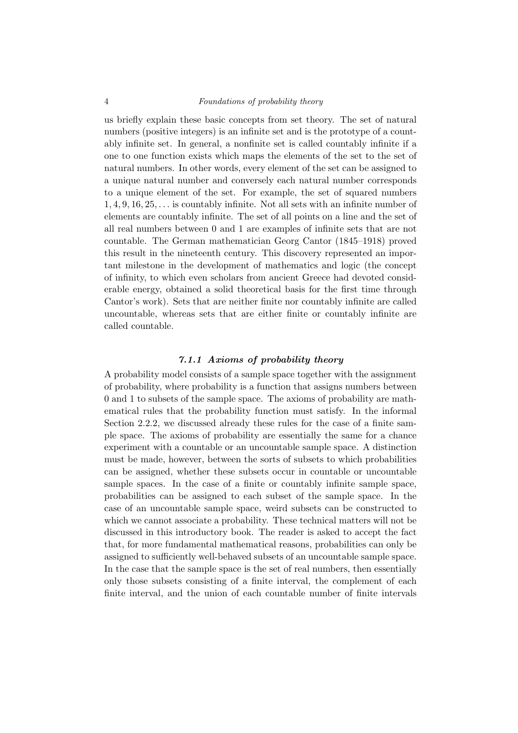us briefly explain these basic concepts from set theory. The set of natural numbers (positive integers) is an infinite set and is the prototype of a countably infinite set. In general, a nonfinite set is called countably infinite if a one to one function exists which maps the elements of the set to the set of natural numbers. In other words, every element of the set can be assigned to a unique natural number and conversely each natural number corresponds to a unique element of the set. For example, the set of squared numbers $1, 4, 9, 16, 25, \ldots$ is countably infinite. Not all sets with an infinite number of elements are countably infinite. The set of all points on a line and the set of all real numbers between 0 and 1 are examples of infinite sets that are not countable. The German mathematician Georg Cantor (1845–1918) proved this result in the nineteenth century. This discovery represented an important milestone in the development of mathematics and logic (the concept of infinity, to which even scholars from ancient Greece had devoted considerable energy, obtained a solid theoretical basis for the first time through Cantor's work). Sets that are neither finite nor countably infinite are called uncountable, whereas sets that are either finite or countably infinite are called countable.

### *7.1.1 Axioms of probability theory*

A probability model consists of a sample space together with the assignment of probability, where probability is a function that assigns numbers between 0 and 1 to subsets of the sample space. The axioms of probability are mathematical rules that the probability function must satisfy. In the informal Section 2.2.2, we discussed already these rules for the case of a finite sample space. The axioms of probability are essentially the same for a chance experiment with a countable or an uncountable sample space. A distinction must be made, however, between the sorts of subsets to which probabilities can be assigned, whether these subsets occur in countable or uncountable sample spaces. In the case of a finite or countably infinite sample space, probabilities can be assigned to each subset of the sample space. In the case of an uncountable sample space, weird subsets can be constructed to which we cannot associate a probability. These technical matters will not be discussed in this introductory book. The reader is asked to accept the fact that, for more fundamental mathematical reasons, probabilities can only be assigned to sufficiently well-behaved subsets of an uncountable sample space. In the case that the sample space is the set of real numbers, then essentially only those subsets consisting of a finite interval, the complement of each finite interval, and the union of each countable number of finite intervals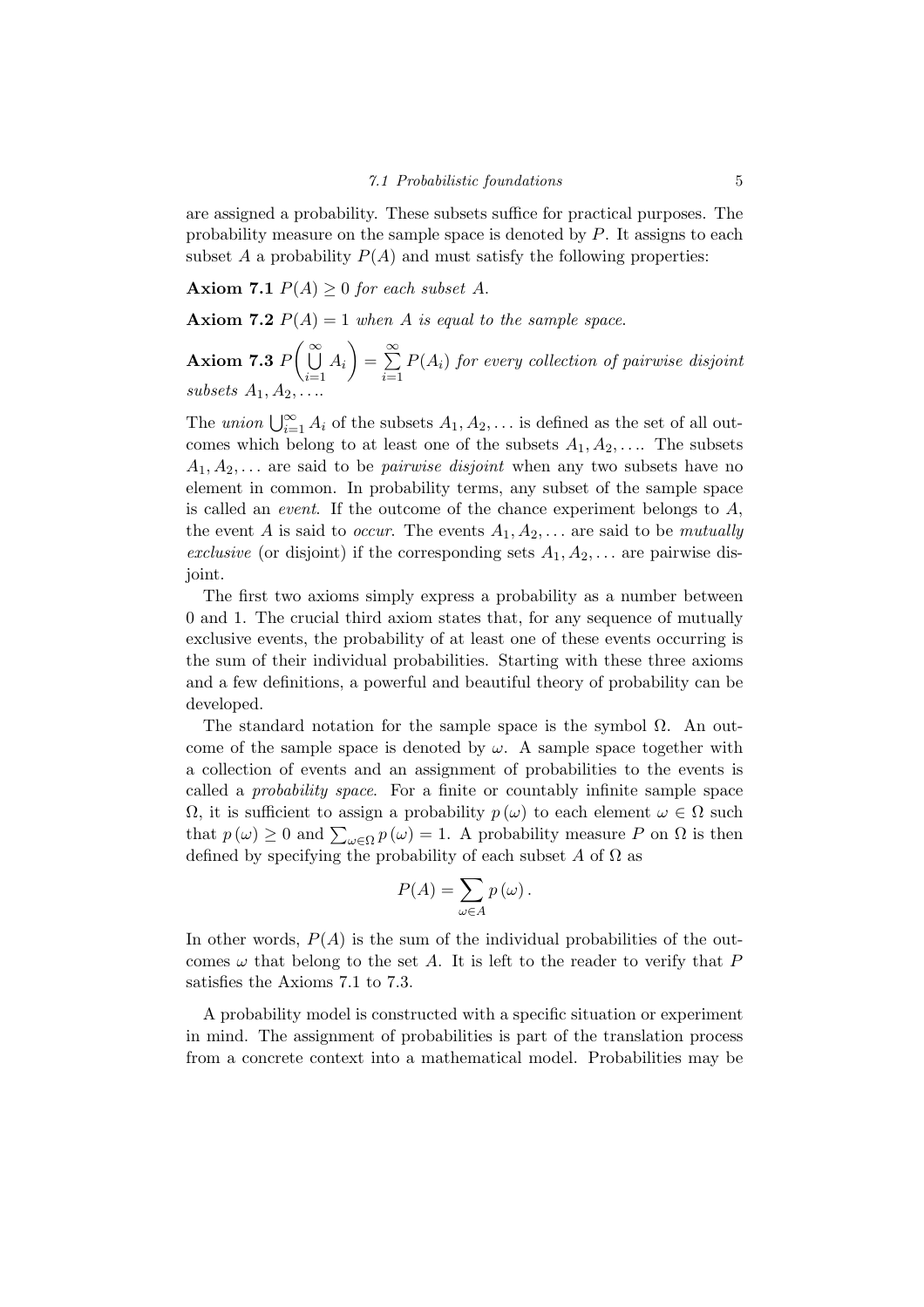are assigned a probability. These subsets suffice for practical purposes. The probability measure on the sample space is denoted by $P$. It assigns to each subset $A$ a probability $P(A)$ and must satisfy the following properties:

**Axiom 7.1** *$P(A) \geq 0$ for each subset $A$.*

**Axiom 7.2** *$P(A) = 1$ when $A$ is equal to the sample space.*

**Axiom 7.3** $P\left(\bigcup_{i=1}^{\infty} A_i\right) = \sum_{i=1}^{\infty} P(A_i)$ *for every collection of pairwise disjoint subsets $A_1, A_2, \ldots$.*

The *union* $\bigcup_{i=1}^{\infty} A_i$ of the subsets $A_1, A_2, \ldots$ is defined as the set of all outcomes which belong to at least one of the subsets $A_1, A_2, \ldots$. The subsets $A_1, A_2, \ldots$ are said to be *pairwise disjoint* when any two subsets have no element in common. In probability terms, any subset of the sample space is called an *event*. If the outcome of the chance experiment belongs to $A$, the event $A$ is said to *occur*. The events $A_1, A_2, \ldots$ are said to be *mutually exclusive* (or disjoint) if the corresponding sets $A_1, A_2, \ldots$ are pairwise disjoint.

The first two axioms simply express a probability as a number between 0 and 1. The crucial third axiom states that, for any sequence of mutually exclusive events, the probability of at least one of these events occurring is the sum of their individual probabilities. Starting with these three axioms and a few definitions, a powerful and beautiful theory of probability can be developed.

The standard notation for the sample space is the symbol $\Omega$. An outcome of the sample space is denoted by $\omega$. A sample space together with a collection of events and an assignment of probabilities to the events is called a *probability space*. For a finite or countably infinite sample space $\Omega$, it is sufficient to assign a probability $p(\omega)$ to each element $\omega \in \Omega$ such that $p(\omega) \geq 0$ and $\sum_{\omega \in \Omega} p(\omega) = 1$. A probability measure $P$ on $\Omega$ is then defined by specifying the probability of each subset $A$ of $\Omega$ as

$$P(A) = \sum_{\omega \in A} p(\omega).$$

In other words, $P(A)$ is the sum of the individual probabilities of the outcomes $\omega$ that belong to the set $A$. It is left to the reader to verify that $P$ satisfies the Axioms 7.1 to 7.3.

A probability model is constructed with a specific situation or experiment in mind. The assignment of probabilities is part of the translation process from a concrete context into a mathematical model. Probabilities may be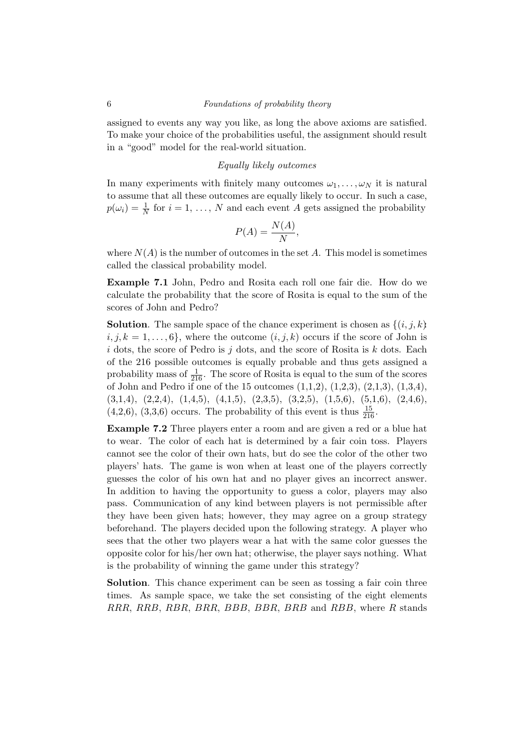assigned to events any way you like, as long the above axioms are satisfied. To make your choice of the probabilities useful, the assignment should result in a "good" model for the real-world situation.

*Equally likely outcomes*

In many experiments with finitely many outcomes $\omega_1, \ldots, \omega_N$ it is natural to assume that all these outcomes are equally likely to occur. In such a case, $p(\omega_i) = \frac{1}{N}$ for $i = 1, \ldots, N$ and each event $A$ gets assigned the probability

$$P(A) = \frac{N(A)}{N},$$

where $N(A)$ is the number of outcomes in the set $A$. This model is sometimes called the classical probability model.

**Example 7.1** John, Pedro and Rosita each roll one fair die. How do we calculate the probability that the score of Rosita is equal to the sum of the scores of John and Pedro?

**Solution**. The sample space of the chance experiment is chosen as $\{(i, j, k) : i, j, k = 1, \ldots, 6\}$, where the outcome $(i, j, k)$ occurs if the score of John is $i$ dots, the score of Pedro is $j$ dots, and the score of Rosita is $k$ dots. Each of the 216 possible outcomes is equally probable and thus gets assigned a probability mass of $\frac{1}{216}$. The score of Rosita is equal to the sum of the scores of John and Pedro if one of the 15 outcomes (1,1,2), (1,2,3), (2,1,3), (1,3,4), (3,1,4), (2,2,4), (1,4,5), (4,1,5), (2,3,5), (3,2,5), (1,5,6), (5,1,6), (2,4,6), (4,2,6), (3,3,6) occurs. The probability of this event is thus $\frac{15}{216}$.

**Example 7.2** Three players enter a room and are given a red or a blue hat to wear. The color of each hat is determined by a fair coin toss. Players cannot see the color of their own hats, but do see the color of the other two players' hats. The game is won when at least one of the players correctly guesses the color of his own hat and no player gives an incorrect answer. In addition to having the opportunity to guess a color, players may also pass. Communication of any kind between players is not permissible after they have been given hats; however, they may agree on a group strategy beforehand. The players decided upon the following strategy. A player who sees that the other two players wear a hat with the same color guesses the opposite color for his/her own hat; otherwise, the player says nothing. What is the probability of winning the game under this strategy?

**Solution**. This chance experiment can be seen as tossing a fair coin three times. As sample space, we take the set consisting of the eight elements $RRR$, $RRB$, $RBR$, $BRR$, $BBB$, $BBR$, $BRB$ and $RBB$, where $R$ stands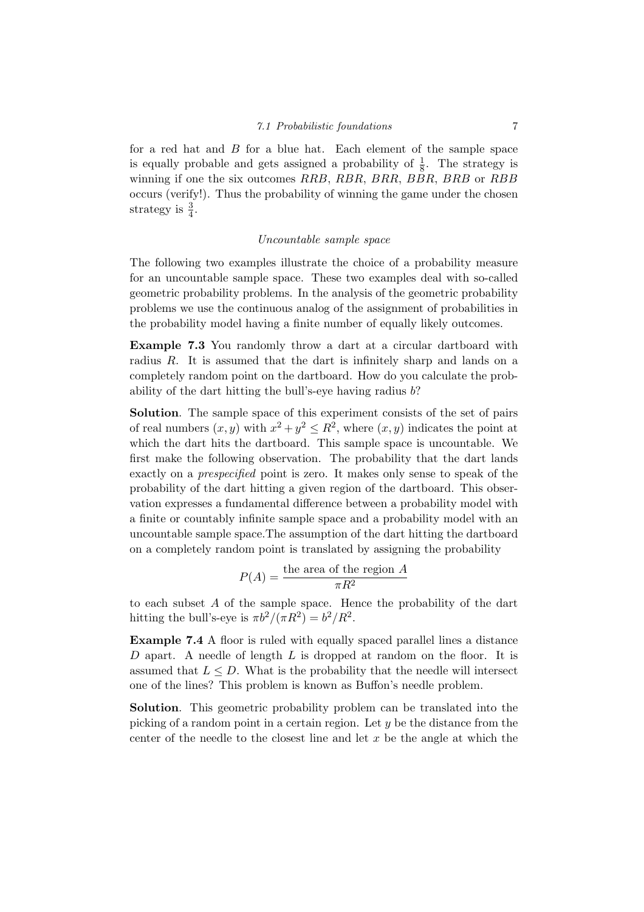for a red hat and $B$ for a blue hat. Each element of the sample space is equally probable and gets assigned a probability of $\frac{1}{8}$. The strategy is winning if one the six outcomes $RRB$, $RBR$, $BRR$, $BBR$, $BRB$ or $RBB$ occurs (verify!). Thus the probability of winning the game under the chosen strategy is $\frac{3}{4}$.

*Uncountable sample space*

The following two examples illustrate the choice of a probability measure for an uncountable sample space. These two examples deal with so-called geometric probability problems. In the analysis of the geometric probability problems we use the continuous analog of the assignment of probabilities in the probability model having a finite number of equally likely outcomes.

**Example 7.3** You randomly throw a dart at a circular dartboard with radius $R$. It is assumed that the dart is infinitely sharp and lands on a completely random point on the dartboard. How do you calculate the probability of the dart hitting the bull's-eye having radius $b$?

**Solution**. The sample space of this experiment consists of the set of pairs of real numbers $(x, y)$ with $x^2 + y^2 \leq R^2$, where $(x, y)$ indicates the point at which the dart hits the dartboard. This sample space is uncountable. We first make the following observation. The probability that the dart lands exactly on a *prespecified* point is zero. It makes only sense to speak of the probability of the dart hitting a given region of the dartboard. This observation expresses a fundamental difference between a probability model with a finite or countably infinite sample space and a probability model with an uncountable sample space.The assumption of the dart hitting the dartboard on a completely random point is translated by assigning the probability

$$P(A) = \frac{\text{the area of the region } A}{\pi R^2}$$

to each subset $A$ of the sample space. Hence the probability of the dart hitting the bull's-eye is $\pi b^2/(\pi R^2) = b^2/R^2$.

**Example 7.4** A floor is ruled with equally spaced parallel lines a distance $D$ apart. A needle of length $L$ is dropped at random on the floor. It is assumed that $L \leq D$. What is the probability that the needle will intersect one of the lines? This problem is known as Buffon's needle problem.

**Solution**. This geometric probability problem can be translated into the picking of a random point in a certain region. Let $y$ be the distance from the center of the needle to the closest line and let $x$ be the angle at which the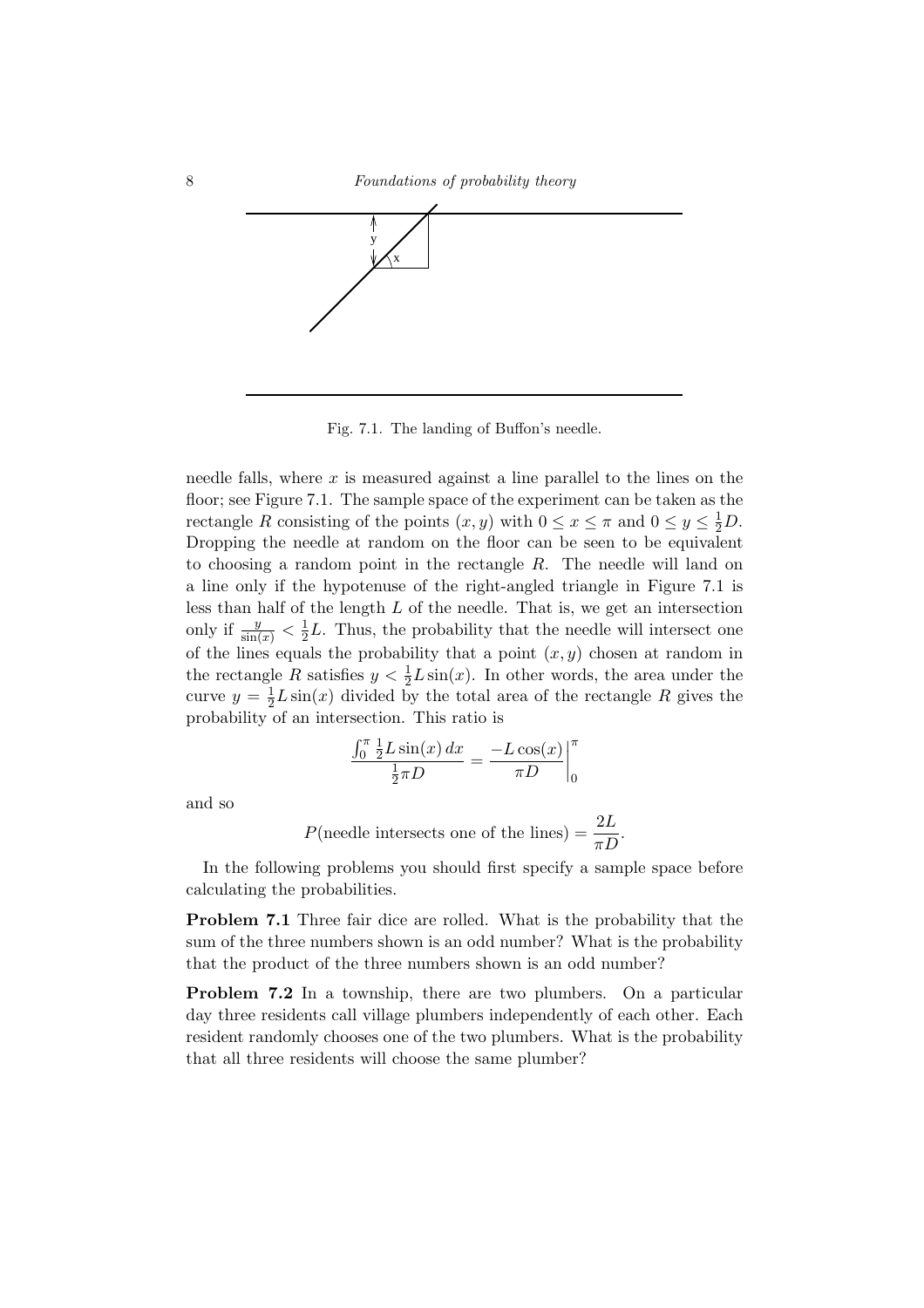Fig. 7.1. The landing of Buffon's needle.

needle falls, where $x$ is measured against a line parallel to the lines on the floor; see Figure 7.1. The sample space of the experiment can be taken as the rectangle $R$ consisting of the points $(x, y)$ with $0 \leq x \leq \pi$ and $0 \leq y \leq \frac{1}{2}D$. Dropping the needle at random on the floor can be seen to be equivalent to choosing a random point in the rectangle $R$. The needle will land on a line only if the hypotenuse of the right-angled triangle in Figure 7.1 is less than half of the length $L$ of the needle. That is, we get an intersection only if $\frac{y}{\sin(x)} < \frac{1}{2}L$. Thus, the probability that the needle will intersect one of the lines equals the probability that a point $(x, y)$ chosen at random in the rectangle $R$ satisfies $y < \frac{1}{2}L\sin(x)$. In other words, the area under the curve $y = \frac{1}{2}L\sin(x)$ divided by the total area of the rectangle $R$ gives the probability of an intersection. This ratio is

$$\frac{\int_0^\pi \frac{1}{2}L\sin(x)\,dx}{\frac{1}{2}\pi D} = \frac{-L\cos(x)}{\pi D}\Big|_0^\pi$$

and so

$$P(\text{needle intersects one of the lines}) = \frac{2L}{\pi D}.$$

In the following problems you should first specify a sample space before calculating the probabilities.

**Problem 7.1** Three fair dice are rolled. What is the probability that the sum of the three numbers shown is an odd number? What is the probability that the product of the three numbers shown is an odd number?

**Problem 7.2** In a township, there are two plumbers. On a particular day three residents call village plumbers independently of each other. Each resident randomly chooses one of the two plumbers. What is the probability that all three residents will choose the same plumber?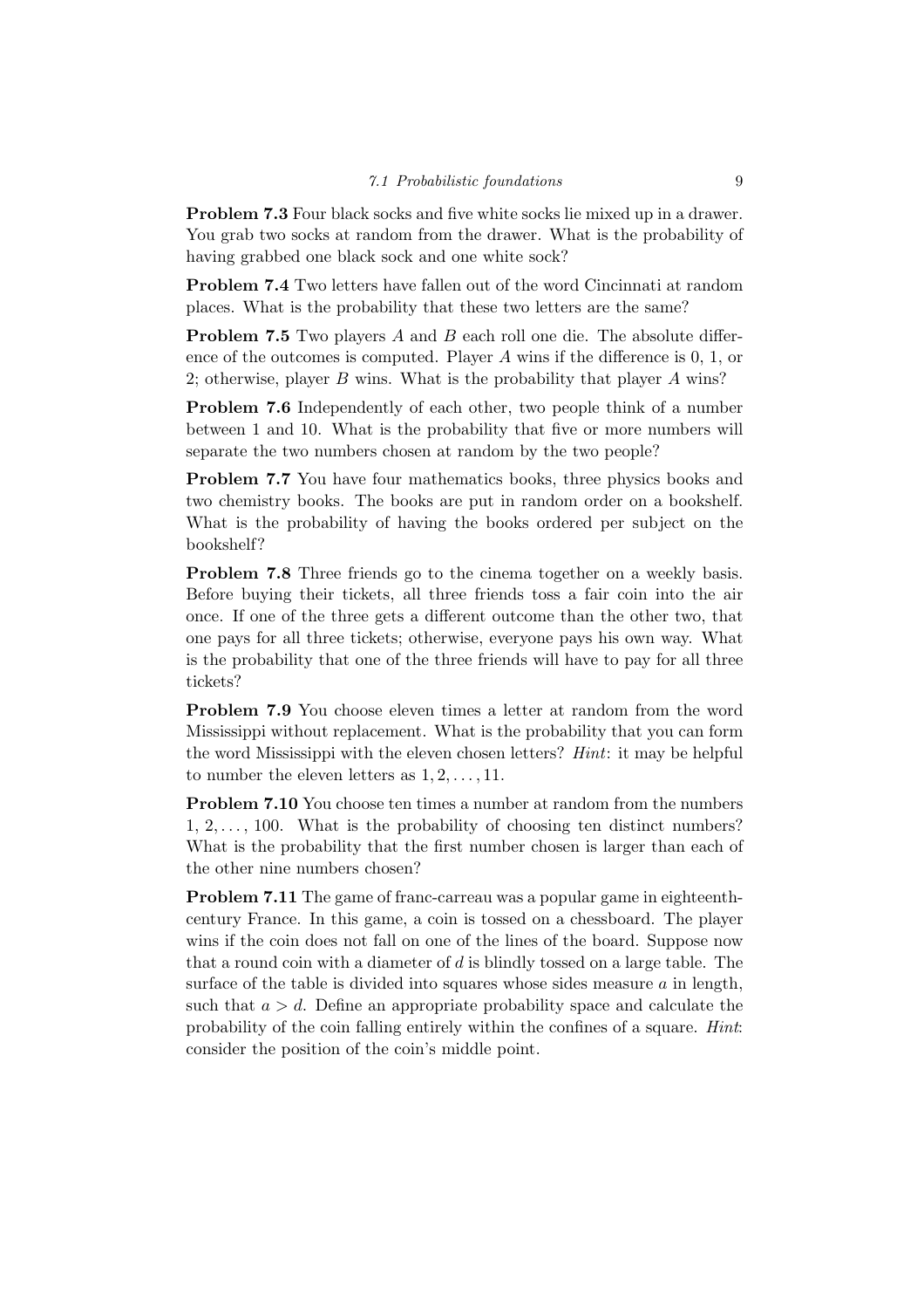**Problem 7.3** Four black socks and five white socks lie mixed up in a drawer. You grab two socks at random from the drawer. What is the probability of having grabbed one black sock and one white sock?

**Problem 7.4** Two letters have fallen out of the word Cincinnati at random places. What is the probability that these two letters are the same?

**Problem 7.5** Two players $A$ and $B$ each roll one die. The absolute difference of the outcomes is computed. Player $A$ wins if the difference is 0, 1, or 2; otherwise, player $B$ wins. What is the probability that player $A$ wins?

**Problem 7.6** Independently of each other, two people think of a number between 1 and 10. What is the probability that five or more numbers will separate the two numbers chosen at random by the two people?

**Problem 7.7** You have four mathematics books, three physics books and two chemistry books. The books are put in random order on a bookshelf. What is the probability of having the books ordered per subject on the bookshelf?

**Problem 7.8** Three friends go to the cinema together on a weekly basis. Before buying their tickets, all three friends toss a fair coin into the air once. If one of the three gets a different outcome than the other two, that one pays for all three tickets; otherwise, everyone pays his own way. What is the probability that one of the three friends will have to pay for all three tickets?

**Problem 7.9** You choose eleven times a letter at random from the word Mississippi without replacement. What is the probability that you can form the word Mississippi with the eleven chosen letters? *Hint*: it may be helpful to number the eleven letters as $1, 2, \ldots, 11$.

**Problem 7.10** You choose ten times a number at random from the numbers $1, 2, \ldots, 100$. What is the probability of choosing ten distinct numbers? What is the probability that the first number chosen is larger than each of the other nine numbers chosen?

**Problem 7.11** The game of franc-carreau was a popular game in eighteenth-century France. In this game, a coin is tossed on a chessboard. The player wins if the coin does not fall on one of the lines of the board. Suppose now that a round coin with a diameter of $d$ is blindly tossed on a large table. The surface of the table is divided into squares whose sides measure $a$ in length, such that $a > d$. Define an appropriate probability space and calculate the probability of the coin falling entirely within the confines of a square. *Hint*: consider the position of the coin's middle point.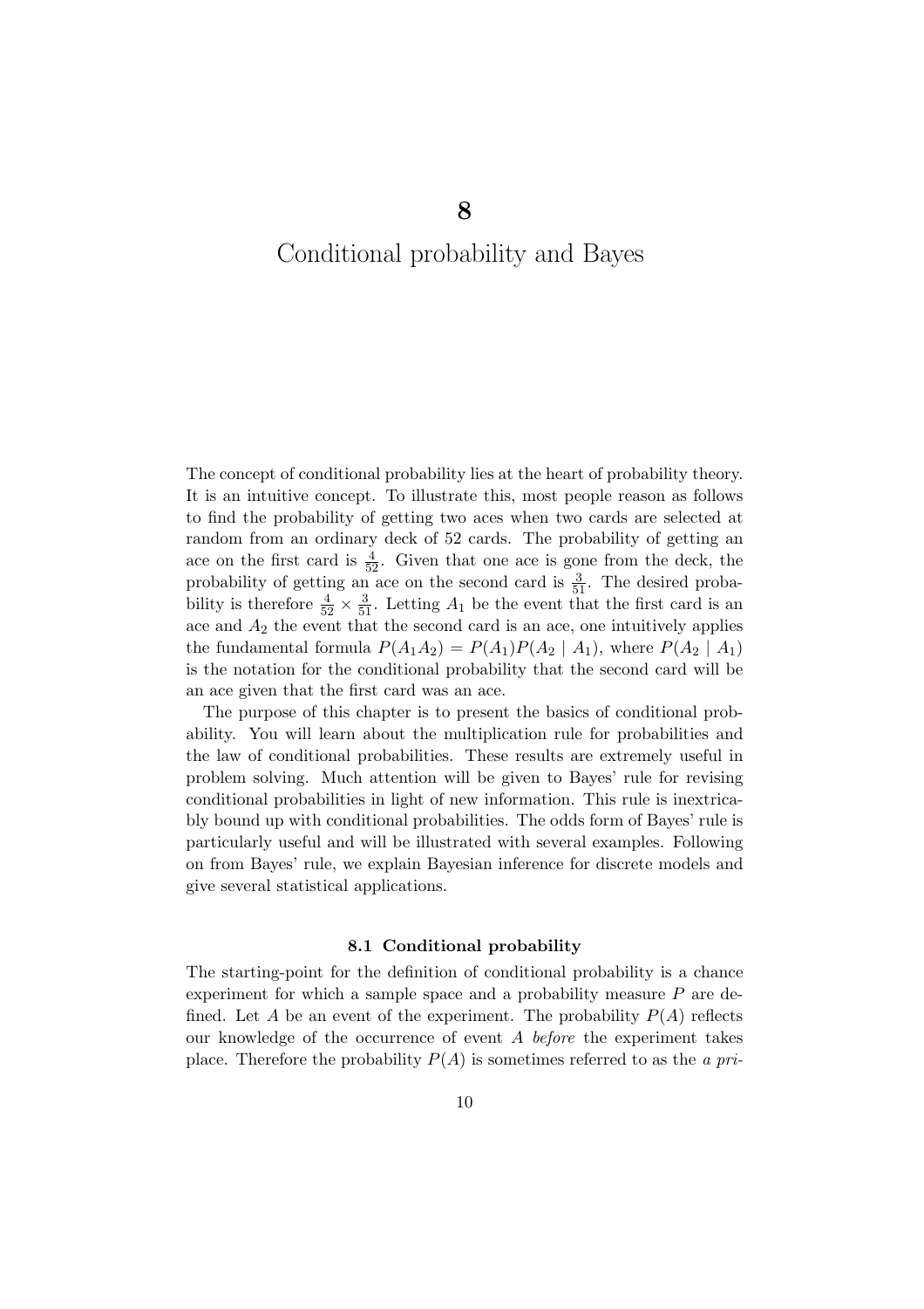# 8

# Conditional probability and Bayes

The concept of conditional probability lies at the heart of probability theory. It is an intuitive concept. To illustrate this, most people reason as follows to find the probability of getting two aces when two cards are selected at random from an ordinary deck of 52 cards. The probability of getting an ace on the first card is $\frac{4}{52}$. Given that one ace is gone from the deck, the probability of getting an ace on the second card is $\frac{3}{51}$. The desired probability is therefore $\frac{4}{52} \times \frac{3}{51}$. Letting $A_1$ be the event that the first card is an ace and $A_2$ the event that the second card is an ace, one intuitively applies the fundamental formula $P(A_1A_2) = P(A_1)P(A_2 \mid A_1)$, where $P(A_2 \mid A_1)$ is the notation for the conditional probability that the second card will be an ace given that the first card was an ace.

The purpose of this chapter is to present the basics of conditional probability. You will learn about the multiplication rule for probabilities and the law of conditional probabilities. These results are extremely useful in problem solving. Much attention will be given to Bayes' rule for revising conditional probabilities in light of new information. This rule is inextricably bound up with conditional probabilities. The odds form of Bayes' rule is particularly useful and will be illustrated with several examples. Following on from Bayes' rule, we explain Bayesian inference for discrete models and give several statistical applications.

### 8.1 Conditional probability

The starting-point for the definition of conditional probability is a chance experiment for which a sample space and a probability measure $P$ are defined. Let $A$ be an event of the experiment. The probability $P(A)$ reflects our knowledge of the occurrence of event $A$ *before* the experiment takes place. Therefore the probability $P(A)$ is sometimes referred to as the *a pri-*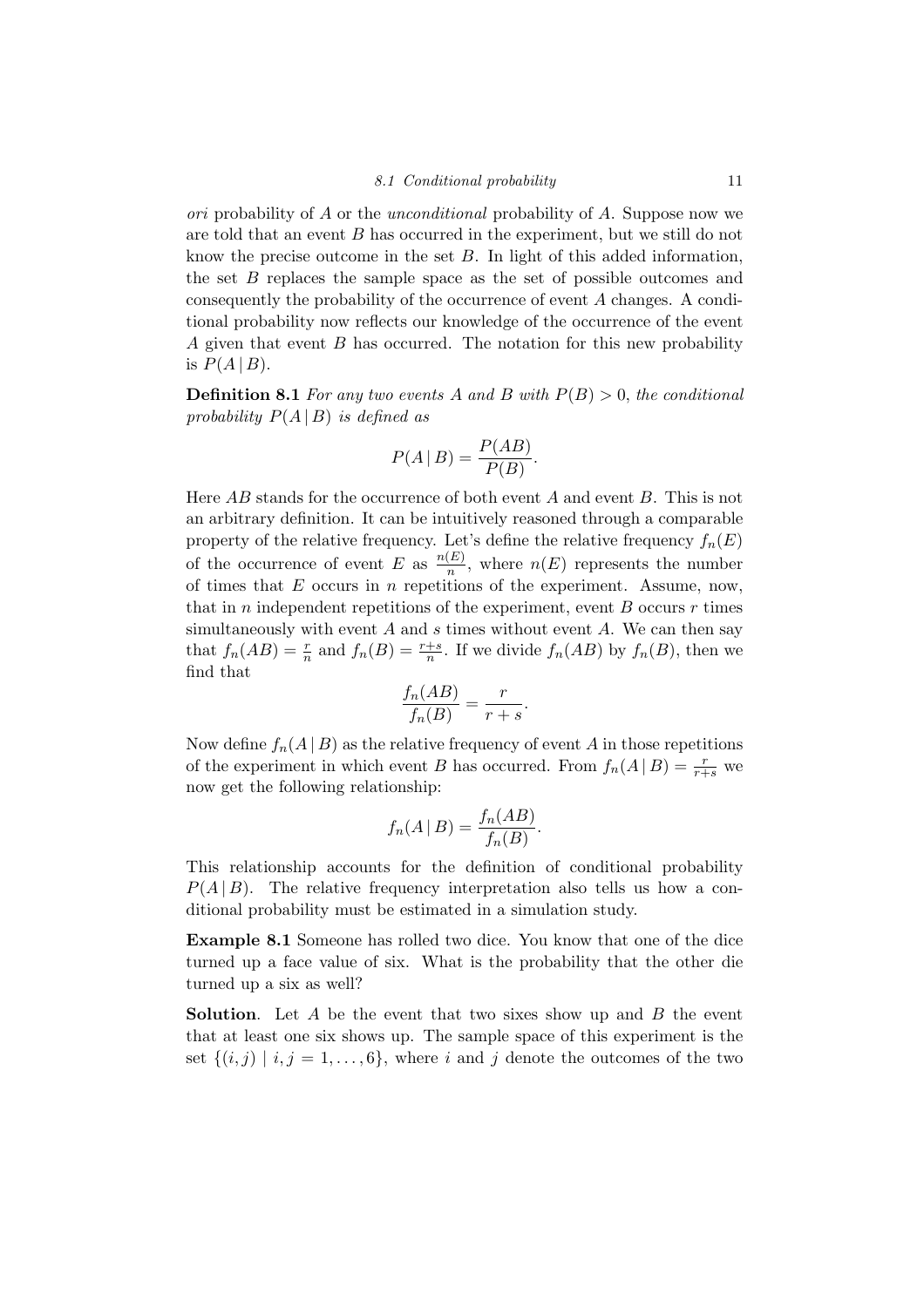*ori* probability of $A$ or the *unconditional* probability of $A$. Suppose now we are told that an event $B$ has occurred in the experiment, but we still do not know the precise outcome in the set $B$. In light of this added information, the set $B$ replaces the sample space as the set of possible outcomes and consequently the probability of the occurrence of event $A$ changes. A conditional probability now reflects our knowledge of the occurrence of the event $A$ given that event $B$ has occurred. The notation for this new probability is $P(A \mid B)$.

**Definition 8.1** *For any two events $A$ and $B$ with $P(B) > 0$, the conditional probability $P(A \mid B)$ is defined as*

$$P(A \mid B) = \frac{P(AB)}{P(B)}.$$

Here $AB$ stands for the occurrence of both event $A$ and event $B$. This is not an arbitrary definition. It can be intuitively reasoned through a comparable property of the relative frequency. Let's define the relative frequency $f_n(E)$ of the occurrence of event $E$ as $\frac{n(E)}{n}$, where $n(E)$ represents the number of times that $E$ occurs in $n$ repetitions of the experiment. Assume, now, that in $n$ independent repetitions of the experiment, event $B$ occurs $r$ times simultaneously with event $A$ and $s$ times without event $A$. We can then say that $f_n(AB) = \frac{r}{n}$ and $f_n(B) = \frac{r+s}{n}$. If we divide $f_n(AB)$ by $f_n(B)$, then we find that

$$\frac{f_n(AB)}{f_n(B)} = \frac{r}{r+s}.$$

Now define $f_n(A \mid B)$ as the relative frequency of event $A$ in those repetitions of the experiment in which event $B$ has occurred. From $f_n(A \mid B) = \frac{r}{r+s}$ we now get the following relationship:

$$f_n(A \mid B) = \frac{f_n(AB)}{f_n(B)}.$$

This relationship accounts for the definition of conditional probability $P(A \mid B)$. The relative frequency interpretation also tells us how a conditional probability must be estimated in a simulation study.

**Example 8.1** Someone has rolled two dice. You know that one of the dice turned up a face value of six. What is the probability that the other die turned up a six as well?

**Solution**. Let $A$ be the event that two sixes show up and $B$ the event that at least one six shows up. The sample space of this experiment is the set $\{(i, j) \mid i, j = 1, \ldots, 6\}$, where $i$ and $j$ denote the outcomes of the two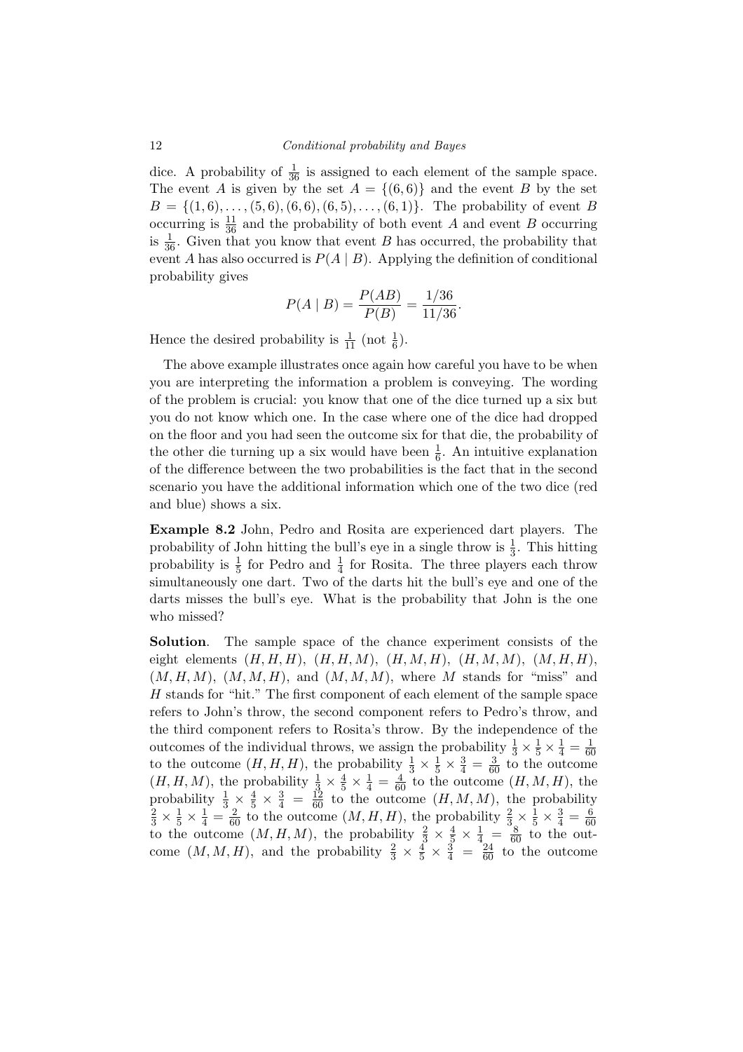dice. A probability of $\frac{1}{36}$ is assigned to each element of the sample space. The event $A$ is given by the set $A = \{(6,6)\}$ and the event $B$ by the set $B = \{(1,6), \ldots, (5,6), (6,6), (6,5), \ldots, (6,1)\}$. The probability of event $B$ occurring is $\frac{11}{36}$ and the probability of both event $A$ and event $B$ occurring is $\frac{1}{36}$. Given that you know that event $B$ has occurred, the probability that event $A$ has also occurred is $P(A \mid B)$. Applying the definition of conditional probability gives

$$P(A \mid B) = \frac{P(AB)}{P(B)} = \frac{1/36}{11/36}.$$

Hence the desired probability is $\frac{1}{11}$ (not $\frac{1}{6}$).

The above example illustrates once again how careful you have to be when you are interpreting the information a problem is conveying. The wording of the problem is crucial: you know that one of the dice turned up a six but you do not know which one. In the case where one of the dice had dropped on the floor and you had seen the outcome six for that die, the probability of the other die turning up a six would have been $\frac{1}{6}$. An intuitive explanation of the difference between the two probabilities is the fact that in the second scenario you have the additional information which one of the two dice (red and blue) shows a six.

**Example 8.2** John, Pedro and Rosita are experienced dart players. The probability of John hitting the bull's eye in a single throw is $\frac{1}{3}$. This hitting probability is $\frac{1}{5}$ for Pedro and $\frac{1}{4}$ for Rosita. The three players each throw simultaneously one dart. Two of the darts hit the bull's eye and one of the darts misses the bull's eye. What is the probability that John is the one who missed?

**Solution**. The sample space of the chance experiment consists of the eight elements $(H,H,H)$, $(H,H,M)$, $(H,M,H)$, $(H,M,M)$, $(M,H,H)$, $(M,H,M)$, $(M,M,H)$, and $(M,M,M)$, where $M$ stands for "miss" and $H$ stands for "hit." The first component of each element of the sample space refers to John's throw, the second component refers to Pedro's throw, and the third component refers to Rosita's throw. By the independence of the outcomes of the individual throws, we assign the probability $\frac{1}{3} \times \frac{1}{5} \times \frac{1}{4} = \frac{1}{60}$ to the outcome $(H,H,H)$, the probability $\frac{1}{3} \times \frac{1}{5} \times \frac{3}{4} = \frac{3}{60}$ to the outcome $(H,H,M)$, the probability $\frac{1}{3} \times \frac{4}{5} \times \frac{1}{4} = \frac{4}{60}$ to the outcome $(H,M,H)$, the probability $\frac{1}{3} \times \frac{4}{5} \times \frac{3}{4} = \frac{12}{60}$ to the outcome $(H,M,M)$, the probability $\frac{2}{3} \times \frac{1}{5} \times \frac{1}{4} = \frac{2}{60}$ to the outcome $(M,H,H)$, the probability $\frac{2}{3} \times \frac{1}{5} \times \frac{3}{4} = \frac{6}{60}$ to the outcome $(M,H,M)$, the probability $\frac{2}{3} \times \frac{4}{5} \times \frac{1}{4} = \frac{8}{60}$ to the outcome $(M,M,H)$, and the probability $\frac{2}{3} \times \frac{4}{5} \times \frac{3}{4} = \frac{24}{60}$ to the outcome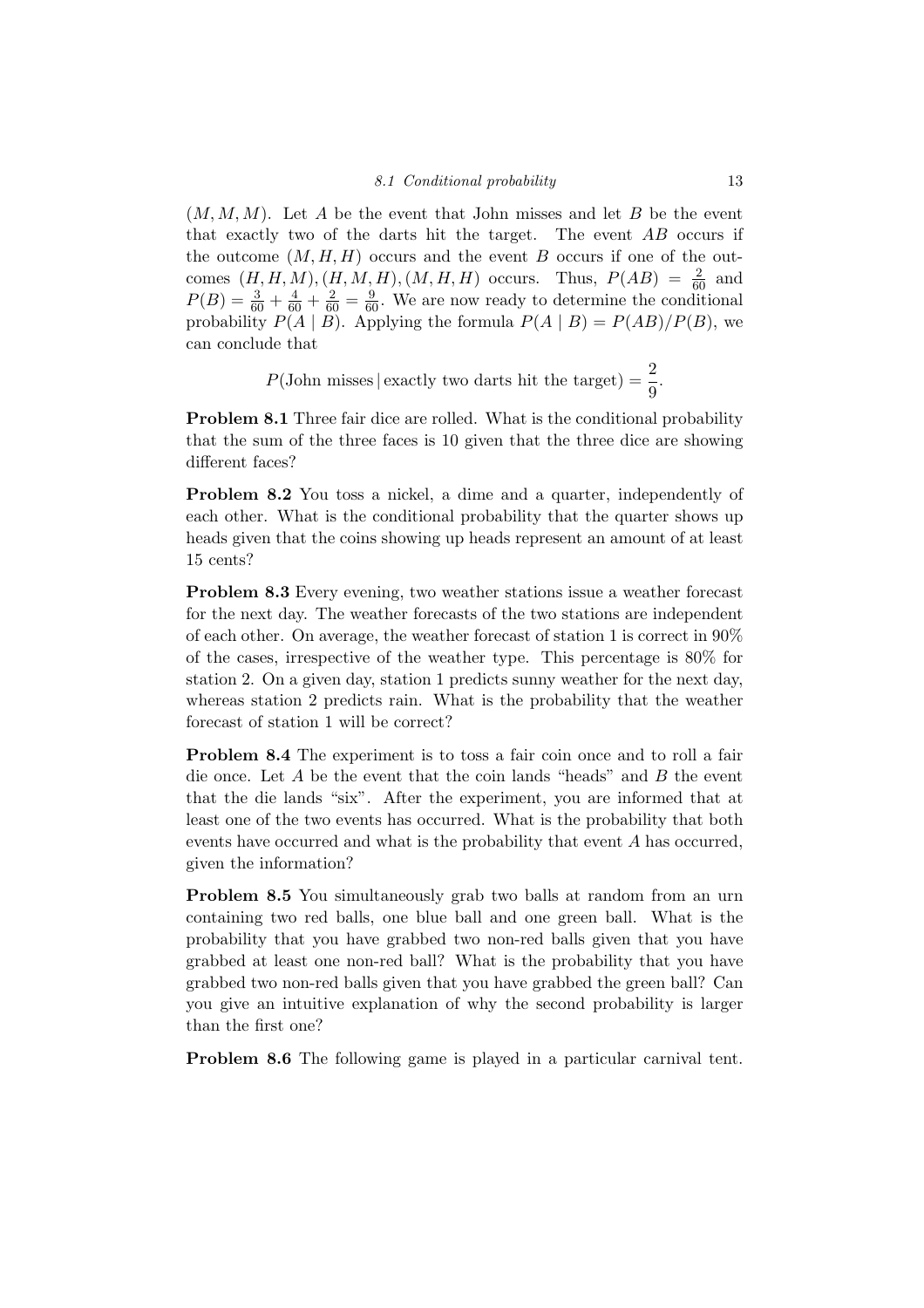$(M, M, M)$. Let $A$ be the event that John misses and let $B$ be the event that exactly two of the darts hit the target. The event $AB$ occurs if the outcome $(M, H, H)$ occurs and the event $B$ occurs if one of the outcomes $(H, H, M), (H, M, H), (M, H, H)$ occurs. Thus, $P(AB) = \frac{2}{60}$ and $P(B) = \frac{3}{60} + \frac{4}{60} + \frac{2}{60} = \frac{9}{60}$. We are now ready to determine the conditional probability $P(A \mid B)$. Applying the formula $P(A \mid B) = P(AB)/P(B)$, we can conclude that

$$P(\text{John misses} \,|\, \text{exactly two darts hit the target}) = \frac{2}{9}.$$

**Problem 8.1** Three fair dice are rolled. What is the conditional probability that the sum of the three faces is 10 given that the three dice are showing different faces?

**Problem 8.2** You toss a nickel, a dime and a quarter, independently of each other. What is the conditional probability that the quarter shows up heads given that the coins showing up heads represent an amount of at least 15 cents?

**Problem 8.3** Every evening, two weather stations issue a weather forecast for the next day. The weather forecasts of the two stations are independent of each other. On average, the weather forecast of station 1 is correct in 90% of the cases, irrespective of the weather type. This percentage is 80% for station 2. On a given day, station 1 predicts sunny weather for the next day, whereas station 2 predicts rain. What is the probability that the weather forecast of station 1 will be correct?

**Problem 8.4** The experiment is to toss a fair coin once and to roll a fair die once. Let $A$ be the event that the coin lands "heads" and $B$ the event that the die lands "six". After the experiment, you are informed that at least one of the two events has occurred. What is the probability that both events have occurred and what is the probability that event $A$ has occurred, given the information?

**Problem 8.5** You simultaneously grab two balls at random from an urn containing two red balls, one blue ball and one green ball. What is the probability that you have grabbed two non-red balls given that you have grabbed at least one non-red ball? What is the probability that you have grabbed two non-red balls given that you have grabbed the green ball? Can you give an intuitive explanation of why the second probability is larger than the first one?

**Problem 8.6** The following game is played in a particular carnival tent.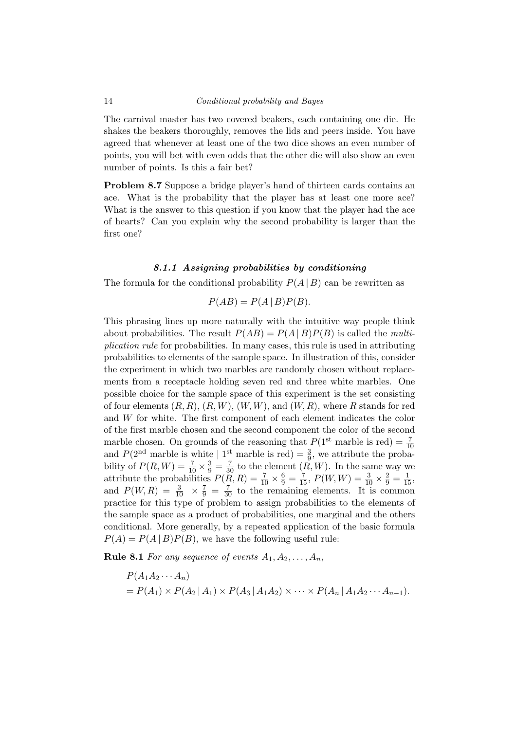The carnival master has two covered beakers, each containing one die. He shakes the beakers thoroughly, removes the lids and peers inside. You have agreed that whenever at least one of the two dice shows an even number of points, you will bet with even odds that the other die will also show an even number of points. Is this a fair bet?

**Problem 8.7** Suppose a bridge player's hand of thirteen cards contains an ace. What is the probability that the player has at least one more ace? What is the answer to this question if you know that the player had the ace of hearts? Can you explain why the second probability is larger than the first one?

### *8.1.1 Assigning probabilities by conditioning*

The formula for the conditional probability $P(A \mid B)$ can be rewritten as

$$P(AB) = P(A \mid B)P(B).$$

This phrasing lines up more naturally with the intuitive way people think about probabilities. The result $P(AB) = P(A \mid B)P(B)$ is called the *multiplication rule* for probabilities. In many cases, this rule is used in attributing probabilities to elements of the sample space. In illustration of this, consider the experiment in which two marbles are randomly chosen without replacements from a receptacle holding seven red and three white marbles. One possible choice for the sample space of this experiment is the set consisting of four elements $(R, R)$, $(R, W)$, $(W, W)$, and $(W, R)$, where $R$ stands for red and $W$ for white. The first component of each element indicates the color of the first marble chosen and the second component the color of the second marble chosen. On grounds of the reasoning that $P(1^{\text{st}} \text{ marble is red}) = \frac{7}{10}$ and $P(2^{\text{nd}} \text{ marble is white} \mid 1^{\text{st}} \text{ marble is red}) = \frac{3}{9}$, we attribute the probability of $P(R, W) = \frac{7}{10} \times \frac{3}{9} = \frac{7}{30}$ to the element $(R, W)$. In the same way we attribute the probabilities $P(R, R) = \frac{7}{10} \times \frac{6}{9} = \frac{7}{15}$, $P(W, W) = \frac{3}{10} \times \frac{2}{9} = \frac{1}{15}$, and $P(W, R) = \frac{3}{10} \times \frac{7}{9} = \frac{7}{30}$ to the remaining elements. It is common practice for this type of problem to assign probabilities to the elements of the sample space as a product of probabilities, one marginal and the others conditional. More generally, by a repeated application of the basic formula $P(A) = P(A \mid B)P(B)$, we have the following useful rule:

**Rule 8.1** *For any sequence of events $A_1, A_2, \ldots, A_n$,*

$$\begin{aligned}
&P(A_1 A_2 \cdots A_n) \\
&= P(A_1) \times P(A_2 \mid A_1) \times P(A_3 \mid A_1 A_2) \times \cdots \times P(A_n \mid A_1 A_2 \cdots A_{n-1}).
\end{aligned}$$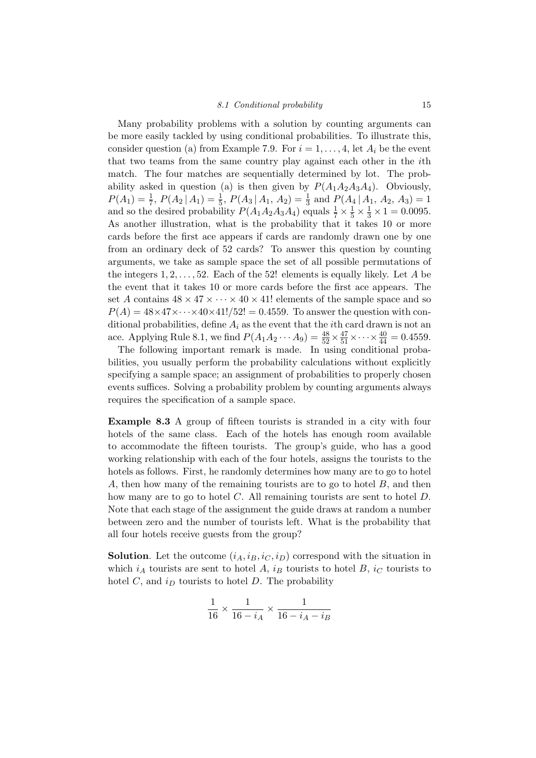Many probability problems with a solution by counting arguments can be more easily tackled by using conditional probabilities. To illustrate this, consider question (a) from Example 7.9. For $i = 1, \ldots, 4$, let $A_i$ be the event that two teams from the same country play against each other in the $i$th match. The four matches are sequentially determined by lot. The probability asked in question (a) is then given by $P(A_1A_2A_3A_4)$. Obviously, $P(A_1) = \frac{1}{7}$, $P(A_2 \mid A_1) = \frac{1}{5}$, $P(A_3 \mid A_1, A_2) = \frac{1}{3}$ and $P(A_4 \mid A_1, A_2, A_3) = 1$ and so the desired probability $P(A_1A_2A_3A_4)$ equals $\frac{1}{7} \times \frac{1}{5} \times \frac{1}{3} \times 1 = 0.0095$. As another illustration, what is the probability that it takes 10 or more cards before the first ace appears if cards are randomly drawn one by one from an ordinary deck of 52 cards? To answer this question by counting arguments, we take as sample space the set of all possible permutations of the integers $1, 2, \ldots, 52$. Each of the $52!$ elements is equally likely. Let $A$ be the event that it takes 10 or more cards before the first ace appears. The set $A$ contains $48 \times 47 \times \cdots \times 40 \times 41!$ elements of the sample space and so $P(A) = 48 \times 47 \times \cdots \times 40 \times 41!/52! = 0.4559$. To answer the question with conditional probabilities, define $A_i$ as the event that the $i$th card drawn is not an ace. Applying Rule 8.1, we find $P(A_1A_2 \cdots A_9) = \frac{48}{52} \times \frac{47}{51} \times \cdots \times \frac{40}{44} = 0.4559$.

The following important remark is made. In using conditional probabilities, you usually perform the probability calculations without explicitly specifying a sample space; an assignment of probabilities to properly chosen events suffices. Solving a probability problem by counting arguments always requires the specification of a sample space.

**Example 8.3** A group of fifteen tourists is stranded in a city with four hotels of the same class. Each of the hotels has enough room available to accommodate the fifteen tourists. The group's guide, who has a good working relationship with each of the four hotels, assigns the tourists to the hotels as follows. First, he randomly determines how many are to go to hotel $A$, then how many of the remaining tourists are to go to hotel $B$, and then how many are to go to hotel $C$. All remaining tourists are sent to hotel $D$. Note that each stage of the assignment the guide draws at random a number between zero and the number of tourists left. What is the probability that all four hotels receive guests from the group?

**Solution**. Let the outcome $(i_A, i_B, i_C, i_D)$ correspond with the situation in which $i_A$ tourists are sent to hotel $A$, $i_B$ tourists to hotel $B$, $i_C$ tourists to hotel $C$, and $i_D$ tourists to hotel $D$. The probability

$$\frac{1}{16} \times \frac{1}{16 - i_A} \times \frac{1}{16 - i_A - i_B}$$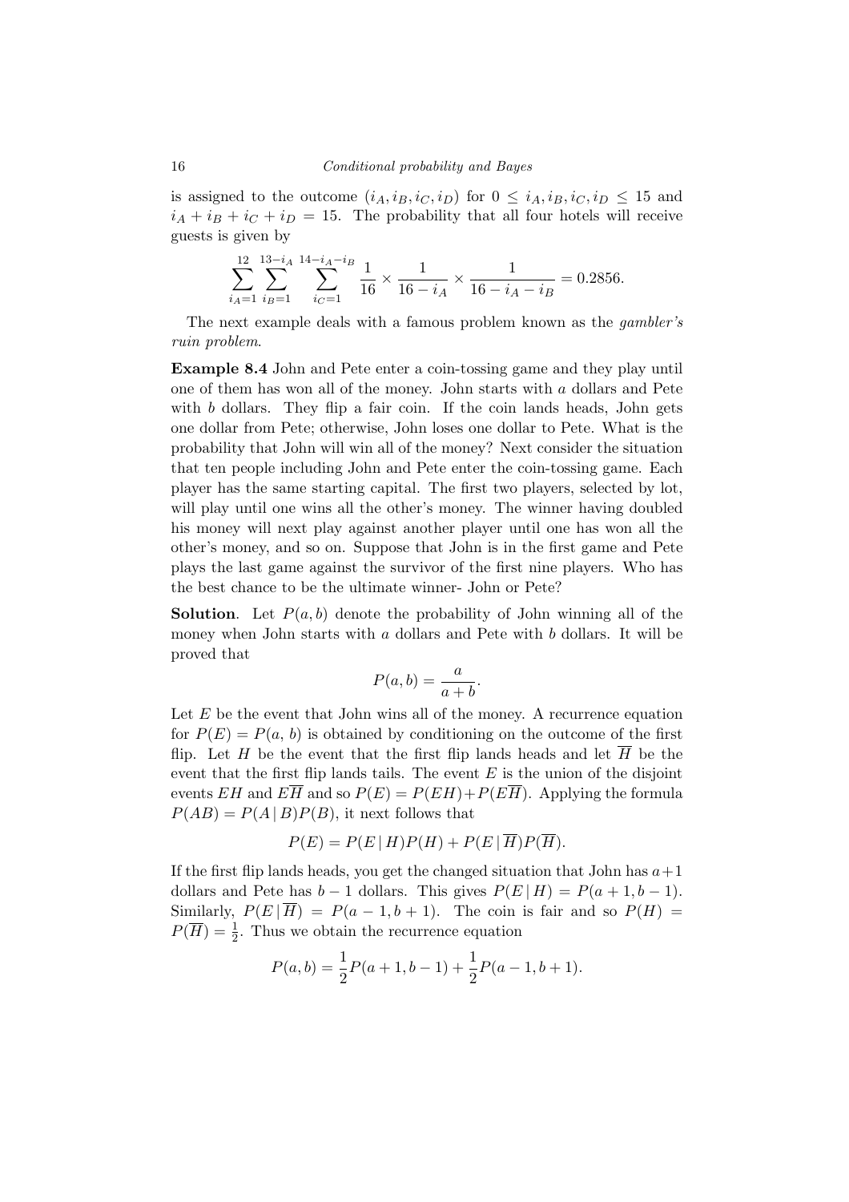is assigned to the outcome $(i_A, i_B, i_C, i_D)$ for $0 \leq i_A, i_B, i_C, i_D \leq 15$ and $i_A + i_B + i_C + i_D = 15$. The probability that all four hotels will receive guests is given by

$$\sum_{i_A=1}^{12} \sum_{i_B=1}^{13-i_A} \sum_{i_C=1}^{14-i_A-i_B} \frac{1}{16} \times \frac{1}{16 - i_A} \times \frac{1}{16 - i_A - i_B} = 0.2856.$$

The next example deals with a famous problem known as the *gambler's ruin problem*.

**Example 8.4** John and Pete enter a coin-tossing game and they play until one of them has won all of the money. John starts with $a$ dollars and Pete with $b$ dollars. They flip a fair coin. If the coin lands heads, John gets one dollar from Pete; otherwise, John loses one dollar to Pete. What is the probability that John will win all of the money? Next consider the situation that ten people including John and Pete enter the coin-tossing game. Each player has the same starting capital. The first two players, selected by lot, will play until one wins all the other's money. The winner having doubled his money will next play against another player until one has won all the other's money, and so on. Suppose that John is in the first game and Pete plays the last game against the survivor of the first nine players. Who has the best chance to be the ultimate winner- John or Pete?

**Solution**. Let $P(a, b)$ denote the probability of John winning all of the money when John starts with $a$ dollars and Pete with $b$ dollars. It will be proved that

$$P(a, b) = \frac{a}{a + b}.$$

Let $E$ be the event that John wins all of the money. A recurrence equation for $P(E) = P(a,\, b)$ is obtained by conditioning on the outcome of the first flip. Let $H$ be the event that the first flip lands heads and let $\overline{H}$ be the event that the first flip lands tails. The event $E$ is the union of the disjoint events $EH$ and $E\overline{H}$ and so $P(E) = P(EH) + P(E\overline{H})$. Applying the formula $P(AB) = P(A \,|\, B)P(B)$, it next follows that

$$P(E) = P(E \,|\, H)P(H) + P(E \,|\, \overline{H})P(\overline{H}).$$

If the first flip lands heads, you get the changed situation that John has $a+1$ dollars and Pete has $b - 1$ dollars. This gives $P(E \,|\, H) = P(a + 1, b - 1)$. Similarly, $P(E \,|\, \overline{H}) = P(a - 1, b + 1)$. The coin is fair and so $P(H) = P(\overline{H}) = \frac{1}{2}$. Thus we obtain the recurrence equation

$$P(a, b) = \frac{1}{2}P(a + 1, b - 1) + \frac{1}{2}P(a - 1, b + 1).$$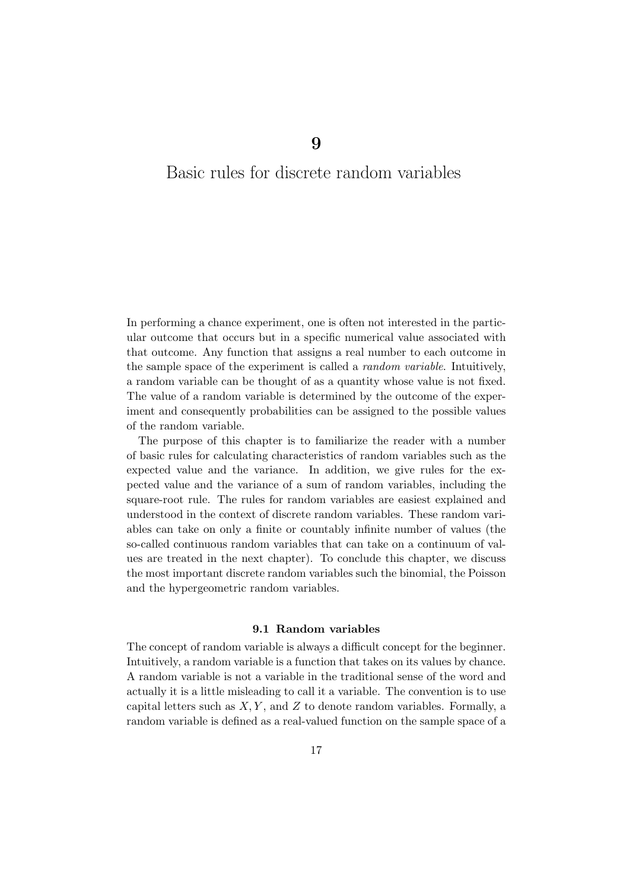# 9

# Basic rules for discrete random variables

In performing a chance experiment, one is often not interested in the particular outcome that occurs but in a specific numerical value associated with that outcome. Any function that assigns a real number to each outcome in the sample space of the experiment is called a *random variable*. Intuitively, a random variable can be thought of as a quantity whose value is not fixed. The value of a random variable is determined by the outcome of the experiment and consequently probabilities can be assigned to the possible values of the random variable.

The purpose of this chapter is to familiarize the reader with a number of basic rules for calculating characteristics of random variables such as the expected value and the variance. In addition, we give rules for the expected value and the variance of a sum of random variables, including the square-root rule. The rules for random variables are easiest explained and understood in the context of discrete random variables. These random variables can take on only a finite or countably infinite number of values (the so-called continuous random variables that can take on a continuum of values are treated in the next chapter). To conclude this chapter, we discuss the most important discrete random variables such the binomial, the Poisson and the hypergeometric random variables.

## 9.1 Random variables

The concept of random variable is always a difficult concept for the beginner. Intuitively, a random variable is a function that takes on its values by chance. A random variable is not a variable in the traditional sense of the word and actually it is a little misleading to call it a variable. The convention is to use capital letters such as $X, Y$, and $Z$ to denote random variables. Formally, a random variable is defined as a real-valued function on the sample space of a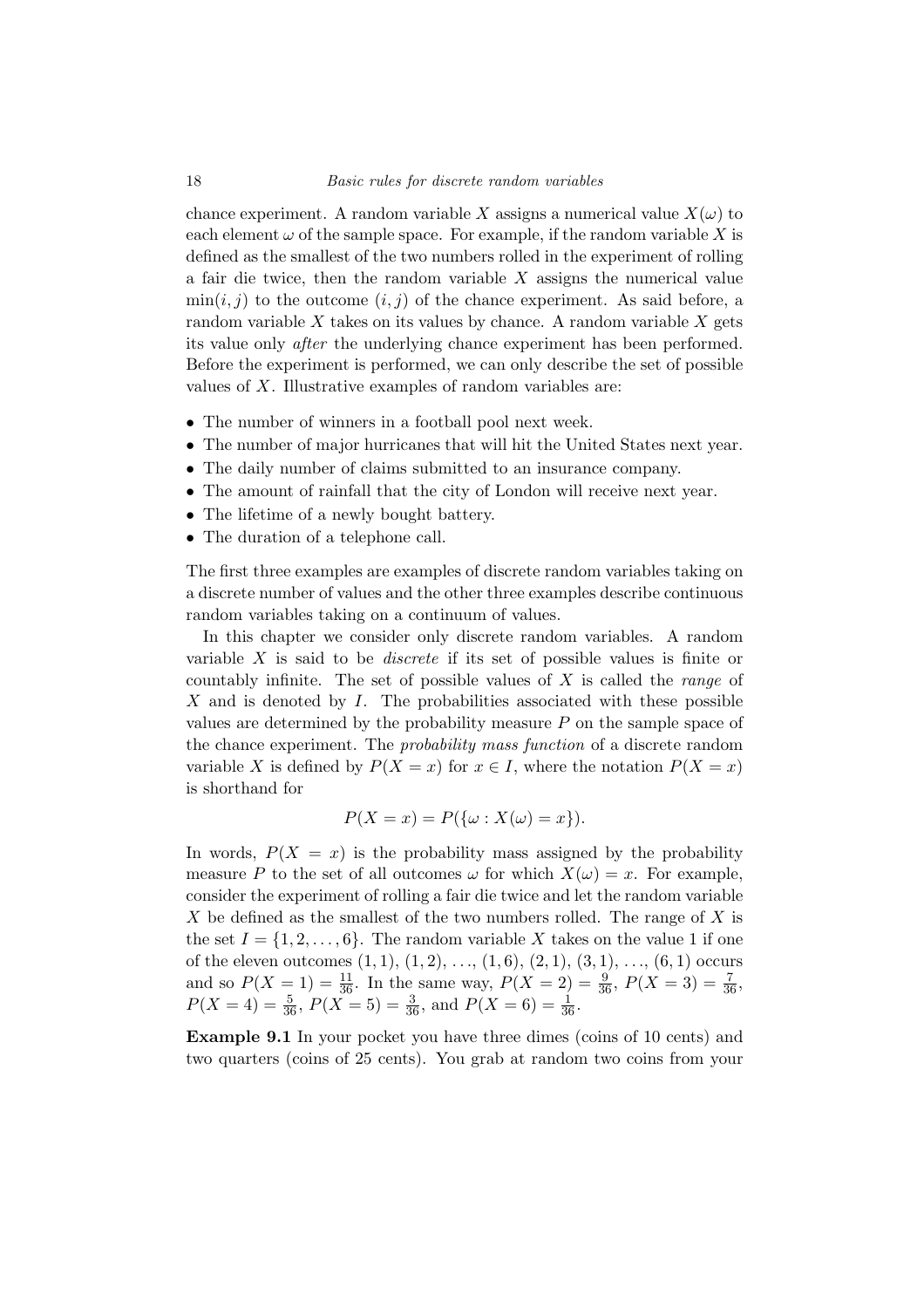chance experiment. A random variable $X$ assigns a numerical value $X(\omega)$ to each element $\omega$ of the sample space. For example, if the random variable $X$ is defined as the smallest of the two numbers rolled in the experiment of rolling a fair die twice, then the random variable $X$ assigns the numerical value $\min(i, j)$ to the outcome $(i, j)$ of the chance experiment. As said before, a random variable $X$ takes on its values by chance. A random variable $X$ gets its value only *after* the underlying chance experiment has been performed. Before the experiment is performed, we can only describe the set of possible values of $X$. Illustrative examples of random variables are:

- The number of winners in a football pool next week.
- The number of major hurricanes that will hit the United States next year.
- The daily number of claims submitted to an insurance company.
- The amount of rainfall that the city of London will receive next year.
- The lifetime of a newly bought battery.
- The duration of a telephone call.

The first three examples are examples of discrete random variables taking on a discrete number of values and the other three examples describe continuous random variables taking on a continuum of values.

In this chapter we consider only discrete random variables. A random variable $X$ is said to be *discrete* if its set of possible values is finite or countably infinite. The set of possible values of $X$ is called the *range* of $X$ and is denoted by $I$. The probabilities associated with these possible values are determined by the probability measure $P$ on the sample space of the chance experiment. The *probability mass function* of a discrete random variable $X$ is defined by $P(X = x)$ for $x \in I$, where the notation $P(X = x)$ is shorthand for

$$P(X = x) = P(\{\omega : X(\omega) = x\}).$$

In words, $P(X = x)$ is the probability mass assigned by the probability measure $P$ to the set of all outcomes $\omega$ for which $X(\omega) = x$. For example, consider the experiment of rolling a fair die twice and let the random variable $X$ be defined as the smallest of the two numbers rolled. The range of $X$ is the set $I = \{1, 2, \ldots, 6\}$. The random variable $X$ takes on the value 1 if one of the eleven outcomes $(1, 1)$, $(1, 2)$, …, $(1, 6)$, $(2, 1)$, $(3, 1)$, …, $(6, 1)$ occurs and so $P(X = 1) = \frac{11}{36}$. In the same way, $P(X = 2) = \frac{9}{36}$, $P(X = 3) = \frac{7}{36}$, $P(X = 4) = \frac{5}{36}$, $P(X = 5) = \frac{3}{36}$, and $P(X = 6) = \frac{1}{36}$.

**Example 9.1** In your pocket you have three dimes (coins of 10 cents) and two quarters (coins of 25 cents). You grab at random two coins from your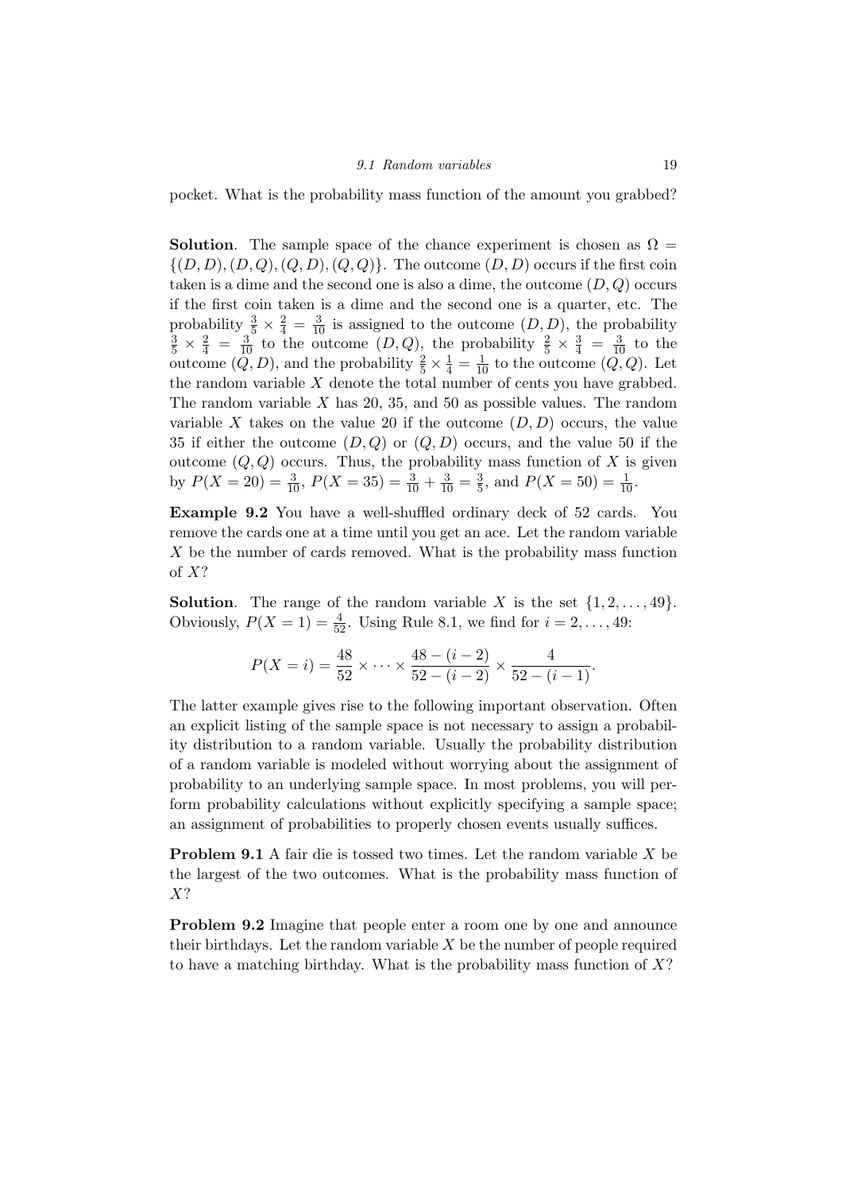pocket. What is the probability mass function of the amount you grabbed?

**Solution**. The sample space of the chance experiment is chosen as $\Omega = \{(D,D),(D,Q),(Q,D),(Q,Q)\}$. The outcome $(D,D)$ occurs if the first coin taken is a dime and the second one is also a dime, the outcome $(D,Q)$ occurs if the first coin taken is a dime and the second one is a quarter, etc. The probability $\frac{3}{5} \times \frac{2}{4} = \frac{3}{10}$ is assigned to the outcome $(D,D)$, the probability $\frac{3}{5} \times \frac{2}{4} = \frac{3}{10}$ to the outcome $(D,Q)$, the probability $\frac{2}{5} \times \frac{3}{4} = \frac{3}{10}$ to the outcome $(Q,D)$, and the probability $\frac{2}{5} \times \frac{1}{4} = \frac{1}{10}$ to the outcome $(Q,Q)$. Let the random variable $X$ denote the total number of cents you have grabbed. The random variable $X$ has 20, 35, and 50 as possible values. The random variable $X$ takes on the value 20 if the outcome $(D,D)$ occurs, the value 35 if either the outcome $(D,Q)$ or $(Q,D)$ occurs, and the value 50 if the outcome $(Q,Q)$ occurs. Thus, the probability mass function of $X$ is given by $P(X = 20) = \frac{3}{10}$, $P(X = 35) = \frac{3}{10} + \frac{3}{10} = \frac{3}{5}$, and $P(X = 50) = \frac{1}{10}$.

**Example 9.2** You have a well-shuffled ordinary deck of 52 cards. You remove the cards one at a time until you get an ace. Let the random variable $X$ be the number of cards removed. What is the probability mass function of $X$?

**Solution**. The range of the random variable $X$ is the set $\{1, 2, \ldots, 49\}$. Obviously, $P(X = 1) = \frac{4}{52}$. Using Rule 8.1, we find for $i = 2, \ldots, 49$:

$$P(X = i) = \frac{48}{52} \times \cdots \times \frac{48 - (i-2)}{52 - (i-2)} \times \frac{4}{52 - (i-1)}.$$

The latter example gives rise to the following important observation. Often an explicit listing of the sample space is not necessary to assign a probability distribution to a random variable. Usually the probability distribution of a random variable is modeled without worrying about the assignment of probability to an underlying sample space. In most problems, you will perform probability calculations without explicitly specifying a sample space; an assignment of probabilities to properly chosen events usually suffices.

**Problem 9.1** A fair die is tossed two times. Let the random variable $X$ be the largest of the two outcomes. What is the probability mass function of $X$?

**Problem 9.2** Imagine that people enter a room one by one and announce their birthdays. Let the random variable $X$ be the number of people required to have a matching birthday. What is the probability mass function of $X$?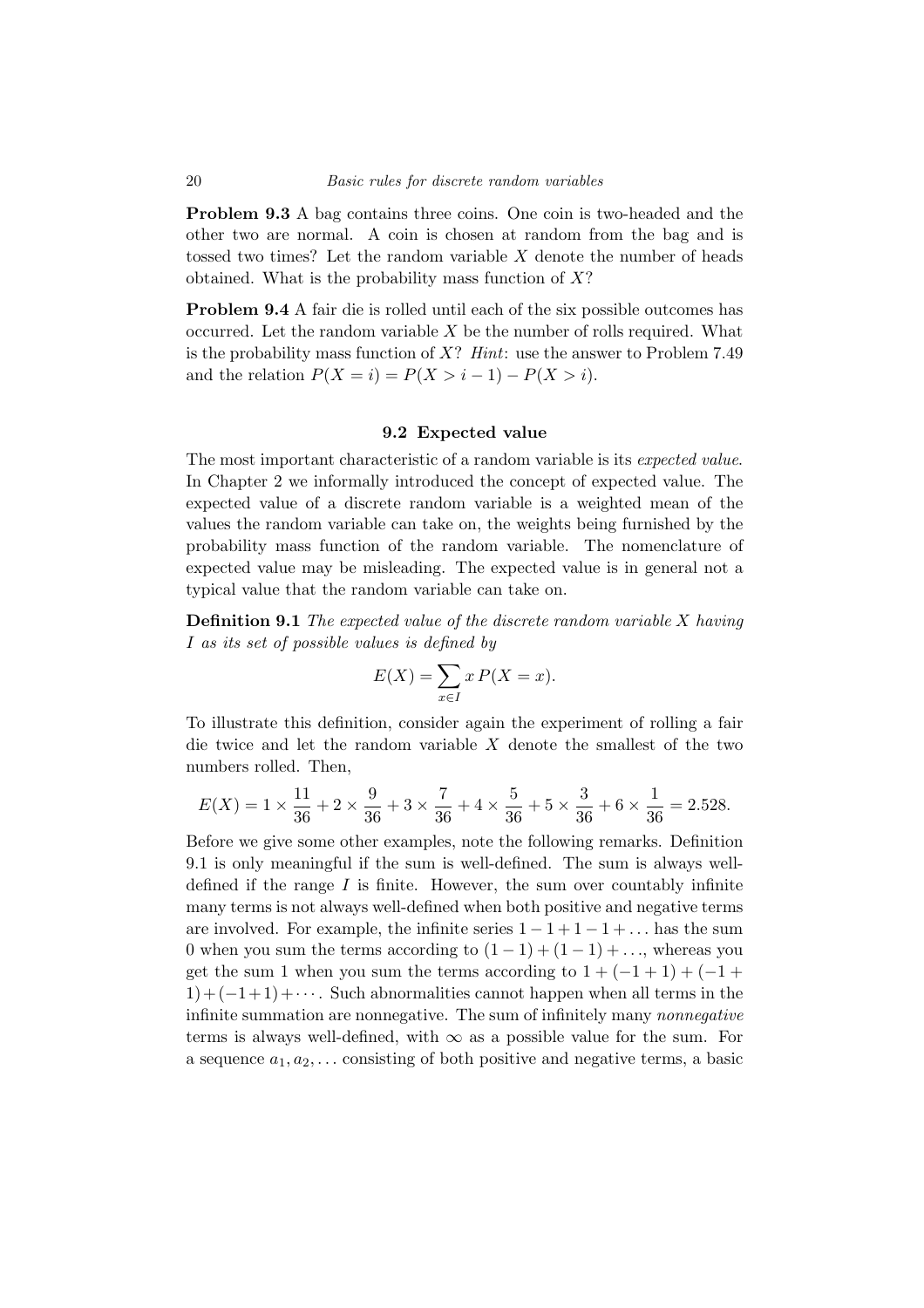**Problem 9.3** A bag contains three coins. One coin is two-headed and the other two are normal. A coin is chosen at random from the bag and is tossed two times? Let the random variable $X$ denote the number of heads obtained. What is the probability mass function of $X$?

**Problem 9.4** A fair die is rolled until each of the six possible outcomes has occurred. Let the random variable $X$ be the number of rolls required. What is the probability mass function of $X$? *Hint*: use the answer to Problem 7.49 and the relation $P(X = i) = P(X > i - 1) - P(X > i)$.

### 9.2 Expected value

The most important characteristic of a random variable is its *expected value*. In Chapter 2 we informally introduced the concept of expected value. The expected value of a discrete random variable is a weighted mean of the values the random variable can take on, the weights being furnished by the probability mass function of the random variable. The nomenclature of expected value may be misleading. The expected value is in general not a typical value that the random variable can take on.

**Definition 9.1** *The expected value of the discrete random variable $X$ having $I$ as its set of possible values is defined by*

$$E(X) = \sum_{x \in I} x \, P(X = x).$$

To illustrate this definition, consider again the experiment of rolling a fair die twice and let the random variable $X$ denote the smallest of the two numbers rolled. Then,

$$E(X) = 1 \times \frac{11}{36} + 2 \times \frac{9}{36} + 3 \times \frac{7}{36} + 4 \times \frac{5}{36} + 5 \times \frac{3}{36} + 6 \times \frac{1}{36} = 2.528.$$

Before we give some other examples, note the following remarks. Definition 9.1 is only meaningful if the sum is well-defined. The sum is always well-defined if the range $I$ is finite. However, the sum over countably infinite many terms is not always well-defined when both positive and negative terms are involved. For example, the infinite series $1 - 1 + 1 - 1 + \ldots$ has the sum 0 when you sum the terms according to $(1 - 1) + (1 - 1) + \ldots$, whereas you get the sum 1 when you sum the terms according to $1 + (-1 + 1) + (-1 + 1) + (-1 + 1) + \cdots$. Such abnormalities cannot happen when all terms in the infinite summation are nonnegative. The sum of infinitely many *nonnegative* terms is always well-defined, with $\infty$ as a possible value for the sum. For a sequence $a_1, a_2, \ldots$ consisting of both positive and negative terms, a basic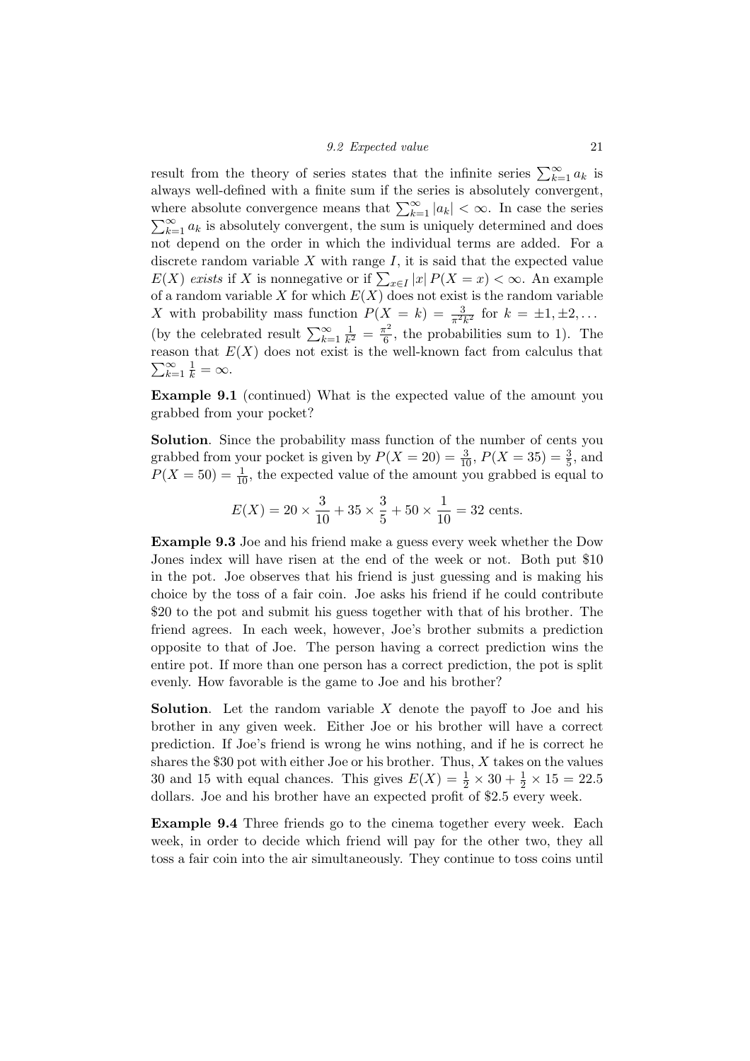result from the theory of series states that the infinite series $\sum_{k=1}^{\infty} a_k$ is always well-defined with a finite sum if the series is absolutely convergent, where absolute convergence means that $\sum_{k=1}^{\infty} |a_k| < \infty$. In case the series $\sum_{k=1}^{\infty} a_k$ is absolutely convergent, the sum is uniquely determined and does not depend on the order in which the individual terms are added. For a discrete random variable $X$ with range $I$, it is said that the expected value $E(X)$ *exists* if $X$ is nonnegative or if $\sum_{x \in I} |x| \, P(X = x) < \infty$. An example of a random variable $X$ for which $E(X)$ does not exist is the random variable $X$ with probability mass function $P(X = k) = \frac{3}{\pi^2 k^2}$ for $k = \pm 1, \pm 2, \ldots$ (by the celebrated result $\sum_{k=1}^{\infty} \frac{1}{k^2} = \frac{\pi^2}{6}$, the probabilities sum to 1). The reason that $E(X)$ does not exist is the well-known fact from calculus that $\sum_{k=1}^{\infty} \frac{1}{k} = \infty$.

**Example 9.1** (continued) What is the expected value of the amount you grabbed from your pocket?

**Solution**. Since the probability mass function of the number of cents you grabbed from your pocket is given by $P(X = 20) = \frac{3}{10}$, $P(X = 35) = \frac{3}{5}$, and $P(X = 50) = \frac{1}{10}$, the expected value of the amount you grabbed is equal to

$$E(X) = 20 \times \frac{3}{10} + 35 \times \frac{3}{5} + 50 \times \frac{1}{10} = 32 \text{ cents.}$$

**Example 9.3** Joe and his friend make a guess every week whether the Dow Jones index will have risen at the end of the week or not. Both put \$10 in the pot. Joe observes that his friend is just guessing and is making his choice by the toss of a fair coin. Joe asks his friend if he could contribute \$20 to the pot and submit his guess together with that of his brother. The friend agrees. In each week, however, Joe's brother submits a prediction opposite to that of Joe. The person having a correct prediction wins the entire pot. If more than one person has a correct prediction, the pot is split evenly. How favorable is the game to Joe and his brother?

**Solution**. Let the random variable $X$ denote the payoff to Joe and his brother in any given week. Either Joe or his brother will have a correct prediction. If Joe's friend is wrong he wins nothing, and if he is correct he shares the \$30 pot with either Joe or his brother. Thus, $X$ takes on the values 30 and 15 with equal chances. This gives $E(X) = \frac{1}{2} \times 30 + \frac{1}{2} \times 15 = 22.5$ dollars. Joe and his brother have an expected profit of \$2.5 every week.

**Example 9.4** Three friends go to the cinema together every week. Each week, in order to decide which friend will pay for the other two, they all toss a fair coin into the air simultaneously. They continue to toss coins until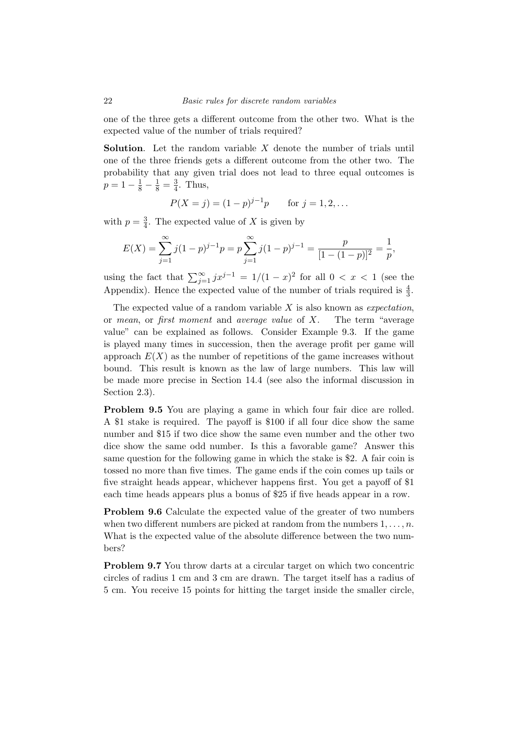one of the three gets a different outcome from the other two. What is the expected value of the number of trials required?

**Solution**. Let the random variable $X$ denote the number of trials until one of the three friends gets a different outcome from the other two. The probability that any given trial does not lead to three equal outcomes is $p = 1 - \frac{1}{8} - \frac{1}{8} = \frac{3}{4}$. Thus,

$$P(X = j) = (1-p)^{j-1}p \qquad \text{for } j = 1, 2, \ldots$$

with $p = \frac{3}{4}$. The expected value of $X$ is given by

$$E(X) = \sum_{j=1}^{\infty} j(1-p)^{j-1}p = p\sum_{j=1}^{\infty} j(1-p)^{j-1} = \frac{p}{[1-(1-p)]^2} = \frac{1}{p},$$

using the fact that $\sum_{j=1}^{\infty} jx^{j-1} = 1/(1-x)^2$ for all $0 < x < 1$ (see the Appendix). Hence the expected value of the number of trials required is $\frac{4}{3}$.

The expected value of a random variable $X$ is also known as *expectation*, or *mean*, or *first moment* and *average value* of $X$. The term "average value" can be explained as follows. Consider Example 9.3. If the game is played many times in succession, then the average profit per game will approach $E(X)$ as the number of repetitions of the game increases without bound. This result is known as the law of large numbers. This law will be made more precise in Section 14.4 (see also the informal discussion in Section 2.3).

**Problem 9.5** You are playing a game in which four fair dice are rolled. A \$1 stake is required. The payoff is \$100 if all four dice show the same number and \$15 if two dice show the same even number and the other two dice show the same odd number. Is this a favorable game? Answer this same question for the following game in which the stake is \$2. A fair coin is tossed no more than five times. The game ends if the coin comes up tails or five straight heads appear, whichever happens first. You get a payoff of \$1 each time heads appears plus a bonus of \$25 if five heads appear in a row.

**Problem 9.6** Calculate the expected value of the greater of two numbers when two different numbers are picked at random from the numbers $1, \ldots, n$. What is the expected value of the absolute difference between the two numbers?

**Problem 9.7** You throw darts at a circular target on which two concentric circles of radius 1 cm and 3 cm are drawn. The target itself has a radius of 5 cm. You receive 15 points for hitting the target inside the smaller circle,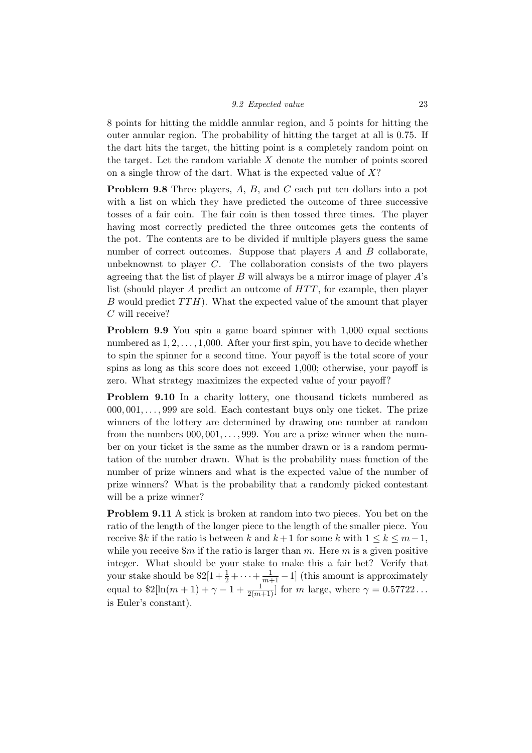8 points for hitting the middle annular region, and 5 points for hitting the outer annular region. The probability of hitting the target at all is 0.75. If the dart hits the target, the hitting point is a completely random point on the target. Let the random variable $X$ denote the number of points scored on a single throw of the dart. What is the expected value of $X$?

**Problem 9.8** Three players, $A$, $B$, and $C$ each put ten dollars into a pot with a list on which they have predicted the outcome of three successive tosses of a fair coin. The fair coin is then tossed three times. The player having most correctly predicted the three outcomes gets the contents of the pot. The contents are to be divided if multiple players guess the same number of correct outcomes. Suppose that players $A$ and $B$ collaborate, unbeknownst to player $C$. The collaboration consists of the two players agreeing that the list of player $B$ will always be a mirror image of player $A$'s list (should player $A$ predict an outcome of $HTT$, for example, then player $B$ would predict $TTH$). What the expected value of the amount that player $C$ will receive?

**Problem 9.9** You spin a game board spinner with 1,000 equal sections numbered as $1, 2, \ldots, 1{,}000$. After your first spin, you have to decide whether to spin the spinner for a second time. Your payoff is the total score of your spins as long as this score does not exceed 1,000; otherwise, your payoff is zero. What strategy maximizes the expected value of your payoff?

**Problem 9.10** In a charity lottery, one thousand tickets numbered as $000, 001, \ldots, 999$ are sold. Each contestant buys only one ticket. The prize winners of the lottery are determined by drawing one number at random from the numbers $000, 001, \ldots, 999$. You are a prize winner when the number on your ticket is the same as the number drawn or is a random permutation of the number drawn. What is the probability mass function of the number of prize winners and what is the expected value of the number of prize winners? What is the probability that a randomly picked contestant will be a prize winner?

**Problem 9.11** A stick is broken at random into two pieces. You bet on the ratio of the length of the longer piece to the length of the smaller piece. You receive \$$k$ if the ratio is between $k$ and $k+1$ for some $k$ with $1 \leq k \leq m-1$, while you receive \$$m$ if the ratio is larger than $m$. Here $m$ is a given positive integer. What should be your stake to make this a fair bet? Verify that your stake should be $\$2[1 + \frac{1}{2} + \cdots + \frac{1}{m+1} - 1]$ (this amount is approximately equal to $\$2[\ln(m+1) + \gamma - 1 + \frac{1}{2(m+1)}]$ for $m$ large, where $\gamma = 0.57722\ldots$ is Euler's constant).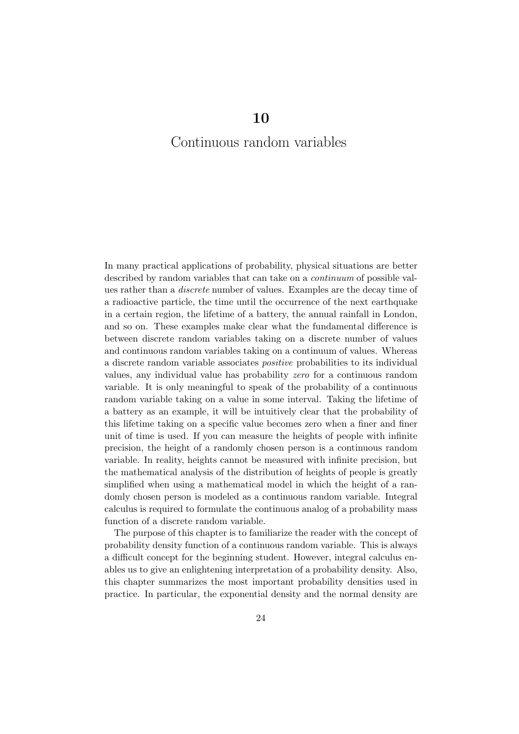# 10

# Continuous random variables

In many practical applications of probability, physical situations are better described by random variables that can take on a *continuum* of possible values rather than a *discrete* number of values. Examples are the decay time of a radioactive particle, the time until the occurrence of the next earthquake in a certain region, the lifetime of a battery, the annual rainfall in London, and so on. These examples make clear what the fundamental difference is between discrete random variables taking on a discrete number of values and continuous random variables taking on a continuum of values. Whereas a discrete random variable associates *positive* probabilities to its individual values, any individual value has probability *zero* for a continuous random variable. It is only meaningful to speak of the probability of a continuous random variable taking on a value in some interval. Taking the lifetime of a battery as an example, it will be intuitively clear that the probability of this lifetime taking on a specific value becomes zero when a finer and finer unit of time is used. If you can measure the heights of people with infinite precision, the height of a randomly chosen person is a continuous random variable. In reality, heights cannot be measured with infinite precision, but the mathematical analysis of the distribution of heights of people is greatly simplified when using a mathematical model in which the height of a randomly chosen person is modeled as a continuous random variable. Integral calculus is required to formulate the continuous analog of a probability mass function of a discrete random variable.

The purpose of this chapter is to familiarize the reader with the concept of probability density function of a continuous random variable. This is always a difficult concept for the beginning student. However, integral calculus enables us to give an enlightening interpretation of a probability density. Also, this chapter summarizes the most important probability densities used in practice. In particular, the exponential density and the normal density are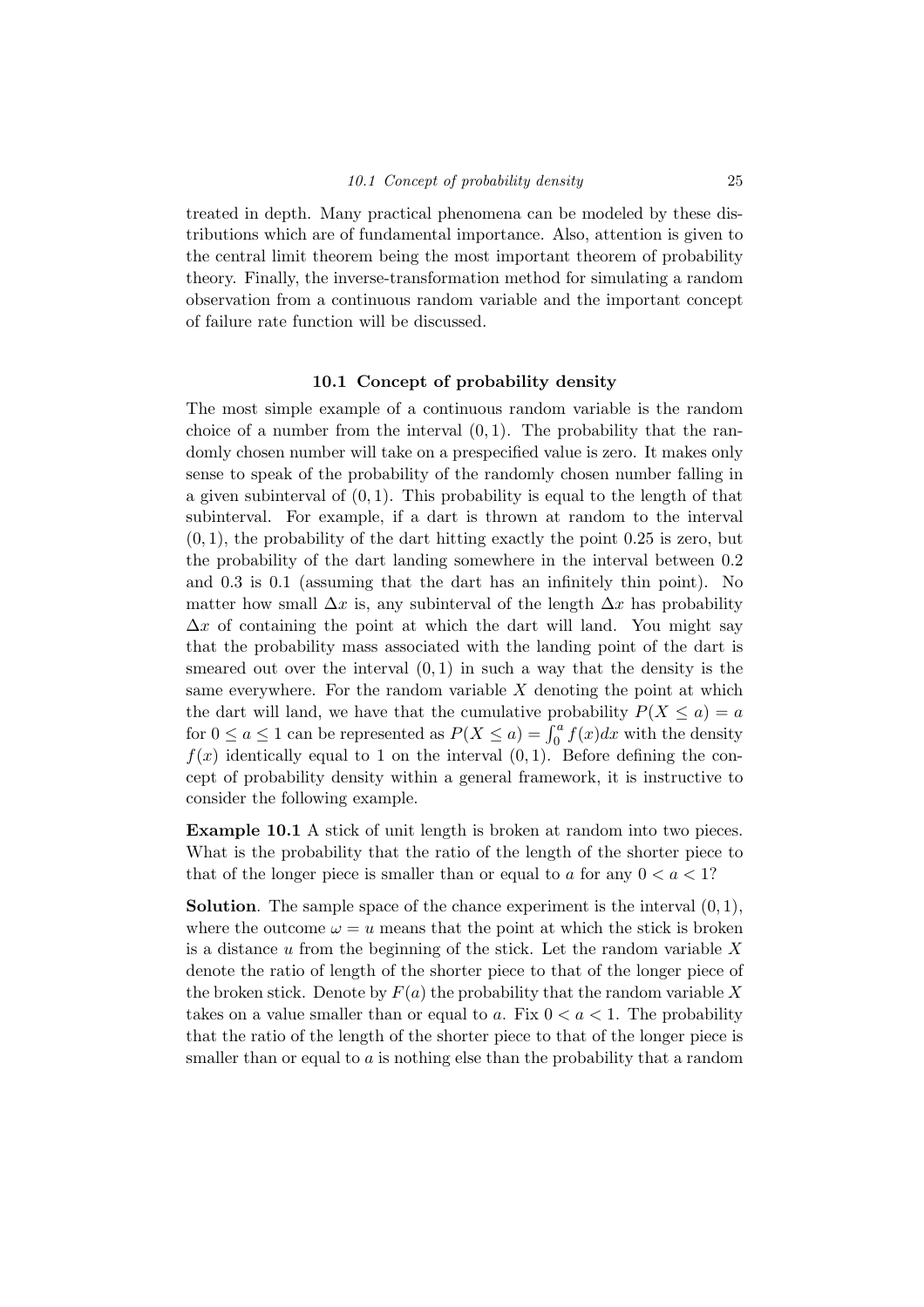treated in depth. Many practical phenomena can be modeled by these distributions which are of fundamental importance. Also, attention is given to the central limit theorem being the most important theorem of probability theory. Finally, the inverse-transformation method for simulating a random observation from a continuous random variable and the important concept of failure rate function will be discussed.

## 10.1 Concept of probability density

The most simple example of a continuous random variable is the random choice of a number from the interval $(0, 1)$. The probability that the randomly chosen number will take on a prespecified value is zero. It makes only sense to speak of the probability of the randomly chosen number falling in a given subinterval of $(0, 1)$. This probability is equal to the length of that subinterval. For example, if a dart is thrown at random to the interval $(0, 1)$, the probability of the dart hitting exactly the point 0.25 is zero, but the probability of the dart landing somewhere in the interval between 0.2 and 0.3 is 0.1 (assuming that the dart has an infinitely thin point). No matter how small $\Delta x$ is, any subinterval of the length $\Delta x$ has probability $\Delta x$ of containing the point at which the dart will land. You might say that the probability mass associated with the landing point of the dart is smeared out over the interval $(0, 1)$ in such a way that the density is the same everywhere. For the random variable $X$ denoting the point at which the dart will land, we have that the cumulative probability $P(X \leq a) = a$ for $0 \leq a \leq 1$ can be represented as $P(X \leq a) = \int_0^a f(x)dx$ with the density $f(x)$ identically equal to 1 on the interval $(0, 1)$. Before defining the concept of probability density within a general framework, it is instructive to consider the following example.

**Example 10.1** A stick of unit length is broken at random into two pieces. What is the probability that the ratio of the length of the shorter piece to that of the longer piece is smaller than or equal to $a$ for any $0 < a < 1$?

**Solution**. The sample space of the chance experiment is the interval $(0, 1)$, where the outcome $\omega = u$ means that the point at which the stick is broken is a distance $u$ from the beginning of the stick. Let the random variable $X$ denote the ratio of length of the shorter piece to that of the longer piece of the broken stick. Denote by $F(a)$ the probability that the random variable $X$ takes on a value smaller than or equal to $a$. Fix $0 < a < 1$. The probability that the ratio of the length of the shorter piece to that of the longer piece is smaller than or equal to $a$ is nothing else than the probability that a random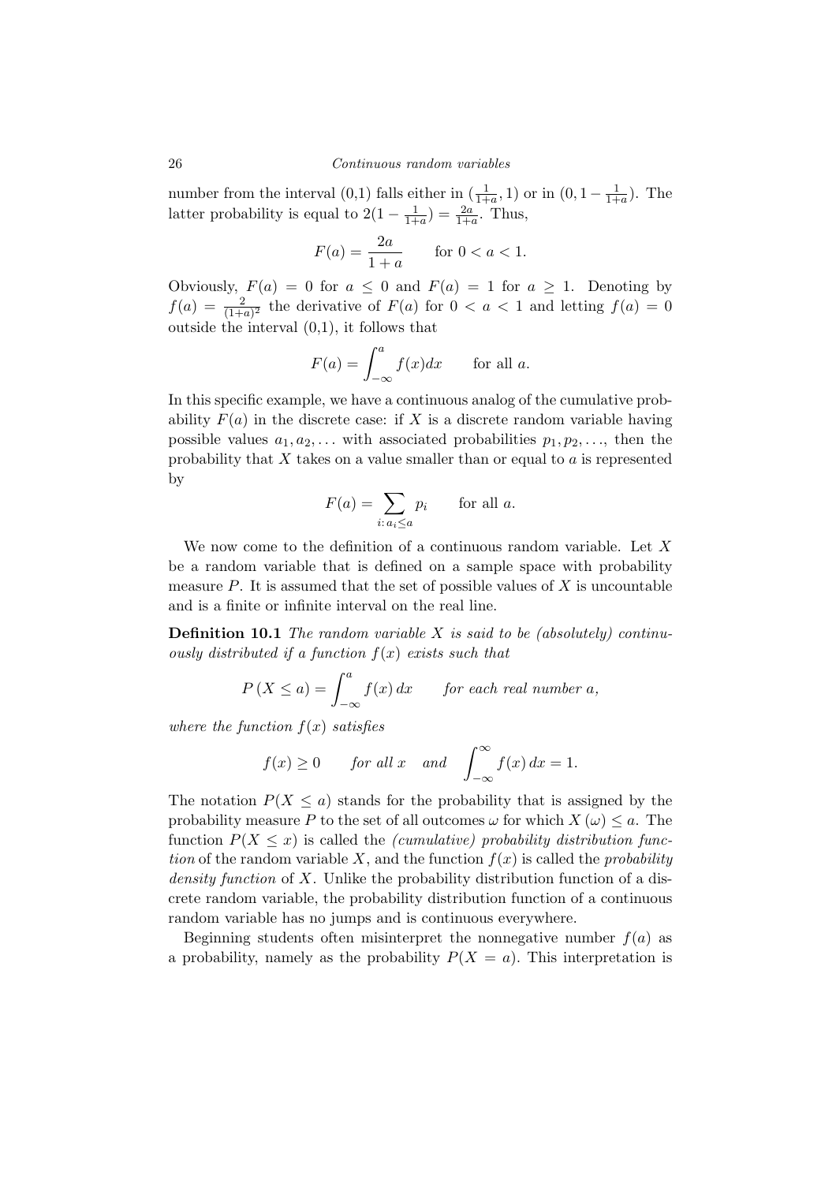number from the interval (0,1) falls either in $(\frac{1}{1+a}, 1)$ or in $(0, 1-\frac{1}{1+a})$. The latter probability is equal to $2(1-\frac{1}{1+a}) = \frac{2a}{1+a}$. Thus,

$$F(a) = \frac{2a}{1+a} \qquad \text{for } 0 < a < 1.$$

Obviously, $F(a) = 0$ for $a \leq 0$ and $F(a) = 1$ for $a \geq 1$. Denoting by $f(a) = \frac{2}{(1+a)^2}$ the derivative of $F(a)$ for $0 < a < 1$ and letting $f(a) = 0$ outside the interval (0,1), it follows that

$$F(a) = \int_{-\infty}^{a} f(x)dx \qquad \text{for all } a.$$

In this specific example, we have a continuous analog of the cumulative probability $F(a)$ in the discrete case: if $X$ is a discrete random variable having possible values $a_1, a_2, \ldots$ with associated probabilities $p_1, p_2, \ldots$, then the probability that $X$ takes on a value smaller than or equal to $a$ is represented by

$$F(a) = \sum_{i:\, a_i \leq a} p_i \qquad \text{for all } a.$$

We now come to the definition of a continuous random variable. Let $X$ be a random variable that is defined on a sample space with probability measure $P$. It is assumed that the set of possible values of $X$ is uncountable and is a finite or infinite interval on the real line.

**Definition 10.1** *The random variable $X$ is said to be (absolutely) continuously distributed if a function $f(x)$ exists such that*

$$P\left(X \leq a\right) = \int_{-\infty}^{a} f(x)\, dx \qquad \textit{for each real number } a,$$

*where the function $f(x)$ satisfies*

$$f(x) \geq 0 \qquad \textit{for all } x \quad \textit{and} \quad \int_{-\infty}^{\infty} f(x)\, dx = 1.$$

The notation $P(X \leq a)$ stands for the probability that is assigned by the probability measure $P$ to the set of all outcomes $\omega$ for which $X\left(\omega\right) \leq a$. The function $P(X \leq x)$ is called the *(cumulative) probability distribution function* of the random variable $X$, and the function $f(x)$ is called the *probability density function* of $X$. Unlike the probability distribution function of a discrete random variable, the probability distribution function of a continuous random variable has no jumps and is continuous everywhere.

Beginning students often misinterpret the nonnegative number $f(a)$ as a probability, namely as the probability $P(X = a)$. This interpretation is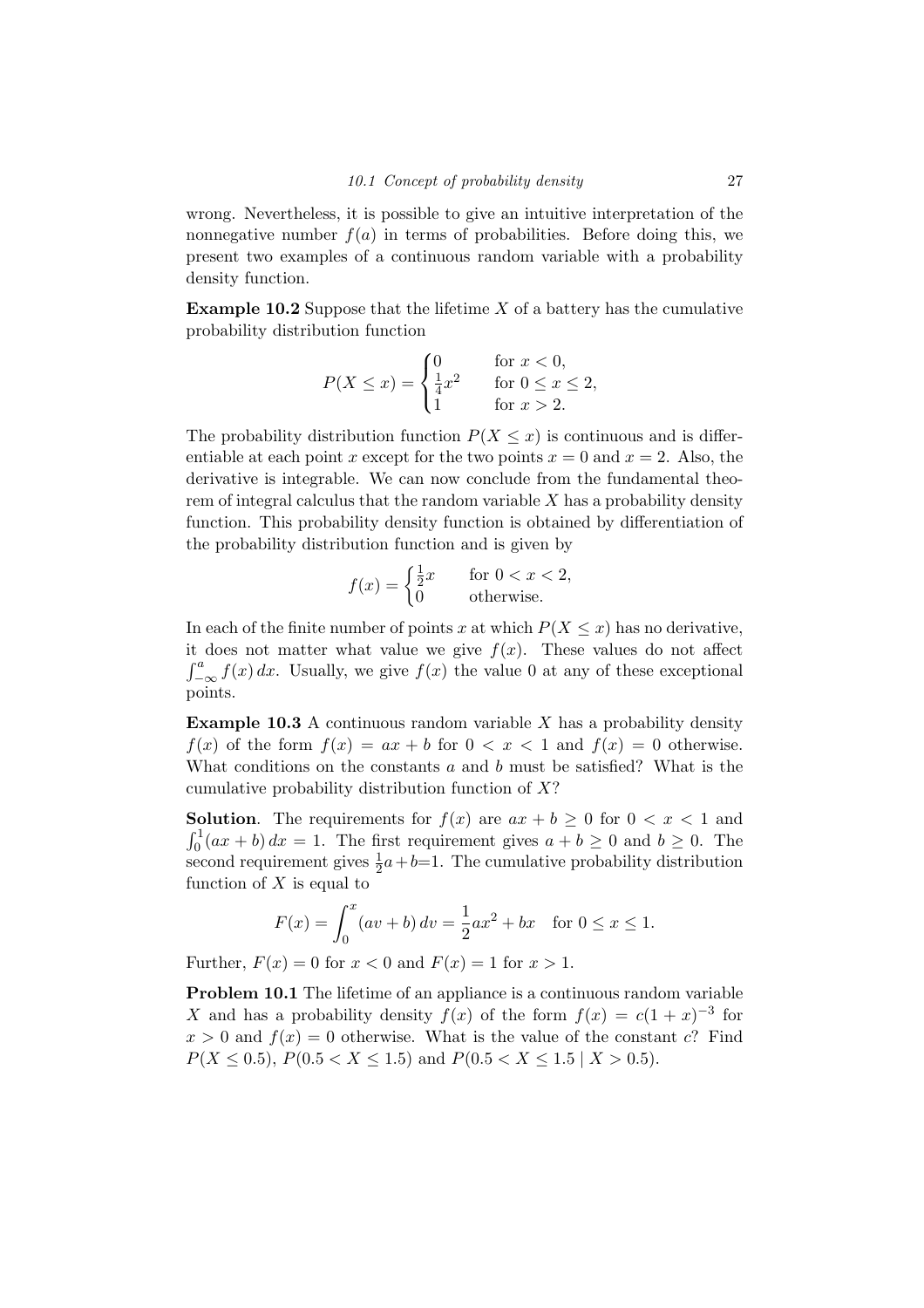wrong. Nevertheless, it is possible to give an intuitive interpretation of the nonnegative number $f(a)$ in terms of probabilities. Before doing this, we present two examples of a continuous random variable with a probability density function.

**Example 10.2** Suppose that the lifetime $X$ of a battery has the cumulative probability distribution function

$$P(X \leq x) = \begin{cases} 0 & \text{for } x < 0, \\ \frac{1}{4}x^2 & \text{for } 0 \leq x \leq 2, \\ 1 & \text{for } x > 2. \end{cases}$$

The probability distribution function $P(X \leq x)$ is continuous and is differentiable at each point $x$ except for the two points $x = 0$ and $x = 2$. Also, the derivative is integrable. We can now conclude from the fundamental theorem of integral calculus that the random variable $X$ has a probability density function. This probability density function is obtained by differentiation of the probability distribution function and is given by

$$f(x) = \begin{cases} \frac{1}{2}x & \text{for } 0 < x < 2, \\ 0 & \text{otherwise.} \end{cases}$$

In each of the finite number of points $x$ at which $P(X \leq x)$ has no derivative, it does not matter what value we give $f(x)$. These values do not affect $\int_{-\infty}^{a} f(x)\, dx$. Usually, we give $f(x)$ the value 0 at any of these exceptional points.

**Example 10.3** A continuous random variable $X$ has a probability density $f(x)$ of the form $f(x) = ax + b$ for $0 < x < 1$ and $f(x) = 0$ otherwise. What conditions on the constants $a$ and $b$ must be satisfied? What is the cumulative probability distribution function of $X$?

**Solution**. The requirements for $f(x)$ are $ax + b \geq 0$ for $0 < x < 1$ and $\int_0^1 (ax + b)\, dx = 1$. The first requirement gives $a + b \geq 0$ and $b \geq 0$. The second requirement gives $\frac{1}{2}a + b = 1$. The cumulative probability distribution function of $X$ is equal to

$$F(x) = \int_0^x (av + b)\, dv = \frac{1}{2}ax^2 + bx \quad \text{for } 0 \leq x \leq 1.$$

Further, $F(x) = 0$ for $x < 0$ and $F(x) = 1$ for $x > 1$.

**Problem 10.1** The lifetime of an appliance is a continuous random variable $X$ and has a probability density $f(x)$ of the form $f(x) = c(1 + x)^{-3}$ for $x > 0$ and $f(x) = 0$ otherwise. What is the value of the constant $c$? Find $P(X \leq 0.5)$, $P(0.5 < X \leq 1.5)$ and $P(0.5 < X \leq 1.5 \mid X > 0.5)$.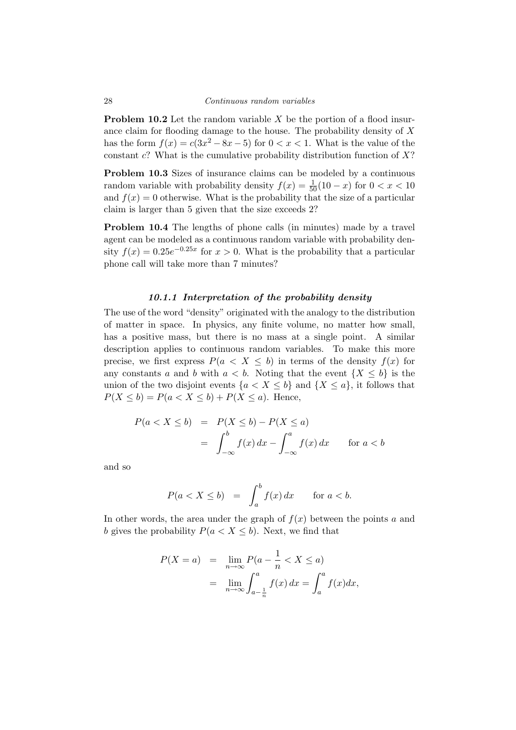**Problem 10.2** Let the random variable $X$ be the portion of a flood insurance claim for flooding damage to the house. The probability density of $X$ has the form $f(x) = c(3x^2 - 8x - 5)$ for $0 < x < 1$. What is the value of the constant $c$? What is the cumulative probability distribution function of $X$?

**Problem 10.3** Sizes of insurance claims can be modeled by a continuous random variable with probability density $f(x) = \frac{1}{50}(10 - x)$ for $0 < x < 10$ and $f(x) = 0$ otherwise. What is the probability that the size of a particular claim is larger than 5 given that the size exceeds 2?

**Problem 10.4** The lengths of phone calls (in minutes) made by a travel agent can be modeled as a continuous random variable with probability density $f(x) = 0.25e^{-0.25x}$ for $x > 0$. What is the probability that a particular phone call will take more than 7 minutes?

### *10.1.1 Interpretation of the probability density*

The use of the word "density" originated with the analogy to the distribution of matter in space. In physics, any finite volume, no matter how small, has a positive mass, but there is no mass at a single point. A similar description applies to continuous random variables. To make this more precise, we first express $P(a < X \leq b)$ in terms of the density $f(x)$ for any constants $a$ and $b$ with $a < b$. Noting that the event $\{X \leq b\}$ is the union of the two disjoint events $\{a < X \leq b\}$ and $\{X \leq a\}$, it follows that $P(X \leq b) = P(a < X \leq b) + P(X \leq a)$. Hence,

$$
\begin{aligned}
P(a < X \leq b) &= P(X \leq b) - P(X \leq a) \\
&= \int_{-\infty}^{b} f(x)\, dx - \int_{-\infty}^{a} f(x)\, dx \qquad \text{for } a < b
\end{aligned}
$$

and so

$$
P(a < X \leq b) = \int_{a}^{b} f(x)\, dx \qquad \text{for } a < b.
$$

In other words, the area under the graph of $f(x)$ between the points $a$ and $b$ gives the probability $P(a < X \leq b)$. Next, we find that

$$
\begin{aligned}
P(X = a) &= \lim_{n \to \infty} P(a - \frac{1}{n} < X \leq a) \\
&= \lim_{n \to \infty} \int_{a - \frac{1}{n}}^{a} f(x)\, dx = \int_{a}^{a} f(x) dx,
\end{aligned}
$$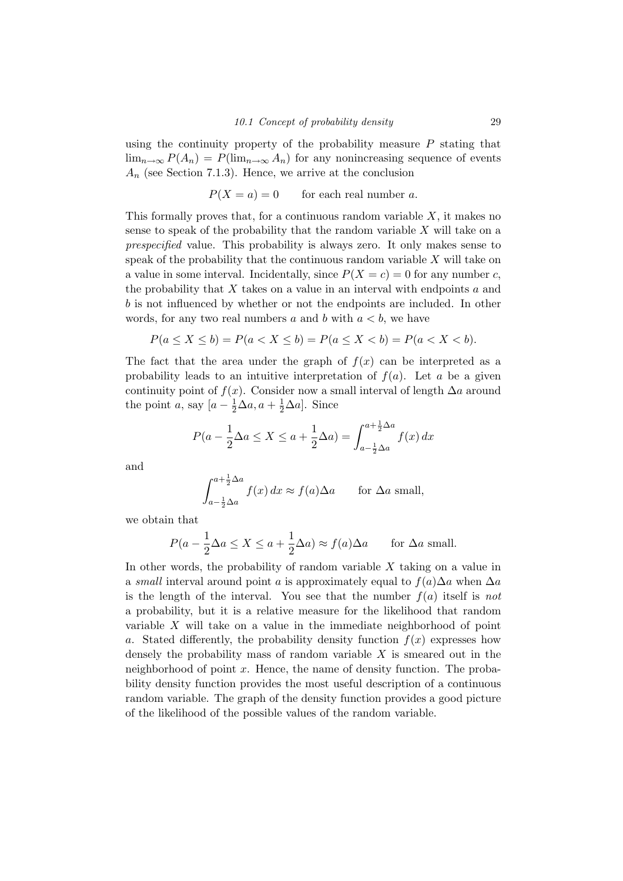using the continuity property of the probability measure $P$ stating that $\lim_{n\to\infty} P(A_n) = P(\lim_{n\to\infty} A_n)$ for any nonincreasing sequence of events $A_n$ (see Section 7.1.3). Hence, we arrive at the conclusion

$$P(X = a) = 0 \qquad \text{for each real number } a.$$

This formally proves that, for a continuous random variable $X$, it makes no sense to speak of the probability that the random variable $X$ will take on a *prespecified* value. This probability is always zero. It only makes sense to speak of the probability that the continuous random variable $X$ will take on a value in some interval. Incidentally, since $P(X = c) = 0$ for any number $c$, the probability that $X$ takes on a value in an interval with endpoints $a$ and $b$ is not influenced by whether or not the endpoints are included. In other words, for any two real numbers $a$ and $b$ with $a < b$, we have

$$P(a \leq X \leq b) = P(a < X \leq b) = P(a \leq X < b) = P(a < X < b).$$

The fact that the area under the graph of $f(x)$ can be interpreted as a probability leads to an intuitive interpretation of $f(a)$. Let $a$ be a given continuity point of $f(x)$. Consider now a small interval of length $\Delta a$ around the point $a$, say $[a - \frac{1}{2}\Delta a, a + \frac{1}{2}\Delta a]$. Since

$$P(a - \frac{1}{2}\Delta a \leq X \leq a + \frac{1}{2}\Delta a) = \int_{a-\frac{1}{2}\Delta a}^{a+\frac{1}{2}\Delta a} f(x)\, dx$$

and

$$\int_{a-\frac{1}{2}\Delta a}^{a+\frac{1}{2}\Delta a} f(x)\, dx \approx f(a)\Delta a \qquad \text{for } \Delta a \text{ small},$$

we obtain that

$$P(a - \frac{1}{2}\Delta a \leq X \leq a + \frac{1}{2}\Delta a) \approx f(a)\Delta a \qquad \text{for } \Delta a \text{ small}.$$

In other words, the probability of random variable $X$ taking on a value in a *small* interval around point $a$ is approximately equal to $f(a)\Delta a$ when $\Delta a$ is the length of the interval. You see that the number $f(a)$ itself is *not* a probability, but it is a relative measure for the likelihood that random variable $X$ will take on a value in the immediate neighborhood of point $a$. Stated differently, the probability density function $f(x)$ expresses how densely the probability mass of random variable $X$ is smeared out in the neighborhood of point $x$. Hence, the name of density function. The probability density function provides the most useful description of a continuous random variable. The graph of the density function provides a good picture of the likelihood of the possible values of the random variable.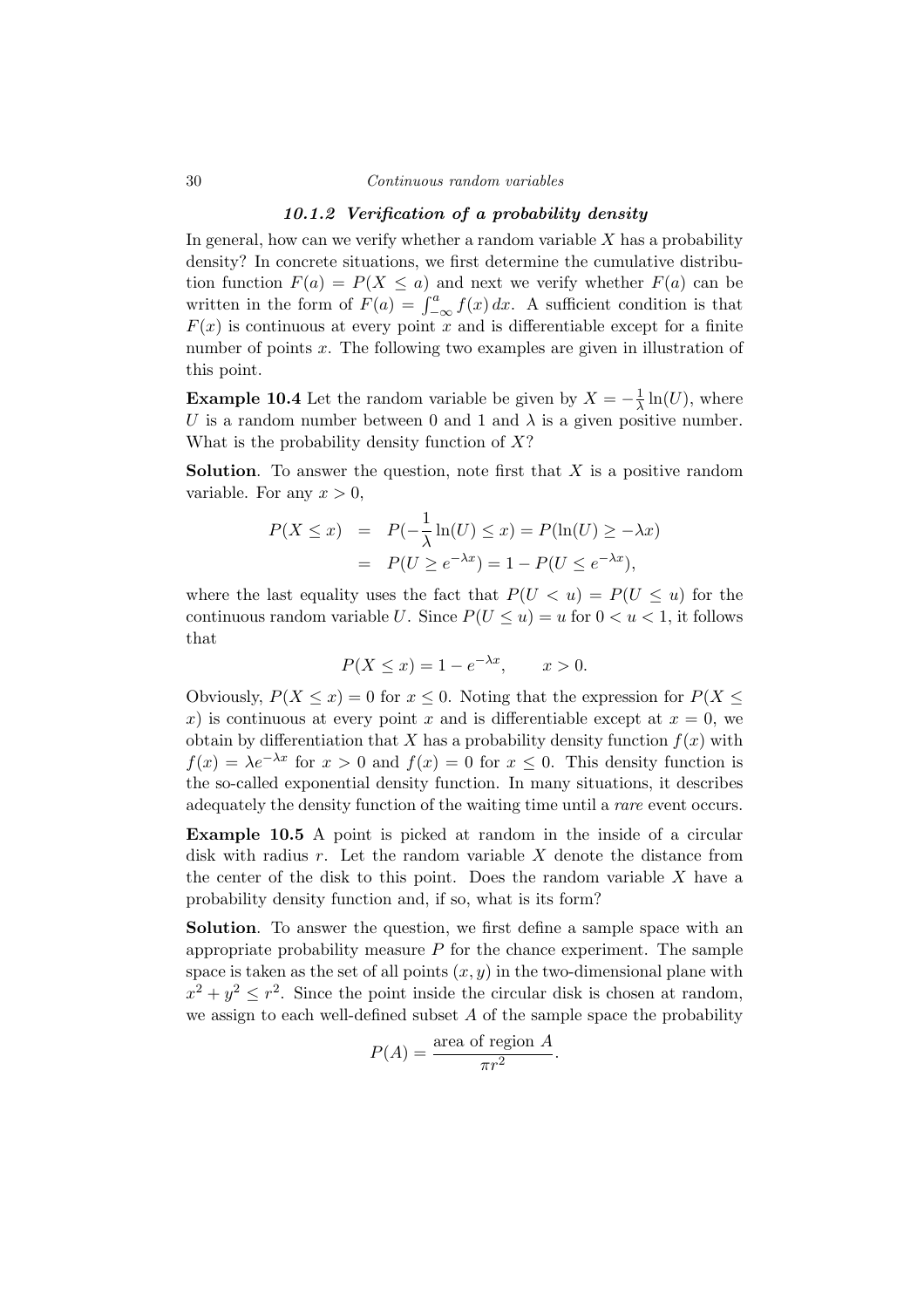### *10.1.2 Verification of a probability density*

In general, how can we verify whether a random variable $X$ has a probability density? In concrete situations, we first determine the cumulative distribution function $F(a) = P(X \leq a)$ and next we verify whether $F(a)$ can be written in the form of $F(a) = \int_{-\infty}^{a} f(x)\,dx$. A sufficient condition is that $F(x)$ is continuous at every point $x$ and is differentiable except for a finite number of points $x$. The following two examples are given in illustration of this point.

**Example 10.4** Let the random variable be given by $X = -\frac{1}{\lambda}\ln(U)$, where $U$ is a random number between 0 and 1 and $\lambda$ is a given positive number. What is the probability density function of $X$?

**Solution**. To answer the question, note first that $X$ is a positive random variable. For any $x > 0$,

$$
\begin{aligned}
P(X \leq x) &= P(-\frac{1}{\lambda}\ln(U) \leq x) = P(\ln(U) \geq -\lambda x) \\
&= P(U \geq e^{-\lambda x}) = 1 - P(U \leq e^{-\lambda x}),
\end{aligned}
$$

where the last equality uses the fact that $P(U < u) = P(U \leq u)$ for the continuous random variable $U$. Since $P(U \leq u) = u$ for $0 < u < 1$, it follows that

$$
P(X \leq x) = 1 - e^{-\lambda x}, \qquad x > 0.
$$

Obviously, $P(X \leq x) = 0$ for $x \leq 0$. Noting that the expression for $P(X \leq x)$ is continuous at every point $x$ and is differentiable except at $x = 0$, we obtain by differentiation that $X$ has a probability density function $f(x)$ with $f(x) = \lambda e^{-\lambda x}$ for $x > 0$ and $f(x) = 0$ for $x \leq 0$. This density function is the so-called exponential density function. In many situations, it describes adequately the density function of the waiting time until a *rare* event occurs.

**Example 10.5** A point is picked at random in the inside of a circular disk with radius $r$. Let the random variable $X$ denote the distance from the center of the disk to this point. Does the random variable $X$ have a probability density function and, if so, what is its form?

**Solution**. To answer the question, we first define a sample space with an appropriate probability measure $P$ for the chance experiment. The sample space is taken as the set of all points $(x, y)$ in the two-dimensional plane with $x^2 + y^2 \leq r^2$. Since the point inside the circular disk is chosen at random, we assign to each well-defined subset $A$ of the sample space the probability

$$
P(A) = \frac{\text{area of region } A}{\pi r^2}.
$$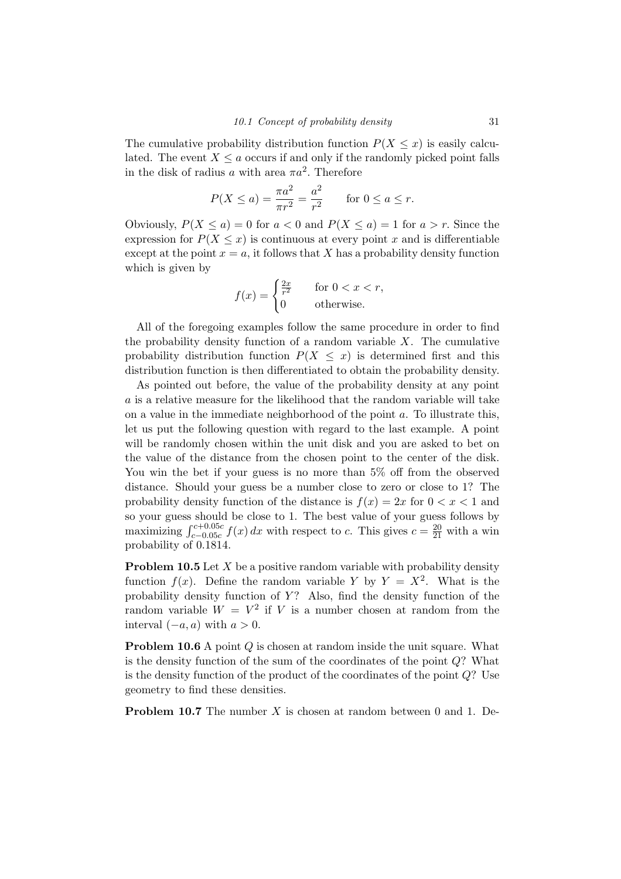The cumulative probability distribution function $P(X \leq x)$ is easily calculated. The event $X \leq a$ occurs if and only if the randomly picked point falls in the disk of radius $a$ with area $\pi a^2$. Therefore

$$P(X \leq a) = \frac{\pi a^2}{\pi r^2} = \frac{a^2}{r^2} \qquad \text{for } 0 \leq a \leq r.$$

Obviously, $P(X \leq a) = 0$ for $a < 0$ and $P(X \leq a) = 1$ for $a > r$. Since the expression for $P(X \leq x)$ is continuous at every point $x$ and is differentiable except at the point $x = a$, it follows that $X$ has a probability density function which is given by

$$f(x) = \begin{cases} \frac{2x}{r^2} & \text{for } 0 < x < r, \\ 0 & \text{otherwise.} \end{cases}$$

All of the foregoing examples follow the same procedure in order to find the probability density function of a random variable $X$. The cumulative probability distribution function $P(X \leq x)$ is determined first and this distribution function is then differentiated to obtain the probability density.

As pointed out before, the value of the probability density at any point $a$ is a relative measure for the likelihood that the random variable will take on a value in the immediate neighborhood of the point $a$. To illustrate this, let us put the following question with regard to the last example. A point will be randomly chosen within the unit disk and you are asked to bet on the value of the distance from the chosen point to the center of the disk. You win the bet if your guess is no more than 5% off from the observed distance. Should your guess be a number close to zero or close to 1? The probability density function of the distance is $f(x) = 2x$ for $0 < x < 1$ and so your guess should be close to 1. The best value of your guess follows by maximizing $\int_{c-0.05c}^{c+0.05c} f(x)\,dx$ with respect to $c$. This gives $c = \frac{20}{21}$ with a win probability of 0.1814.

**Problem 10.5** Let $X$ be a positive random variable with probability density function $f(x)$. Define the random variable $Y$ by $Y = X^2$. What is the probability density function of $Y$? Also, find the density function of the random variable $W = V^2$ if $V$ is a number chosen at random from the interval $(-a, a)$ with $a > 0$.

**Problem 10.6** A point $Q$ is chosen at random inside the unit square. What is the density function of the sum of the coordinates of the point $Q$? What is the density function of the product of the coordinates of the point $Q$? Use geometry to find these densities.

**Problem 10.7** The number $X$ is chosen at random between 0 and 1. De-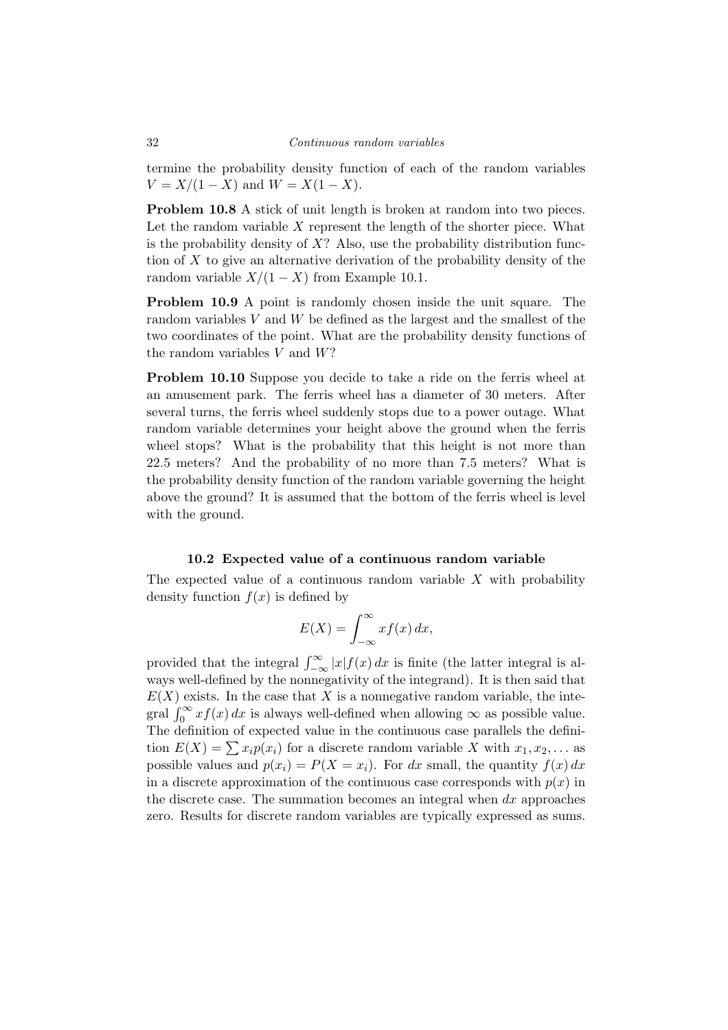termine the probability density function of each of the random variables $V = X/(1-X)$ and $W = X(1-X)$.

**Problem 10.8** A stick of unit length is broken at random into two pieces. Let the random variable $X$ represent the length of the shorter piece. What is the probability density of $X$? Also, use the probability distribution function of $X$ to give an alternative derivation of the probability density of the random variable $X/(1-X)$ from Example 10.1.

**Problem 10.9** A point is randomly chosen inside the unit square. The random variables $V$ and $W$ be defined as the largest and the smallest of the two coordinates of the point. What are the probability density functions of the random variables $V$ and $W$?

**Problem 10.10** Suppose you decide to take a ride on the ferris wheel at an amusement park. The ferris wheel has a diameter of 30 meters. After several turns, the ferris wheel suddenly stops due to a power outage. What random variable determines your height above the ground when the ferris wheel stops? What is the probability that this height is not more than 22.5 meters? And the probability of no more than 7.5 meters? What is the probability density function of the random variable governing the height above the ground? It is assumed that the bottom of the ferris wheel is level with the ground.

### 10.2 Expected value of a continuous random variable

The expected value of a continuous random variable $X$ with probability density function $f(x)$ is defined by

$$E(X) = \int_{-\infty}^{\infty} x f(x)\, dx,$$

provided that the integral $\int_{-\infty}^{\infty} |x| f(x)\, dx$ is finite (the latter integral is always well-defined by the nonnegativity of the integrand). It is then said that $E(X)$ exists. In the case that $X$ is a nonnegative random variable, the integral $\int_0^{\infty} x f(x)\, dx$ is always well-defined when allowing $\infty$ as possible value. The definition of expected value in the continuous case parallels the definition $E(X) = \sum x_i p(x_i)$ for a discrete random variable $X$ with $x_1, x_2, \ldots$ as possible values and $p(x_i) = P(X = x_i)$. For $dx$ small, the quantity $f(x)\, dx$ in a discrete approximation of the continuous case corresponds with $p(x)$ in the discrete case. The summation becomes an integral when $dx$ approaches zero. Results for discrete random variables are typically expressed as sums.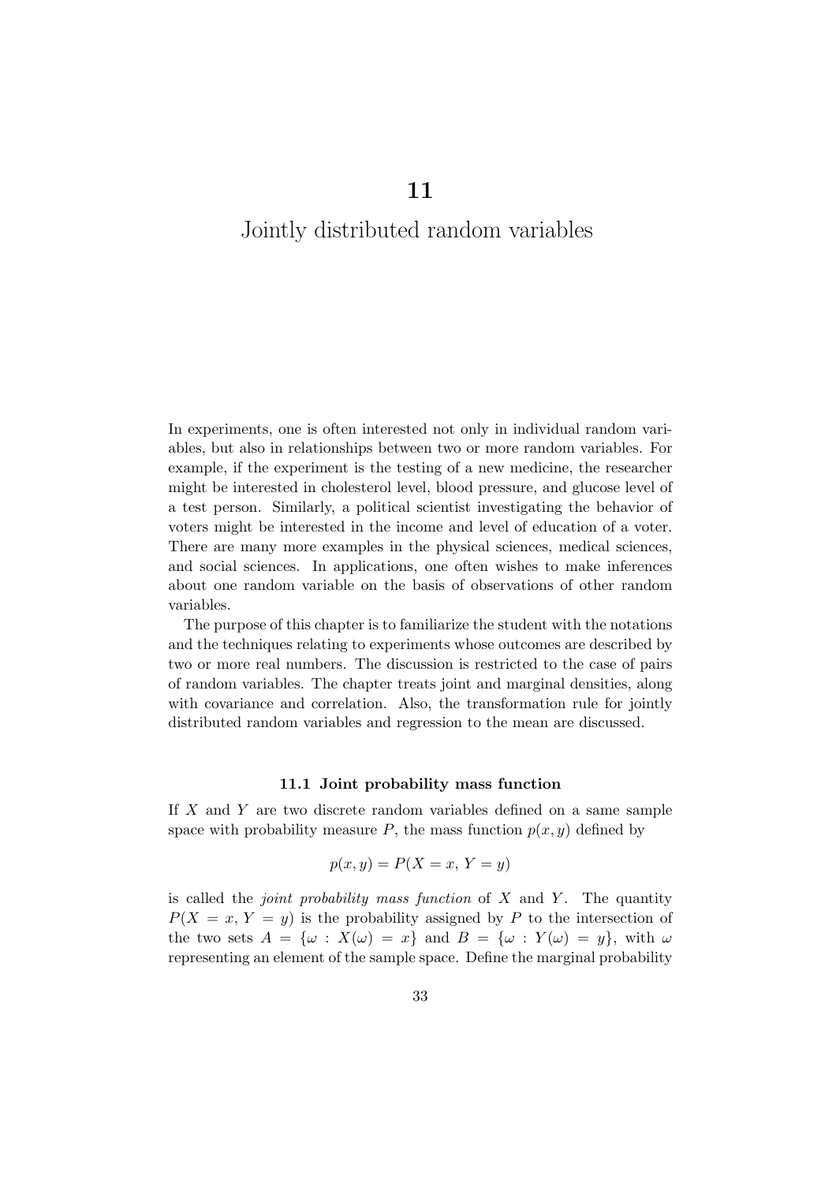# 11

# Jointly distributed random variables

In experiments, one is often interested not only in individual random variables, but also in relationships between two or more random variables. For example, if the experiment is the testing of a new medicine, the researcher might be interested in cholesterol level, blood pressure, and glucose level of a test person. Similarly, a political scientist investigating the behavior of voters might be interested in the income and level of education of a voter. There are many more examples in the physical sciences, medical sciences, and social sciences. In applications, one often wishes to make inferences about one random variable on the basis of observations of other random variables.

The purpose of this chapter is to familiarize the student with the notations and the techniques relating to experiments whose outcomes are described by two or more real numbers. The discussion is restricted to the case of pairs of random variables. The chapter treats joint and marginal densities, along with covariance and correlation. Also, the transformation rule for jointly distributed random variables and regression to the mean are discussed.

### 11.1 Joint probability mass function

If $X$ and $Y$ are two discrete random variables defined on a same sample space with probability measure $P$, the mass function $p(x, y)$ defined by

$$p(x, y) = P(X = x, Y = y)$$

is called the *joint probability mass function* of $X$ and $Y$. The quantity $P(X = x, Y = y)$ is the probability assigned by $P$ to the intersection of the two sets $A = \{\omega : X(\omega) = x\}$ and $B = \{\omega : Y(\omega) = y\}$, with $\omega$ representing an element of the sample space. Define the marginal probability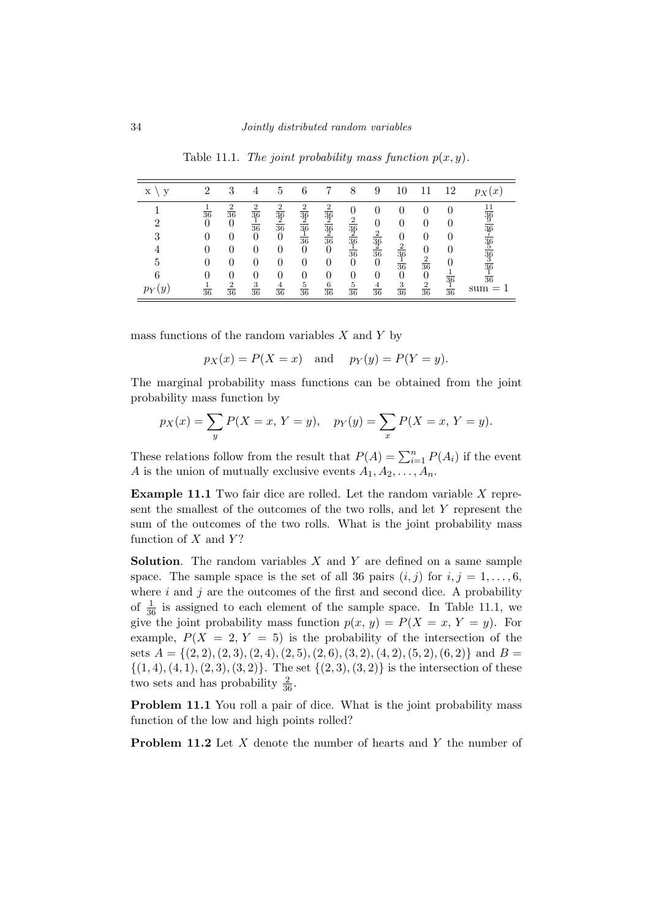Table 11.1. *The joint probability mass function $p(x, y)$.*

| x \ y | 2 | 3 | 4 | 5 | 6 | 7 | 8 | 9 | 10 | 11 | 12 | $p_X(x)$ |
|---|---|---|---|---|---|---|---|---|---|---|---|---|
| 1 | $\frac{1}{36}$ | $\frac{2}{36}$ | $\frac{2}{36}$ | $\frac{2}{36}$ | $\frac{2}{36}$ | $\frac{2}{36}$ | 0 | 0 | 0 | 0 | 0 | $\frac{11}{36}$ |
| 2 | 0 | 0 | $\frac{1}{36}$ | $\frac{2}{36}$ | $\frac{2}{36}$ | $\frac{2}{36}$ | $\frac{2}{36}$ | 0 | 0 | 0 | 0 | $\frac{9}{36}$ |
| 3 | 0 | 0 | 0 | 0 | $\frac{1}{36}$ | $\frac{2}{36}$ | $\frac{2}{36}$ | $\frac{2}{36}$ | 0 | 0 | 0 | $\frac{7}{36}$ |
| 4 | 0 | 0 | 0 | 0 | 0 | 0 | $\frac{1}{36}$ | $\frac{2}{36}$ | $\frac{2}{36}$ | 0 | 0 | $\frac{5}{36}$ |
| 5 | 0 | 0 | 0 | 0 | 0 | 0 | 0 | 0 | $\frac{1}{36}$ | $\frac{2}{36}$ | 0 | $\frac{3}{36}$ |
| 6 | 0 | 0 | 0 | 0 | 0 | 0 | 0 | 0 | 0 | 0 | $\frac{1}{36}$ | $\frac{1}{36}$ |
| $p_Y(y)$ | $\frac{1}{36}$ | $\frac{2}{36}$ | $\frac{3}{36}$ | $\frac{4}{36}$ | $\frac{5}{36}$ | $\frac{6}{36}$ | $\frac{5}{36}$ | $\frac{4}{36}$ | $\frac{3}{36}$ | $\frac{2}{36}$ | $\frac{1}{36}$ | sum = 1 |

mass functions of the random variables $X$ and $Y$ by

$$p_X(x) = P(X = x) \quad \text{and} \quad p_Y(y) = P(Y = y).$$

The marginal probability mass functions can be obtained from the joint probability mass function by

$$p_X(x) = \sum_y P(X = x, Y = y), \quad p_Y(y) = \sum_x P(X = x, Y = y).$$

These relations follow from the result that $P(A) = \sum_{i=1}^{n} P(A_i)$ if the event $A$ is the union of mutually exclusive events $A_1, A_2, \ldots, A_n$.

**Example 11.1** Two fair dice are rolled. Let the random variable $X$ represent the smallest of the outcomes of the two rolls, and let $Y$ represent the sum of the outcomes of the two rolls. What is the joint probability mass function of $X$ and $Y$?

**Solution**. The random variables $X$ and $Y$ are defined on a same sample space. The sample space is the set of all 36 pairs $(i, j)$ for $i, j = 1, \ldots, 6$, where $i$ and $j$ are the outcomes of the first and second dice. A probability of $\frac{1}{36}$ is assigned to each element of the sample space. In Table 11.1, we give the joint probability mass function $p(x, y) = P(X = x, Y = y)$. For example, $P(X = 2, Y = 5)$ is the probability of the intersection of the sets $A = \{(2, 2), (2, 3), (2, 4), (2, 5), (2, 6), (3, 2), (4, 2), (5, 2), (6, 2)\}$ and $B = \{(1, 4), (4, 1), (2, 3), (3, 2)\}$. The set $\{(2, 3), (3, 2)\}$ is the intersection of these two sets and has probability $\frac{2}{36}$.

**Problem 11.1** You roll a pair of dice. What is the joint probability mass function of the low and high points rolled?

**Problem 11.2** Let $X$ denote the number of hearts and $Y$ the number of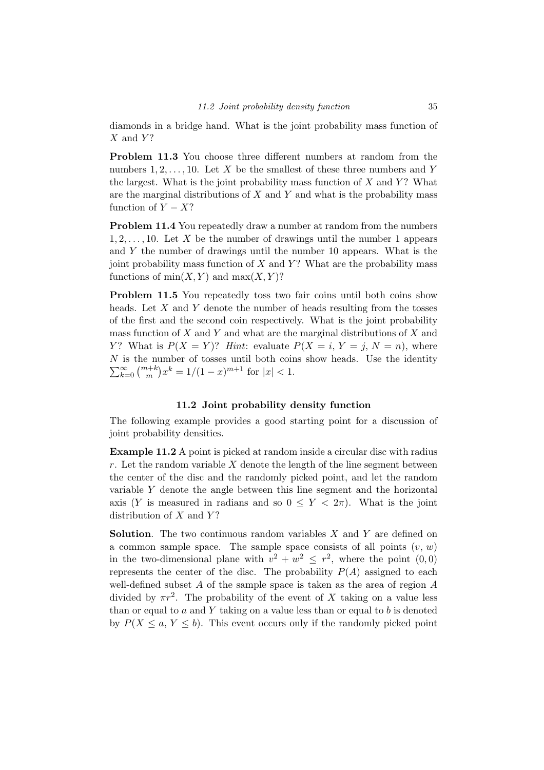diamonds in a bridge hand. What is the joint probability mass function of $X$ and $Y$?

**Problem 11.3** You choose three different numbers at random from the numbers $1, 2, \ldots, 10$. Let $X$ be the smallest of these three numbers and $Y$ the largest. What is the joint probability mass function of $X$ and $Y$? What are the marginal distributions of $X$ and $Y$ and what is the probability mass function of $Y - X$?

**Problem 11.4** You repeatedly draw a number at random from the numbers $1, 2, \ldots, 10$. Let $X$ be the number of drawings until the number 1 appears and $Y$ the number of drawings until the number 10 appears. What is the joint probability mass function of $X$ and $Y$? What are the probability mass functions of $\min(X, Y)$ and $\max(X, Y)$?

**Problem 11.5** You repeatedly toss two fair coins until both coins show heads. Let $X$ and $Y$ denote the number of heads resulting from the tosses of the first and the second coin respectively. What is the joint probability mass function of $X$ and $Y$ and what are the marginal distributions of $X$ and $Y$? What is $P(X = Y)$? *Hint*: evaluate $P(X = i, Y = j, N = n)$, where $N$ is the number of tosses until both coins show heads. Use the identity $\sum_{k=0}^{\infty} \binom{m+k}{m} x^k = 1/(1-x)^{m+1}$ for $|x| < 1$.

## 11.2 Joint probability density function

The following example provides a good starting point for a discussion of joint probability densities.

**Example 11.2** A point is picked at random inside a circular disc with radius $r$. Let the random variable $X$ denote the length of the line segment between the center of the disc and the randomly picked point, and let the random variable $Y$ denote the angle between this line segment and the horizontal axis ($Y$ is measured in radians and so $0 \leq Y < 2\pi$). What is the joint distribution of $X$ and $Y$?

**Solution**. The two continuous random variables $X$ and $Y$ are defined on a common sample space. The sample space consists of all points $(v, w)$ in the two-dimensional plane with $v^2 + w^2 \leq r^2$, where the point $(0, 0)$ represents the center of the disc. The probability $P(A)$ assigned to each well-defined subset $A$ of the sample space is taken as the area of region $A$ divided by $\pi r^2$. The probability of the event of $X$ taking on a value less than or equal to $a$ and $Y$ taking on a value less than or equal to $b$ is denoted by $P(X \leq a, Y \leq b)$. This event occurs only if the randomly picked point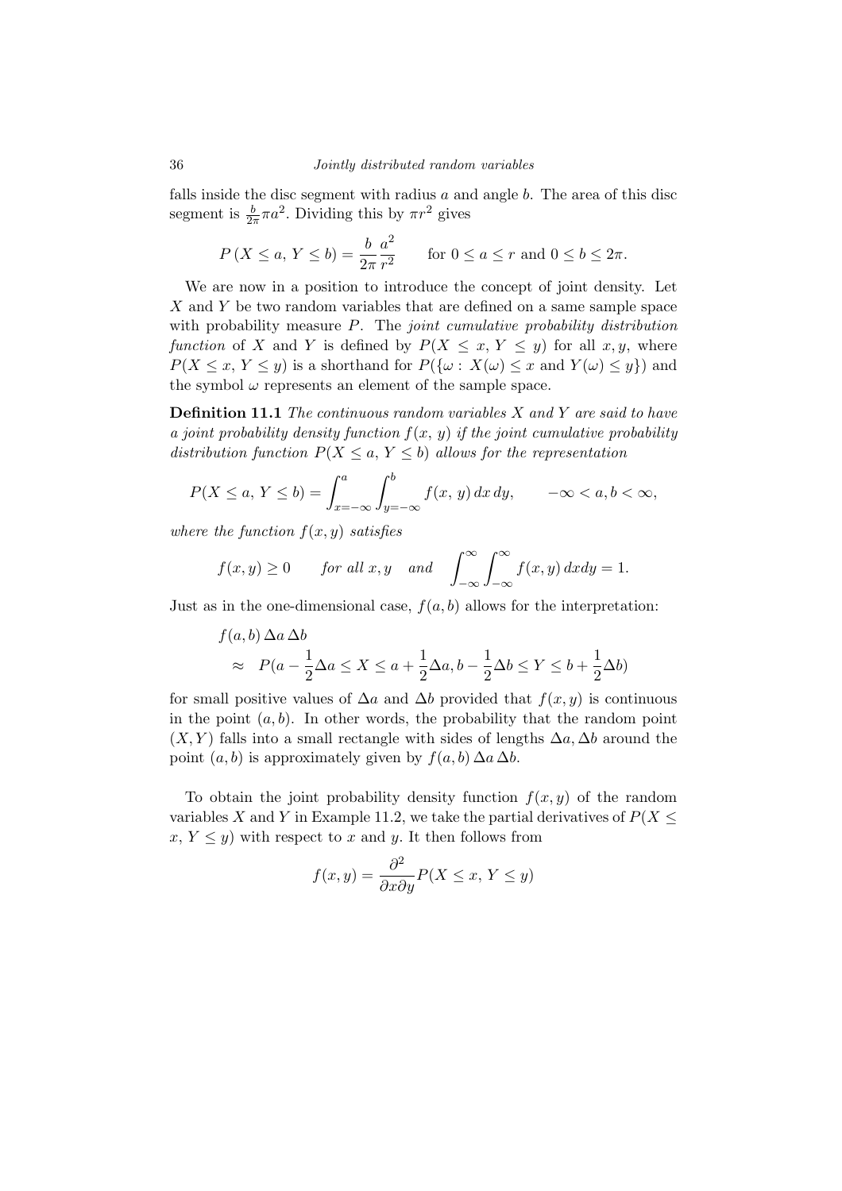falls inside the disc segment with radius $a$ and angle $b$. The area of this disc segment is $\frac{b}{2\pi}\pi a^2$. Dividing this by $\pi r^2$ gives

$$P\left(X \leq a,\, Y \leq b\right) = \frac{b}{2\pi}\frac{a^2}{r^2} \qquad \text{for } 0 \leq a \leq r \text{ and } 0 \leq b \leq 2\pi.$$

We are now in a position to introduce the concept of joint density. Let $X$ and $Y$ be two random variables that are defined on a same sample space with probability measure $P$. The *joint cumulative probability distribution function* of $X$ and $Y$ is defined by $P(X \leq x,\, Y \leq y)$ for all $x, y$, where $P(X \leq x,\, Y \leq y)$ is a shorthand for $P(\{\omega : X(\omega) \leq x \text{ and } Y(\omega) \leq y\})$ and the symbol $\omega$ represents an element of the sample space.

**Definition 11.1** *The continuous random variables $X$ and $Y$ are said to have a joint probability density function $f(x,\, y)$ if the joint cumulative probability distribution function $P(X \leq a,\, Y \leq b)$ allows for the representation*

$$P(X \leq a,\, Y \leq b) = \int_{x=-\infty}^{a}\int_{y=-\infty}^{b} f(x,\, y)\, dx\, dy, \qquad -\infty < a, b < \infty,$$

*where the function $f(x, y)$ satisfies*

$$f(x, y) \geq 0 \qquad \text{for all } x, y \quad \text{and} \quad \int_{-\infty}^{\infty}\int_{-\infty}^{\infty} f(x, y)\, dxdy = 1.$$

Just as in the one-dimensional case, $f(a, b)$ allows for the interpretation:

$$\begin{aligned} & f(a, b)\, \Delta a\, \Delta b \\ & \quad \approx \quad P(a - \frac{1}{2}\Delta a \leq X \leq a + \frac{1}{2}\Delta a, b - \frac{1}{2}\Delta b \leq Y \leq b + \frac{1}{2}\Delta b) \end{aligned}$$

for small positive values of $\Delta a$ and $\Delta b$ provided that $f(x, y)$ is continuous in the point $(a, b)$. In other words, the probability that the random point $(X, Y)$ falls into a small rectangle with sides of lengths $\Delta a, \Delta b$ around the point $(a, b)$ is approximately given by $f(a, b)\, \Delta a\, \Delta b$.

To obtain the joint probability density function $f(x, y)$ of the random variables $X$ and $Y$ in Example 11.2, we take the partial derivatives of $P(X \leq x,\, Y \leq y)$ with respect to $x$ and $y$. It then follows from

$$f(x, y) = \frac{\partial^2}{\partial x \partial y} P(X \leq x,\, Y \leq y)$$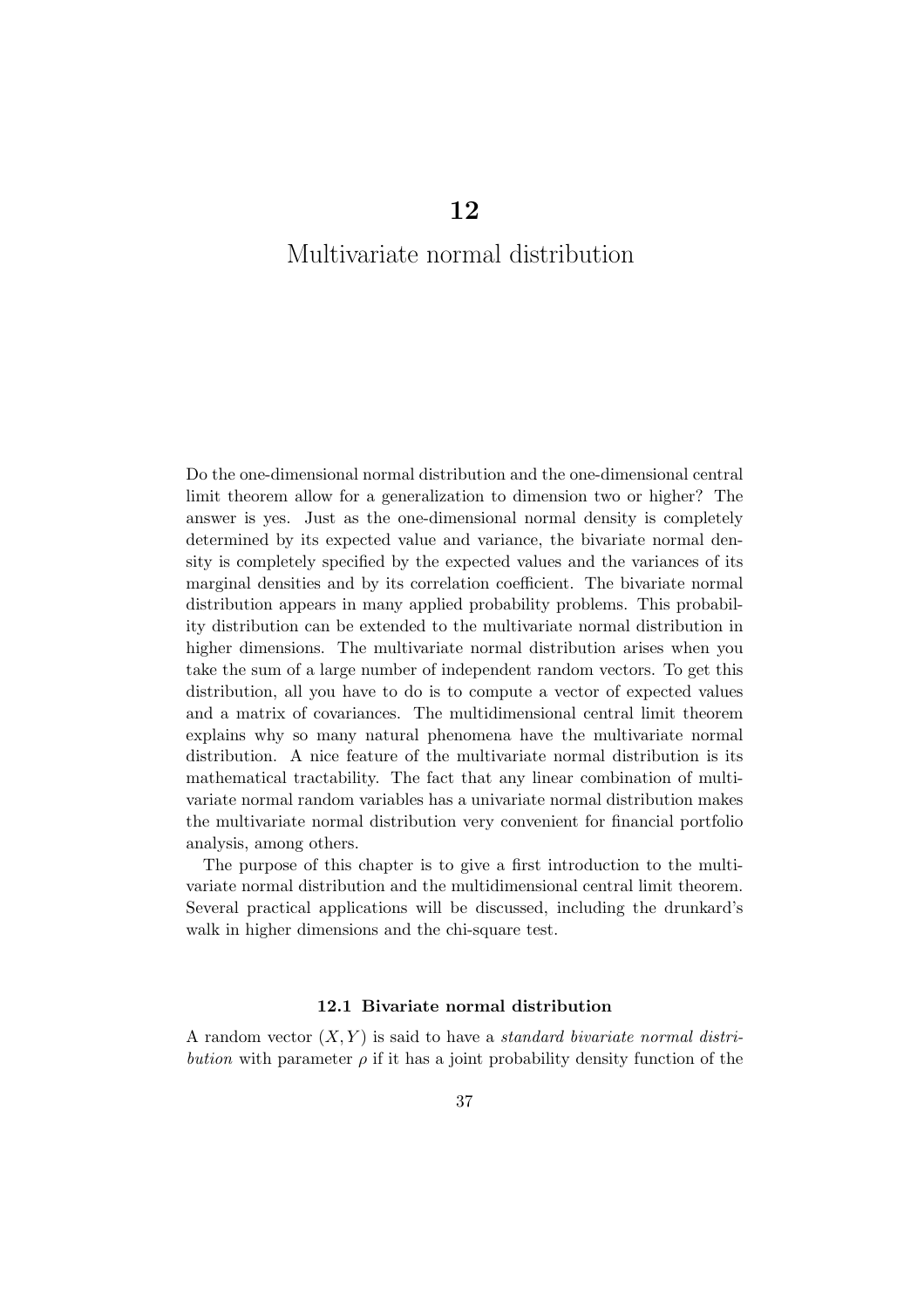# 12

# Multivariate normal distribution

Do the one-dimensional normal distribution and the one-dimensional central limit theorem allow for a generalization to dimension two or higher? The answer is yes. Just as the one-dimensional normal density is completely determined by its expected value and variance, the bivariate normal density is completely specified by the expected values and the variances of its marginal densities and by its correlation coefficient. The bivariate normal distribution appears in many applied probability problems. This probability distribution can be extended to the multivariate normal distribution in higher dimensions. The multivariate normal distribution arises when you take the sum of a large number of independent random vectors. To get this distribution, all you have to do is to compute a vector of expected values and a matrix of covariances. The multidimensional central limit theorem explains why so many natural phenomena have the multivariate normal distribution. A nice feature of the multivariate normal distribution is its mathematical tractability. The fact that any linear combination of multivariate normal random variables has a univariate normal distribution makes the multivariate normal distribution very convenient for financial portfolio analysis, among others.

The purpose of this chapter is to give a first introduction to the multivariate normal distribution and the multidimensional central limit theorem. Several practical applications will be discussed, including the drunkard's walk in higher dimensions and the chi-square test.

## 12.1 Bivariate normal distribution

A random vector $(X, Y)$ is said to have a *standard bivariate normal distribution* with parameter $\rho$ if it has a joint probability density function of the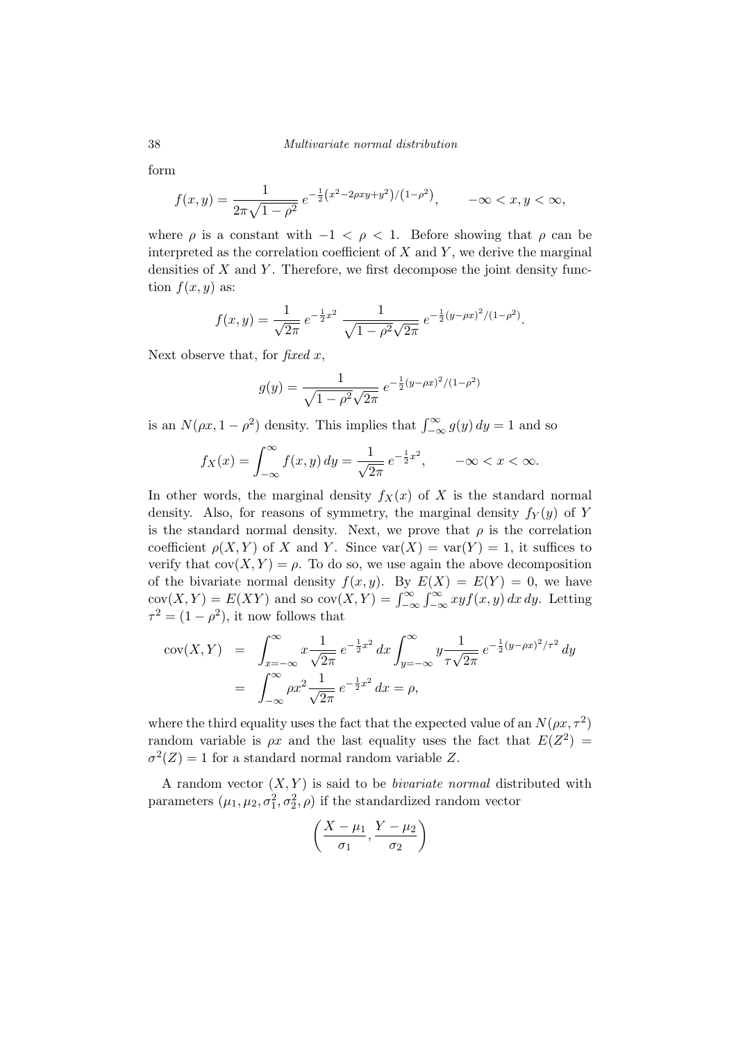form

$$f(x,y) = \frac{1}{2\pi\sqrt{1-\rho^2}}\, e^{-\frac{1}{2}\left(x^2-2\rho xy+y^2\right)/\left(1-\rho^2\right)}, \qquad -\infty < x, y < \infty,$$

where $\rho$ is a constant with $-1 < \rho < 1$. Before showing that $\rho$ can be interpreted as the correlation coefficient of $X$ and $Y$, we derive the marginal densities of $X$ and $Y$. Therefore, we first decompose the joint density function $f(x,y)$ as:

$$f(x,y) = \frac{1}{\sqrt{2\pi}}\, e^{-\frac{1}{2}x^2}\ \frac{1}{\sqrt{1-\rho^2}\sqrt{2\pi}}\, e^{-\frac{1}{2}(y-\rho x)^2/(1-\rho^2)}.$$

Next observe that, for *fixed* $x$,

$$g(y) = \frac{1}{\sqrt{1-\rho^2}\sqrt{2\pi}}\, e^{-\frac{1}{2}(y-\rho x)^2/(1-\rho^2)}$$

is an $N(\rho x, 1-\rho^2)$ density. This implies that $\int_{-\infty}^{\infty} g(y)\,dy = 1$ and so

$$f_X(x) = \int_{-\infty}^{\infty} f(x,y)\,dy = \frac{1}{\sqrt{2\pi}}\, e^{-\frac{1}{2}x^2}, \qquad -\infty < x < \infty.$$

In other words, the marginal density $f_X(x)$ of $X$ is the standard normal density. Also, for reasons of symmetry, the marginal density $f_Y(y)$ of $Y$ is the standard normal density. Next, we prove that $\rho$ is the correlation coefficient $\rho(X,Y)$ of $X$ and $Y$. Since $\text{var}(X) = \text{var}(Y) = 1$, it suffices to verify that $\text{cov}(X,Y) = \rho$. To do so, we use again the above decomposition of the bivariate normal density $f(x,y)$. By $E(X) = E(Y) = 0$, we have $\text{cov}(X,Y) = E(XY)$ and so $\text{cov}(X,Y) = \int_{-\infty}^{\infty}\int_{-\infty}^{\infty} xyf(x,y)\,dx\,dy$. Letting $\tau^2 = (1-\rho^2)$, it now follows that

$$\begin{aligned}
\text{cov}(X,Y) &= \int_{x=-\infty}^{\infty} x\frac{1}{\sqrt{2\pi}}\, e^{-\frac{1}{2}x^2}\,dx \int_{y=-\infty}^{\infty} y\frac{1}{\tau\sqrt{2\pi}}\, e^{-\frac{1}{2}(y-\rho x)^2/\tau^2}\,dy \\
&= \int_{-\infty}^{\infty} \rho x^2 \frac{1}{\sqrt{2\pi}}\, e^{-\frac{1}{2}x^2}\,dx = \rho,
\end{aligned}$$

where the third equality uses the fact that the expected value of an $N(\rho x, \tau^2)$ random variable is $\rho x$ and the last equality uses the fact that $E(Z^2) = \sigma^2(Z) = 1$ for a standard normal random variable $Z$.

A random vector $(X,Y)$ is said to be *bivariate normal* distributed with parameters $(\mu_1, \mu_2, \sigma_1^2, \sigma_2^2, \rho)$ if the standardized random vector

$$\left(\frac{X-\mu_1}{\sigma_1}, \frac{Y-\mu_2}{\sigma_2}\right)$$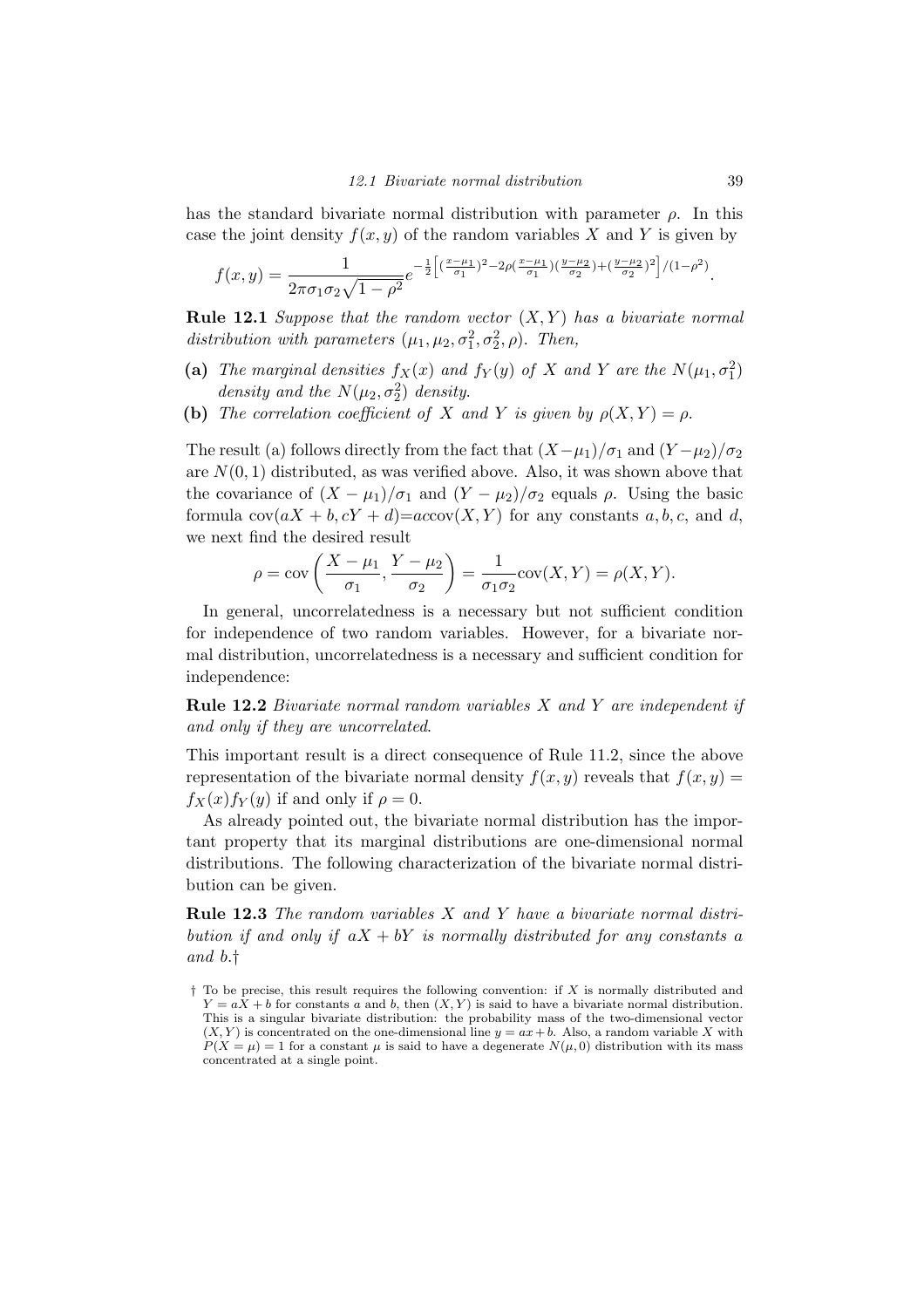has the standard bivariate normal distribution with parameter $\rho$. In this case the joint density $f(x, y)$ of the random variables $X$ and $Y$ is given by

$$f(x,y) = \frac{1}{2\pi\sigma_1\sigma_2\sqrt{1-\rho^2}} e^{-\frac{1}{2}\left[\left(\frac{x-\mu_1}{\sigma_1}\right)^2 - 2\rho\left(\frac{x-\mu_1}{\sigma_1}\right)\left(\frac{y-\mu_2}{\sigma_2}\right) + \left(\frac{y-\mu_2}{\sigma_2}\right)^2\right]/(1-\rho^2)}.$$

**Rule 12.1** *Suppose that the random vector $(X, Y)$ has a bivariate normal distribution with parameters $(\mu_1, \mu_2, \sigma_1^2, \sigma_2^2, \rho)$. Then,*

**(a)** *The marginal densities $f_X(x)$ and $f_Y(y)$ of $X$ and $Y$ are the $N(\mu_1, \sigma_1^2)$ density and the $N(\mu_2, \sigma_2^2)$ density.*

**(b)** *The correlation coefficient of $X$ and $Y$ is given by $\rho(X, Y) = \rho$.*

The result (a) follows directly from the fact that $(X - \mu_1)/\sigma_1$ and $(Y - \mu_2)/\sigma_2$ are $N(0, 1)$ distributed, as was verified above. Also, it was shown above that the covariance of $(X - \mu_1)/\sigma_1$ and $(Y - \mu_2)/\sigma_2$ equals $\rho$. Using the basic formula $\text{cov}(aX + b, cY + d) = ac\text{cov}(X, Y)$ for any constants $a, b, c$, and $d$, we next find the desired result

$$\rho = \text{cov}\left(\frac{X - \mu_1}{\sigma_1}, \frac{Y - \mu_2}{\sigma_2}\right) = \frac{1}{\sigma_1\sigma_2}\text{cov}(X, Y) = \rho(X, Y).$$

In general, uncorrelatedness is a necessary but not sufficient condition for independence of two random variables. However, for a bivariate normal distribution, uncorrelatedness is a necessary and sufficient condition for independence:

**Rule 12.2** *Bivariate normal random variables $X$ and $Y$ are independent if and only if they are uncorrelated.*

This important result is a direct consequence of Rule 11.2, since the above representation of the bivariate normal density $f(x, y)$ reveals that $f(x, y) = f_X(x)f_Y(y)$ if and only if $\rho = 0$.

As already pointed out, the bivariate normal distribution has the important property that its marginal distributions are one-dimensional normal distributions. The following characterization of the bivariate normal distribution can be given.

**Rule 12.3** *The random variables $X$ and $Y$ have a bivariate normal distribution if and only if $aX + bY$ is normally distributed for any constants $a$ and $b$.*†

† To be precise, this result requires the following convention: if $X$ is normally distributed and $Y = aX + b$ for constants $a$ and $b$, then $(X, Y)$ is said to have a bivariate normal distribution. This is a singular bivariate distribution: the probability mass of the two-dimensional vector $(X, Y)$ is concentrated on the one-dimensional line $y = ax + b$. Also, a random variable $X$ with $P(X = \mu) = 1$ for a constant $\mu$ is said to have a degenerate $N(\mu, 0)$ distribution with its mass concentrated at a single point.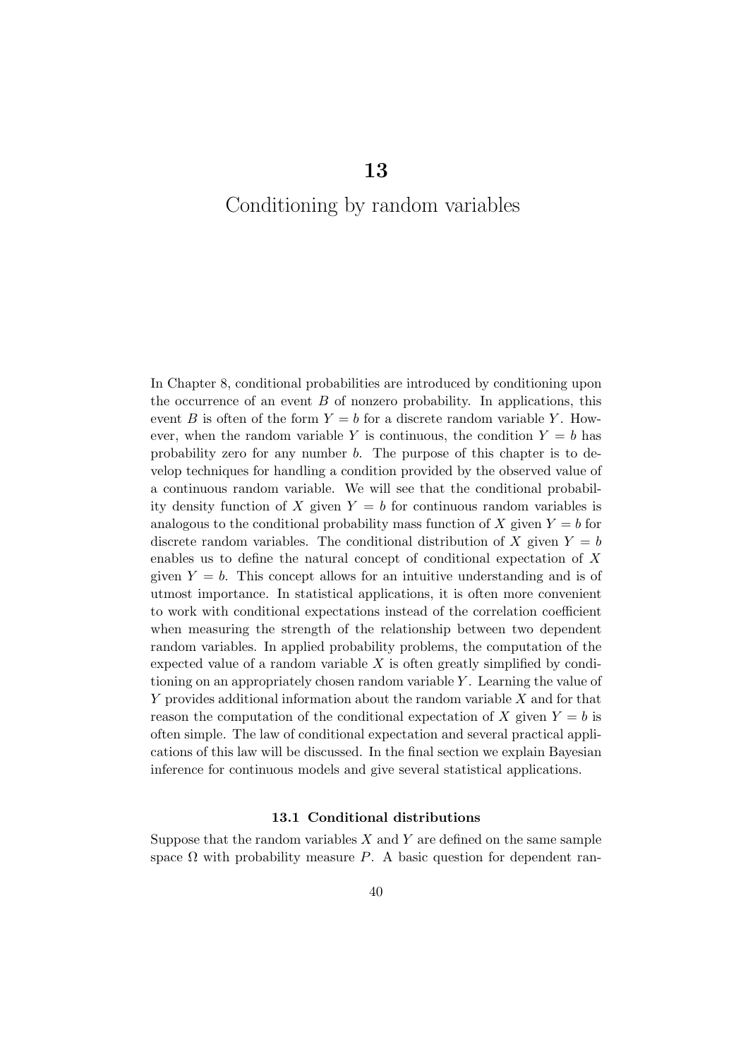# 13

# Conditioning by random variables

In Chapter 8, conditional probabilities are introduced by conditioning upon the occurrence of an event $B$ of nonzero probability. In applications, this event $B$ is often of the form $Y = b$ for a discrete random variable $Y$. However, when the random variable $Y$ is continuous, the condition $Y = b$ has probability zero for any number $b$. The purpose of this chapter is to develop techniques for handling a condition provided by the observed value of a continuous random variable. We will see that the conditional probability density function of $X$ given $Y = b$ for continuous random variables is analogous to the conditional probability mass function of $X$ given $Y = b$ for discrete random variables. The conditional distribution of $X$ given $Y = b$ enables us to define the natural concept of conditional expectation of $X$ given $Y = b$. This concept allows for an intuitive understanding and is of utmost importance. In statistical applications, it is often more convenient to work with conditional expectations instead of the correlation coefficient when measuring the strength of the relationship between two dependent random variables. In applied probability problems, the computation of the expected value of a random variable $X$ is often greatly simplified by conditioning on an appropriately chosen random variable $Y$. Learning the value of $Y$ provides additional information about the random variable $X$ and for that reason the computation of the conditional expectation of $X$ given $Y = b$ is often simple. The law of conditional expectation and several practical applications of this law will be discussed. In the final section we explain Bayesian inference for continuous models and give several statistical applications.

### 13.1 Conditional distributions

Suppose that the random variables $X$ and $Y$ are defined on the same sample space $\Omega$ with probability measure $P$. A basic question for dependent ran-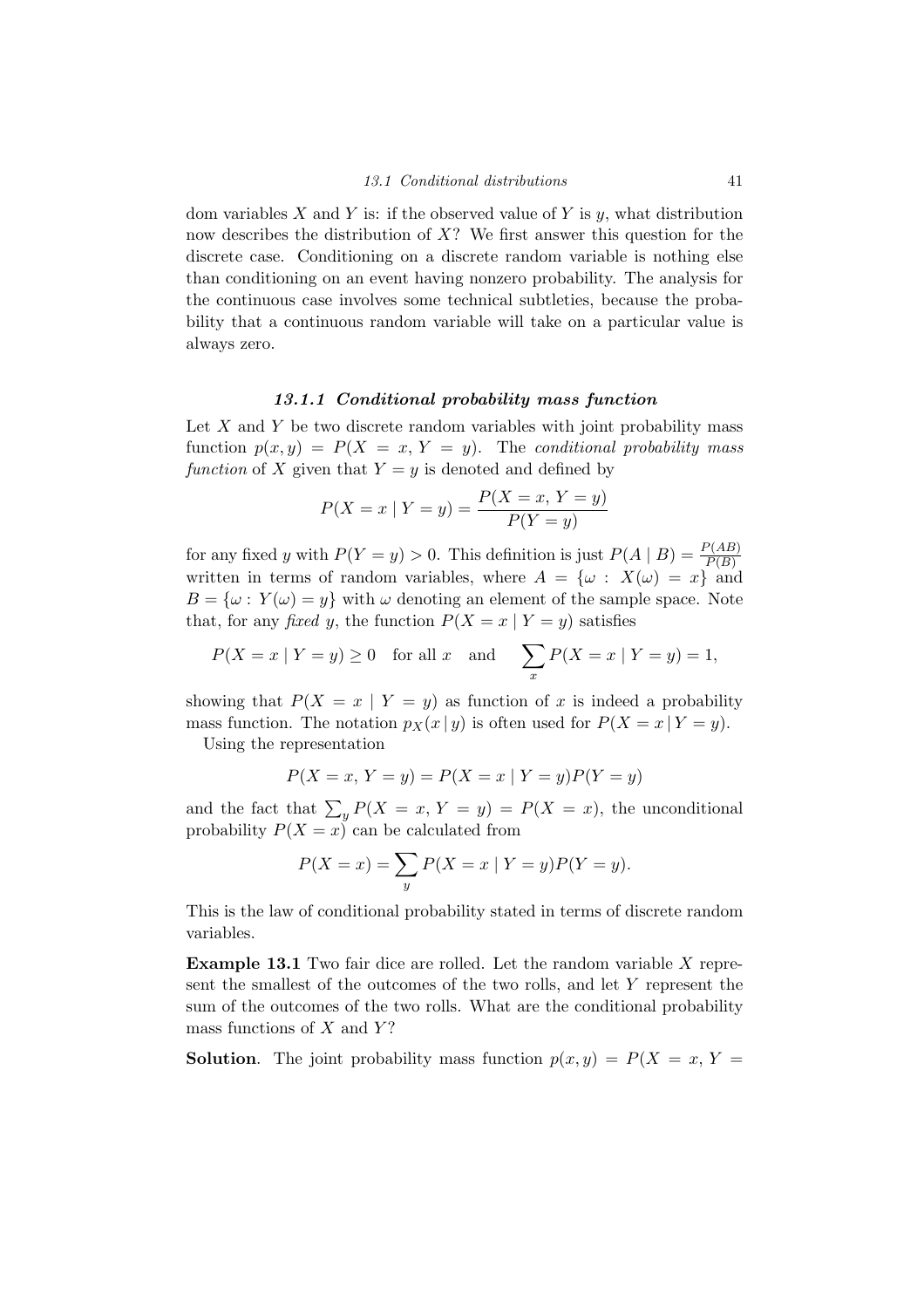dom variables $X$ and $Y$ is: if the observed value of $Y$ is $y$, what distribution now describes the distribution of $X$? We first answer this question for the discrete case. Conditioning on a discrete random variable is nothing else than conditioning on an event having nonzero probability. The analysis for the continuous case involves some technical subtleties, because the probability that a continuous random variable will take on a particular value is always zero.

### *13.1.1 Conditional probability mass function*

Let $X$ and $Y$ be two discrete random variables with joint probability mass function $p(x, y) = P(X = x, Y = y)$. The *conditional probability mass function* of $X$ given that $Y = y$ is denoted and defined by

$$P(X = x \mid Y = y) = \frac{P(X = x, Y = y)}{P(Y = y)}$$

for any fixed $y$ with $P(Y = y) > 0$. This definition is just $P(A \mid B) = \frac{P(AB)}{P(B)}$ written in terms of random variables, where $A = \{\omega : X(\omega) = x\}$ and $B = \{\omega : Y(\omega) = y\}$ with $\omega$ denoting an element of the sample space. Note that, for any *fixed* $y$, the function $P(X = x \mid Y = y)$ satisfies

$$P(X = x \mid Y = y) \geq 0 \quad \text{for all } x \quad \text{and} \quad \sum_x P(X = x \mid Y = y) = 1,$$

showing that $P(X = x \mid Y = y)$ as function of $x$ is indeed a probability mass function. The notation $p_X(x \mid y)$ is often used for $P(X = x \mid Y = y)$.

Using the representation

$$P(X = x, Y = y) = P(X = x \mid Y = y)P(Y = y)$$

and the fact that $\sum_y P(X = x, Y = y) = P(X = x)$, the unconditional probability $P(X = x)$ can be calculated from

$$P(X = x) = \sum_y P(X = x \mid Y = y)P(Y = y).$$

This is the law of conditional probability stated in terms of discrete random variables.

**Example 13.1** Two fair dice are rolled. Let the random variable $X$ represent the smallest of the outcomes of the two rolls, and let $Y$ represent the sum of the outcomes of the two rolls. What are the conditional probability mass functions of $X$ and $Y$?

**Solution**. The joint probability mass function $p(x, y) = P(X = x, Y =$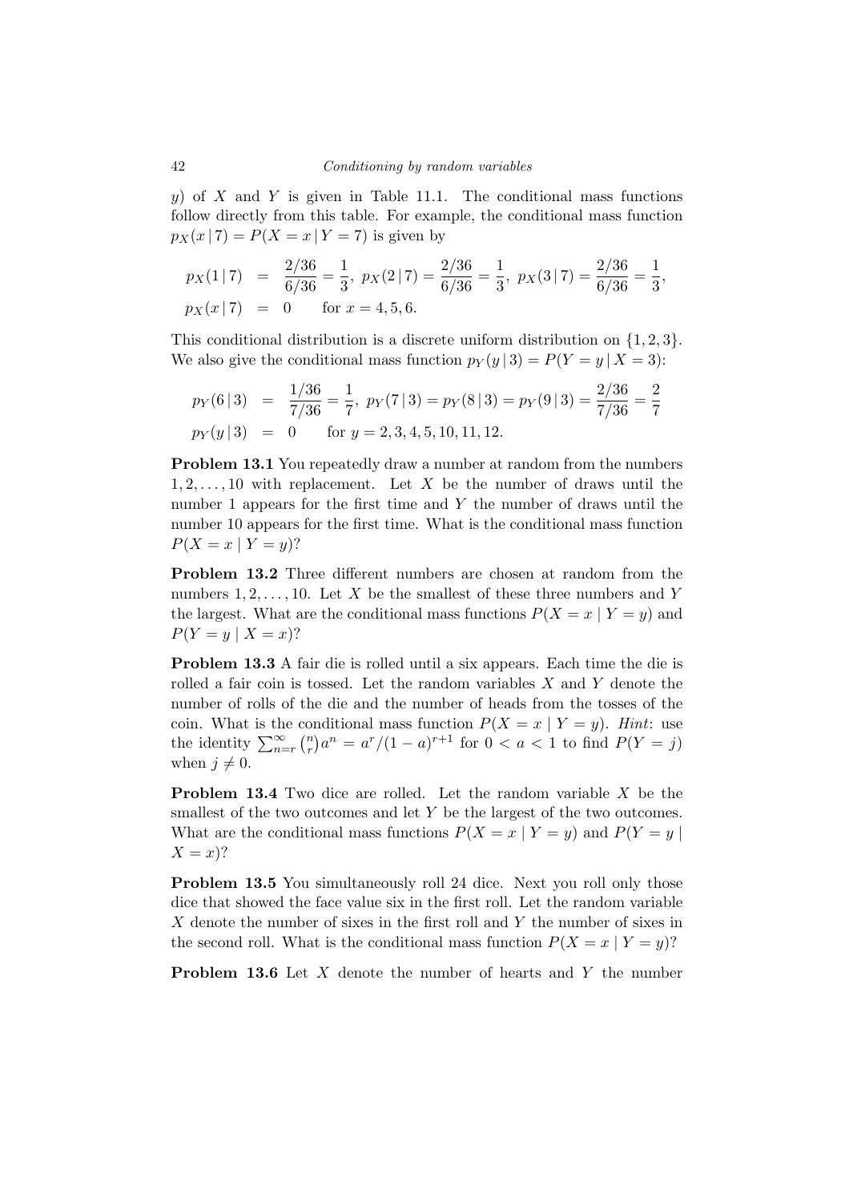$y$) of $X$ and $Y$ is given in Table 11.1. The conditional mass functions follow directly from this table. For example, the conditional mass function $p_X(x \,|\, 7) = P(X = x \,|\, Y = 7)$ is given by

$$
\begin{aligned}
p_X(1 \,|\, 7) &= \frac{2/36}{6/36} = \frac{1}{3},\; p_X(2 \,|\, 7) = \frac{2/36}{6/36} = \frac{1}{3},\; p_X(3 \,|\, 7) = \frac{2/36}{6/36} = \frac{1}{3}, \\
p_X(x \,|\, 7) &= 0 \qquad \text{for } x = 4, 5, 6.
\end{aligned}
$$

This conditional distribution is a discrete uniform distribution on $\{1, 2, 3\}$. We also give the conditional mass function $p_Y(y \,|\, 3) = P(Y = y \,|\, X = 3)$:

$$
\begin{aligned}
p_Y(6 \,|\, 3) &= \frac{1/36}{7/36} = \frac{1}{7},\; p_Y(7 \,|\, 3) = p_Y(8 \,|\, 3) = p_Y(9 \,|\, 3) = \frac{2/36}{7/36} = \frac{2}{7} \\
p_Y(y \,|\, 3) &= 0 \qquad \text{for } y = 2, 3, 4, 5, 10, 11, 12.
\end{aligned}
$$

**Problem 13.1** You repeatedly draw a number at random from the numbers $1, 2, \ldots, 10$ with replacement. Let $X$ be the number of draws until the number 1 appears for the first time and $Y$ the number of draws until the number 10 appears for the first time. What is the conditional mass function $P(X = x \mid Y = y)$?

**Problem 13.2** Three different numbers are chosen at random from the numbers $1, 2, \ldots, 10$. Let $X$ be the smallest of these three numbers and $Y$ the largest. What are the conditional mass functions $P(X = x \mid Y = y)$ and $P(Y = y \mid X = x)$?

**Problem 13.3** A fair die is rolled until a six appears. Each time the die is rolled a fair coin is tossed. Let the random variables $X$ and $Y$ denote the number of rolls of the die and the number of heads from the tosses of the coin. What is the conditional mass function $P(X = x \mid Y = y)$. *Hint*: use the identity $\sum_{n=r}^{\infty} \binom{n}{r} a^n = a^r/(1-a)^{r+1}$ for $0 < a < 1$ to find $P(Y = j)$ when $j \neq 0$.

**Problem 13.4** Two dice are rolled. Let the random variable $X$ be the smallest of the two outcomes and let $Y$ be the largest of the two outcomes. What are the conditional mass functions $P(X = x \mid Y = y)$ and $P(Y = y \mid X = x)$?

**Problem 13.5** You simultaneously roll 24 dice. Next you roll only those dice that showed the face value six in the first roll. Let the random variable $X$ denote the number of sixes in the first roll and $Y$ the number of sixes in the second roll. What is the conditional mass function $P(X = x \mid Y = y)$?

**Problem 13.6** Let $X$ denote the number of hearts and $Y$ the number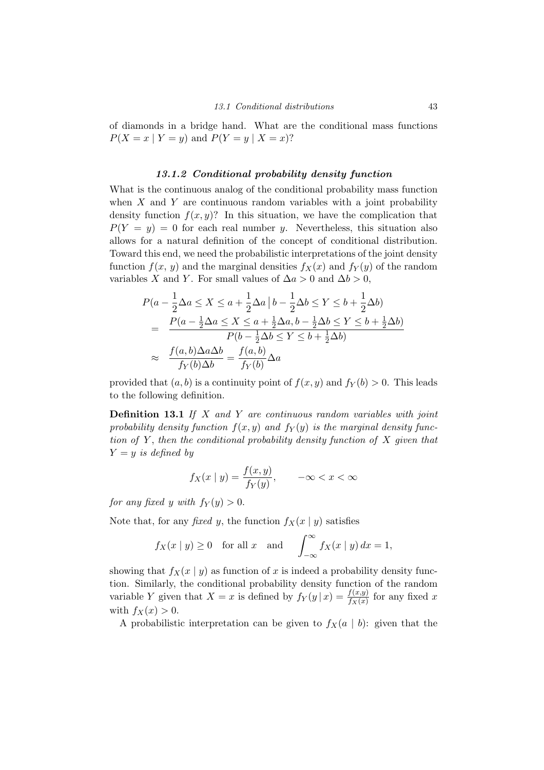of diamonds in a bridge hand. What are the conditional mass functions $P(X = x \mid Y = y)$ and $P(Y = y \mid X = x)$?

### *13.1.2 Conditional probability density function*

What is the continuous analog of the conditional probability mass function when $X$ and $Y$ are continuous random variables with a joint probability density function $f(x, y)$? In this situation, we have the complication that $P(Y = y) = 0$ for each real number $y$. Nevertheless, this situation also allows for a natural definition of the concept of conditional distribution. Toward this end, we need the probabilistic interpretations of the joint density function $f(x, y)$ and the marginal densities $f_X(x)$ and $f_Y(y)$ of the random variables $X$ and $Y$. For small values of $\Delta a > 0$ and $\Delta b > 0$,

$$
\begin{aligned}
&P(a - \frac{1}{2}\Delta a \leq X \leq a + \frac{1}{2}\Delta a \,\big|\, b - \frac{1}{2}\Delta b \leq Y \leq b + \frac{1}{2}\Delta b) \\
&= \frac{P(a - \frac{1}{2}\Delta a \leq X \leq a + \frac{1}{2}\Delta a, b - \frac{1}{2}\Delta b \leq Y \leq b + \frac{1}{2}\Delta b)}{P(b - \frac{1}{2}\Delta b \leq Y \leq b + \frac{1}{2}\Delta b)} \\
&\approx \frac{f(a,b)\Delta a \Delta b}{f_Y(b)\Delta b} = \frac{f(a,b)}{f_Y(b)}\Delta a
\end{aligned}
$$

provided that $(a, b)$ is a continuity point of $f(x, y)$ and $f_Y(b) > 0$. This leads to the following definition.

**Definition 13.1** *If $X$ and $Y$ are continuous random variables with joint probability density function $f(x, y)$ and $f_Y(y)$ is the marginal density function of $Y$, then the conditional probability density function of $X$ given that $Y = y$ is defined by*

$$
f_X(x \mid y) = \frac{f(x,y)}{f_Y(y)}, \qquad -\infty < x < \infty
$$

*for any fixed $y$ with $f_Y(y) > 0$.*

Note that, for any *fixed* $y$, the function $f_X(x \mid y)$ satisfies

$$
f_X(x \mid y) \geq 0 \quad \text{for all } x \quad \text{and} \quad \int_{-\infty}^{\infty} f_X(x \mid y)\, dx = 1,
$$

showing that $f_X(x \mid y)$ as function of $x$ is indeed a probability density function. Similarly, the conditional probability density function of the random variable $Y$ given that $X = x$ is defined by $f_Y(y \,|\, x) = \frac{f(x,y)}{f_X(x)}$ for any fixed $x$ with $f_X(x) > 0$.

A probabilistic interpretation can be given to $f_X(a \mid b)$: given that the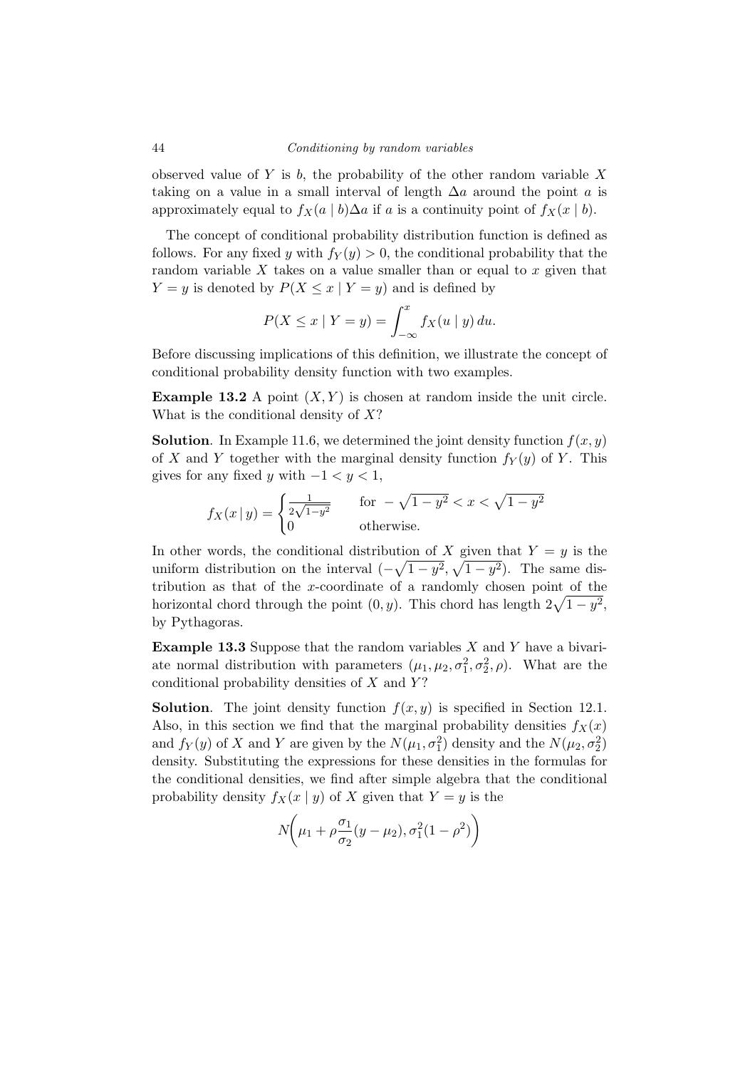observed value of $Y$ is $b$, the probability of the other random variable $X$ taking on a value in a small interval of length $\Delta a$ around the point $a$ is approximately equal to $f_X(a \mid b)\Delta a$ if $a$ is a continuity point of $f_X(x \mid b)$.

The concept of conditional probability distribution function is defined as follows. For any fixed $y$ with $f_Y(y) > 0$, the conditional probability that the random variable $X$ takes on a value smaller than or equal to $x$ given that $Y = y$ is denoted by $P(X \leq x \mid Y = y)$ and is defined by

$$P(X \leq x \mid Y = y) = \int_{-\infty}^{x} f_X(u \mid y)\, du.$$

Before discussing implications of this definition, we illustrate the concept of conditional probability density function with two examples.

**Example 13.2** A point $(X, Y)$ is chosen at random inside the unit circle. What is the conditional density of $X$?

**Solution**. In Example 11.6, we determined the joint density function $f(x, y)$ of $X$ and $Y$ together with the marginal density function $f_Y(y)$ of $Y$. This gives for any fixed $y$ with $-1 < y < 1$,

$$f_X(x \mid y) = \begin{cases} \frac{1}{2\sqrt{1-y^2}} & \text{for } -\sqrt{1-y^2} < x < \sqrt{1-y^2} \\ 0 & \text{otherwise.} \end{cases}$$

In other words, the conditional distribution of $X$ given that $Y = y$ is the uniform distribution on the interval $(-\sqrt{1-y^2}, \sqrt{1-y^2})$. The same distribution as that of the $x$-coordinate of a randomly chosen point of the horizontal chord through the point $(0, y)$. This chord has length $2\sqrt{1-y^2}$, by Pythagoras.

**Example 13.3** Suppose that the random variables $X$ and $Y$ have a bivariate normal distribution with parameters $(\mu_1, \mu_2, \sigma_1^2, \sigma_2^2, \rho)$. What are the conditional probability densities of $X$ and $Y$?

**Solution**. The joint density function $f(x, y)$ is specified in Section 12.1. Also, in this section we find that the marginal probability densities $f_X(x)$ and $f_Y(y)$ of $X$ and $Y$ are given by the $N(\mu_1, \sigma_1^2)$ density and the $N(\mu_2, \sigma_2^2)$ density. Substituting the expressions for these densities in the formulas for the conditional densities, we find after simple algebra that the conditional probability density $f_X(x \mid y)$ of $X$ given that $Y = y$ is the

$$N\bigg(\mu_1 + \rho \frac{\sigma_1}{\sigma_2}(y - \mu_2), \sigma_1^2(1 - \rho^2)\bigg)$$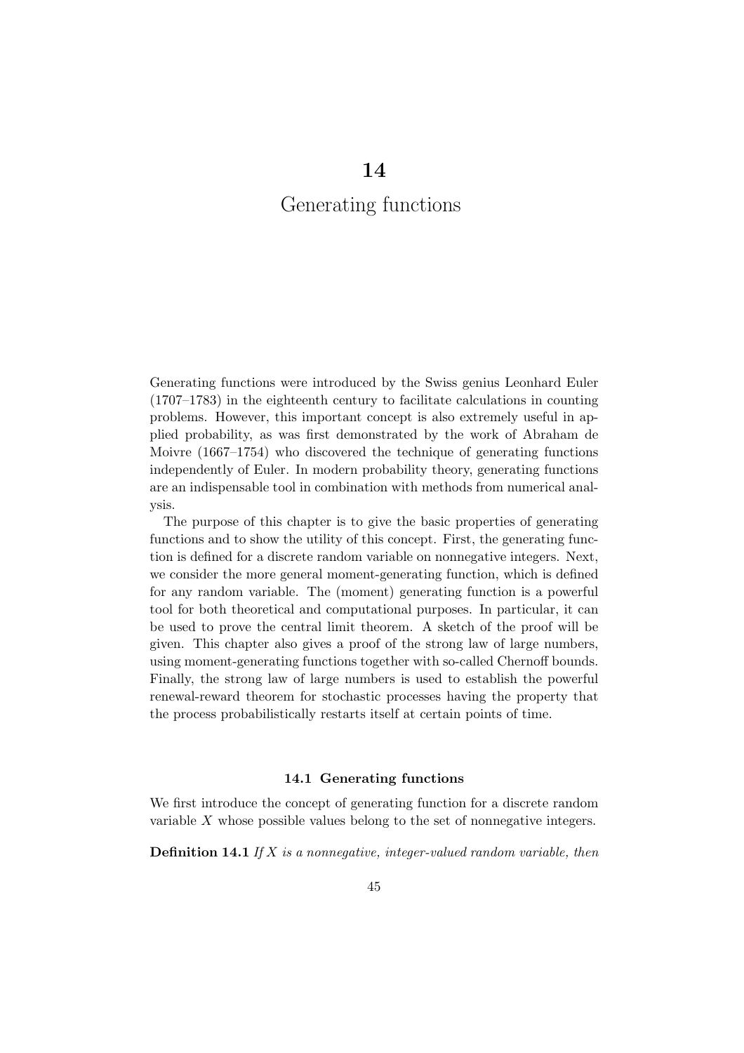# 14

# Generating functions

Generating functions were introduced by the Swiss genius Leonhard Euler (1707–1783) in the eighteenth century to facilitate calculations in counting problems. However, this important concept is also extremely useful in applied probability, as was first demonstrated by the work of Abraham de Moivre (1667–1754) who discovered the technique of generating functions independently of Euler. In modern probability theory, generating functions are an indispensable tool in combination with methods from numerical analysis.

The purpose of this chapter is to give the basic properties of generating functions and to show the utility of this concept. First, the generating function is defined for a discrete random variable on nonnegative integers. Next, we consider the more general moment-generating function, which is defined for any random variable. The (moment) generating function is a powerful tool for both theoretical and computational purposes. In particular, it can be used to prove the central limit theorem. A sketch of the proof will be given. This chapter also gives a proof of the strong law of large numbers, using moment-generating functions together with so-called Chernoff bounds. Finally, the strong law of large numbers is used to establish the powerful renewal-reward theorem for stochastic processes having the property that the process probabilistically restarts itself at certain points of time.

## 14.1 Generating functions

We first introduce the concept of generating function for a discrete random variable $X$ whose possible values belong to the set of nonnegative integers.

**Definition 14.1** *If $X$ is a nonnegative, integer-valued random variable, then*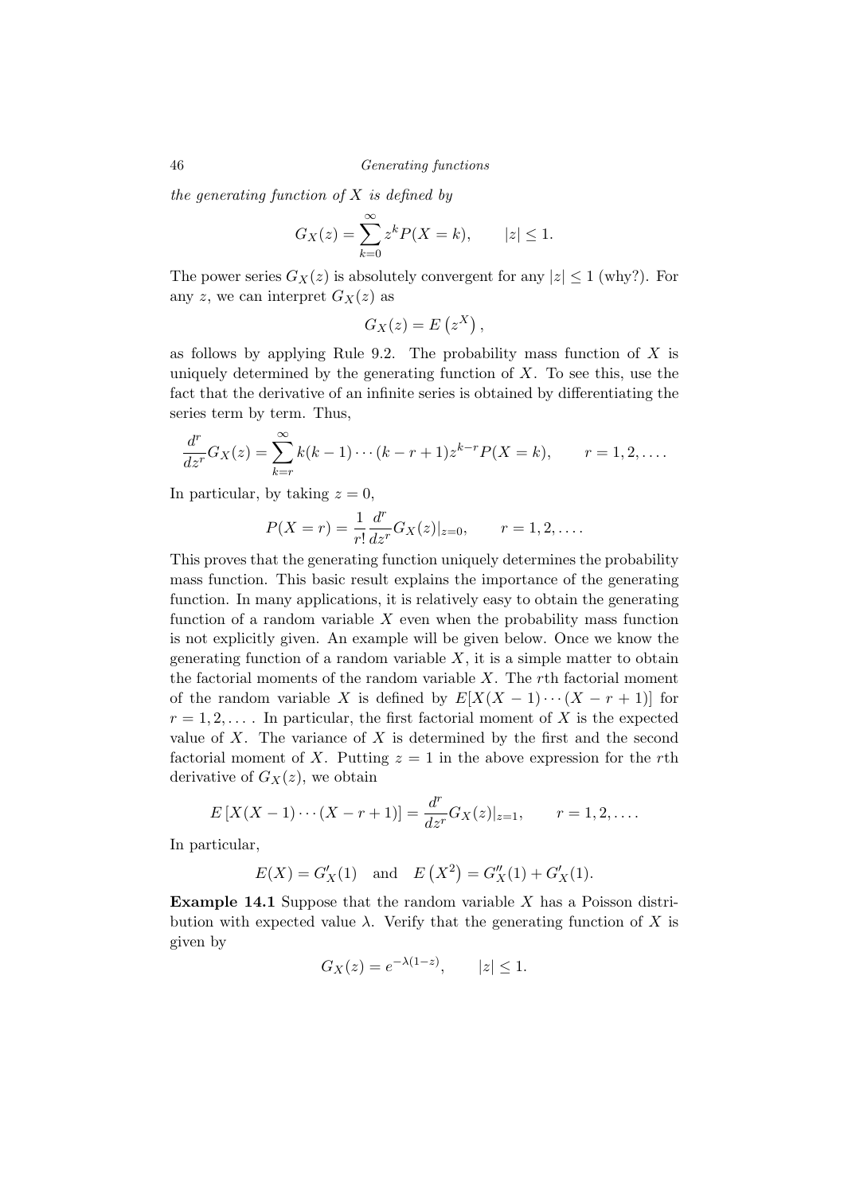*the generating function of $X$ is defined by*

$$G_X(z) = \sum_{k=0}^{\infty} z^k P(X = k), \qquad |z| \leq 1.$$

The power series $G_X(z)$ is absolutely convergent for any $|z| \leq 1$ (why?). For any $z$, we can interpret $G_X(z)$ as

$$G_X(z) = E\left(z^X\right),$$

as follows by applying Rule 9.2. The probability mass function of $X$ is uniquely determined by the generating function of $X$. To see this, use the fact that the derivative of an infinite series is obtained by differentiating the series term by term. Thus,

$$\frac{d^r}{dz^r} G_X(z) = \sum_{k=r}^{\infty} k(k-1)\cdots(k-r+1) z^{k-r} P(X = k), \qquad r = 1, 2, \ldots.$$

In particular, by taking $z = 0$,

$$P(X = r) = \frac{1}{r!} \frac{d^r}{dz^r} G_X(z)|_{z=0}, \qquad r = 1, 2, \ldots.$$

This proves that the generating function uniquely determines the probability mass function. This basic result explains the importance of the generating function. In many applications, it is relatively easy to obtain the generating function of a random variable $X$ even when the probability mass function is not explicitly given. An example will be given below. Once we know the generating function of a random variable $X$, it is a simple matter to obtain the factorial moments of the random variable $X$. The $r$th factorial moment of the random variable $X$ is defined by $E[X(X-1)\cdots(X-r+1)]$ for $r = 1, 2, \ldots$. In particular, the first factorial moment of $X$ is the expected value of $X$. The variance of $X$ is determined by the first and the second factorial moment of $X$. Putting $z = 1$ in the above expression for the $r$th derivative of $G_X(z)$, we obtain

$$E\left[X(X-1)\cdots(X-r+1)\right] = \frac{d^r}{dz^r} G_X(z)|_{z=1}, \qquad r = 1, 2, \ldots.$$

In particular,

$$E(X) = G'_X(1) \quad \text{and} \quad E\left(X^2\right) = G''_X(1) + G'_X(1).$$

**Example 14.1** Suppose that the random variable $X$ has a Poisson distribution with expected value $\lambda$. Verify that the generating function of $X$ is given by

$$G_X(z) = e^{-\lambda(1-z)}, \qquad |z| \leq 1.$$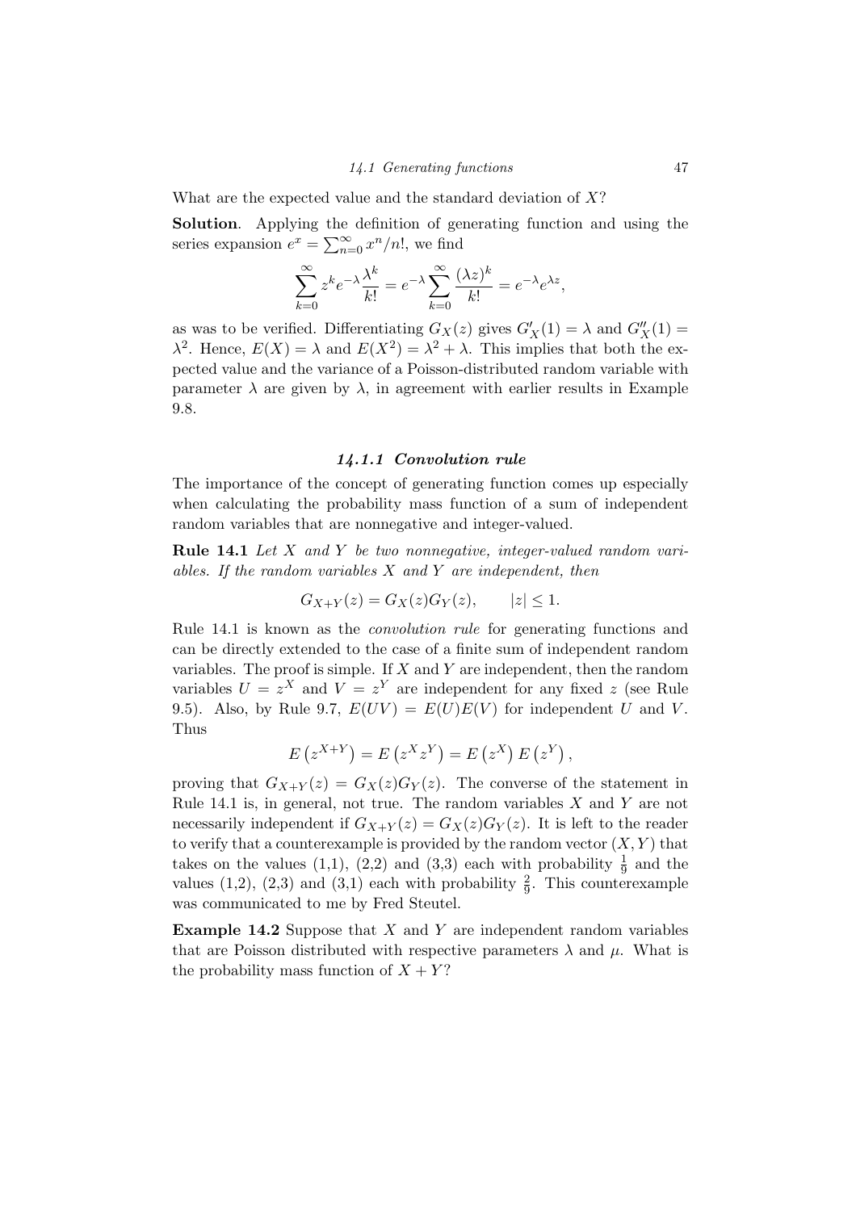What are the expected value and the standard deviation of $X$?

**Solution**. Applying the definition of generating function and using the series expansion $e^x = \sum_{n=0}^{\infty} x^n/n!$, we find

$$\sum_{k=0}^{\infty} z^k e^{-\lambda} \frac{\lambda^k}{k!} = e^{-\lambda} \sum_{k=0}^{\infty} \frac{(\lambda z)^k}{k!} = e^{-\lambda} e^{\lambda z},$$

as was to be verified. Differentiating $G_X(z)$ gives $G'_X(1) = \lambda$ and $G''_X(1) = \lambda^2$. Hence, $E(X) = \lambda$ and $E(X^2) = \lambda^2 + \lambda$. This implies that both the expected value and the variance of a Poisson-distributed random variable with parameter $\lambda$ are given by $\lambda$, in agreement with earlier results in Example 9.8.

### *14.1.1 Convolution rule*

The importance of the concept of generating function comes up especially when calculating the probability mass function of a sum of independent random variables that are nonnegative and integer-valued.

**Rule 14.1** *Let $X$ and $Y$ be two nonnegative, integer-valued random variables. If the random variables $X$ and $Y$ are independent, then*

$$G_{X+Y}(z) = G_X(z) G_Y(z), \qquad |z| \leq 1.$$

Rule 14.1 is known as the *convolution rule* for generating functions and can be directly extended to the case of a finite sum of independent random variables. The proof is simple. If $X$ and $Y$ are independent, then the random variables $U = z^X$ and $V = z^Y$ are independent for any fixed $z$ (see Rule 9.5). Also, by Rule 9.7, $E(UV) = E(U)E(V)$ for independent $U$ and $V$. Thus

$$E\left(z^{X+Y}\right) = E\left(z^X z^Y\right) = E\left(z^X\right) E\left(z^Y\right),$$

proving that $G_{X+Y}(z) = G_X(z)G_Y(z)$. The converse of the statement in Rule 14.1 is, in general, not true. The random variables $X$ and $Y$ are not necessarily independent if $G_{X+Y}(z) = G_X(z)G_Y(z)$. It is left to the reader to verify that a counterexample is provided by the random vector $(X, Y)$ that takes on the values (1,1), (2,2) and (3,3) each with probability $\frac{1}{9}$ and the values (1,2), (2,3) and (3,1) each with probability $\frac{2}{9}$. This counterexample was communicated to me by Fred Steutel.

**Example 14.2** Suppose that $X$ and $Y$ are independent random variables that are Poisson distributed with respective parameters $\lambda$ and $\mu$. What is the probability mass function of $X + Y$?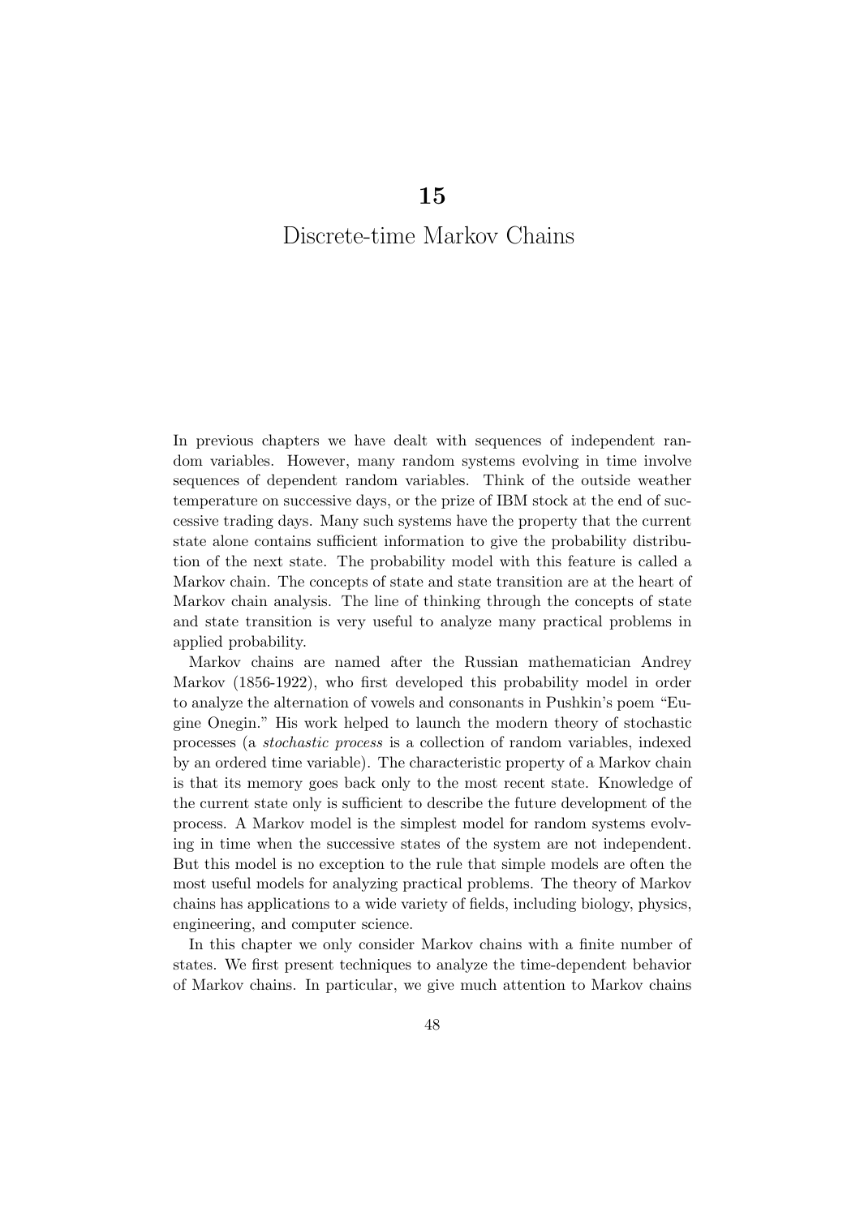# 15

# Discrete-time Markov Chains

In previous chapters we have dealt with sequences of independent random variables. However, many random systems evolving in time involve sequences of dependent random variables. Think of the outside weather temperature on successive days, or the prize of IBM stock at the end of successive trading days. Many such systems have the property that the current state alone contains sufficient information to give the probability distribution of the next state. The probability model with this feature is called a Markov chain. The concepts of state and state transition are at the heart of Markov chain analysis. The line of thinking through the concepts of state and state transition is very useful to analyze many practical problems in applied probability.

Markov chains are named after the Russian mathematician Andrey Markov (1856-1922), who first developed this probability model in order to analyze the alternation of vowels and consonants in Pushkin's poem "Eugine Onegin." His work helped to launch the modern theory of stochastic processes (a *stochastic process* is a collection of random variables, indexed by an ordered time variable). The characteristic property of a Markov chain is that its memory goes back only to the most recent state. Knowledge of the current state only is sufficient to describe the future development of the process. A Markov model is the simplest model for random systems evolving in time when the successive states of the system are not independent. But this model is no exception to the rule that simple models are often the most useful models for analyzing practical problems. The theory of Markov chains has applications to a wide variety of fields, including biology, physics, engineering, and computer science.

In this chapter we only consider Markov chains with a finite number of states. We first present techniques to analyze the time-dependent behavior of Markov chains. In particular, we give much attention to Markov chains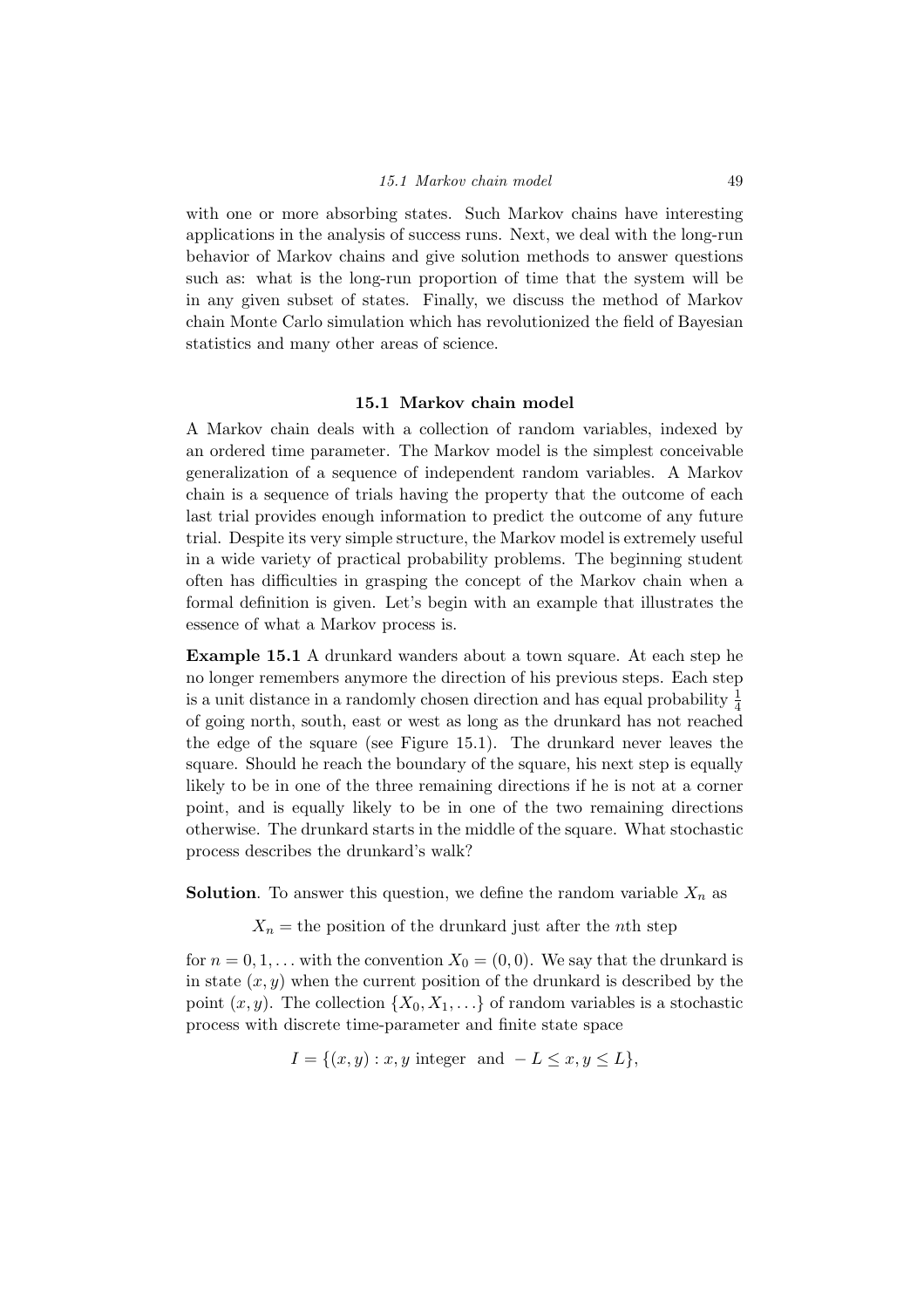with one or more absorbing states. Such Markov chains have interesting applications in the analysis of success runs. Next, we deal with the long-run behavior of Markov chains and give solution methods to answer questions such as: what is the long-run proportion of time that the system will be in any given subset of states. Finally, we discuss the method of Markov chain Monte Carlo simulation which has revolutionized the field of Bayesian statistics and many other areas of science.

## 15.1 Markov chain model

A Markov chain deals with a collection of random variables, indexed by an ordered time parameter. The Markov model is the simplest conceivable generalization of a sequence of independent random variables. A Markov chain is a sequence of trials having the property that the outcome of each last trial provides enough information to predict the outcome of any future trial. Despite its very simple structure, the Markov model is extremely useful in a wide variety of practical probability problems. The beginning student often has difficulties in grasping the concept of the Markov chain when a formal definition is given. Let's begin with an example that illustrates the essence of what a Markov process is.

**Example 15.1** A drunkard wanders about a town square. At each step he no longer remembers anymore the direction of his previous steps. Each step is a unit distance in a randomly chosen direction and has equal probability $\frac{1}{4}$ of going north, south, east or west as long as the drunkard has not reached the edge of the square (see Figure 15.1). The drunkard never leaves the square. Should he reach the boundary of the square, his next step is equally likely to be in one of the three remaining directions if he is not at a corner point, and is equally likely to be in one of the two remaining directions otherwise. The drunkard starts in the middle of the square. What stochastic process describes the drunkard's walk?

**Solution**. To answer this question, we define the random variable $X_n$ as

$$X_n = \text{the position of the drunkard just after the } n\text{th step}$$

for $n = 0, 1, \ldots$ with the convention $X_0 = (0, 0)$. We say that the drunkard is in state $(x, y)$ when the current position of the drunkard is described by the point $(x, y)$. The collection $\{X_0, X_1, \ldots\}$ of random variables is a stochastic process with discrete time-parameter and finite state space

$$I = \{(x, y) : x, y \text{ integer and } -L \leq x, y \leq L\},$$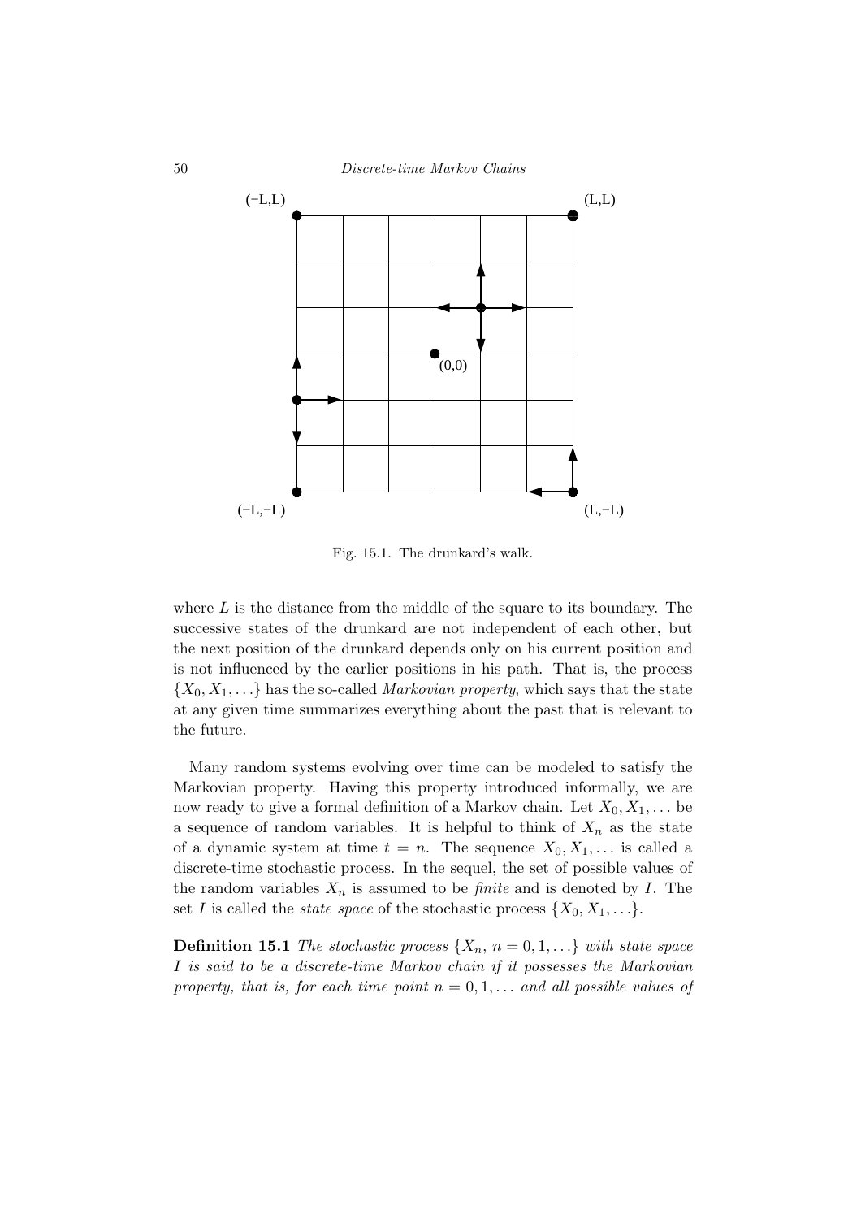Fig. 15.1. The drunkard's walk.

where $L$ is the distance from the middle of the square to its boundary. The successive states of the drunkard are not independent of each other, but the next position of the drunkard depends only on his current position and is not influenced by the earlier positions in his path. That is, the process $\{X_0, X_1, \ldots\}$ has the so-called *Markovian property*, which says that the state at any given time summarizes everything about the past that is relevant to the future.

Many random systems evolving over time can be modeled to satisfy the Markovian property. Having this property introduced informally, we are now ready to give a formal definition of a Markov chain. Let $X_0, X_1, \ldots$ be a sequence of random variables. It is helpful to think of $X_n$ as the state of a dynamic system at time $t = n$. The sequence $X_0, X_1, \ldots$ is called a discrete-time stochastic process. In the sequel, the set of possible values of the random variables $X_n$ is assumed to be *finite* and is denoted by $I$. The set $I$ is called the *state space* of the stochastic process $\{X_0, X_1, \ldots\}$.

**Definition 15.1** *The stochastic process $\{X_n,\, n = 0, 1, \ldots\}$ with state space $I$ is said to be a discrete-time Markov chain if it possesses the Markovian property, that is, for each time point $n = 0, 1, \ldots$ and all possible values of*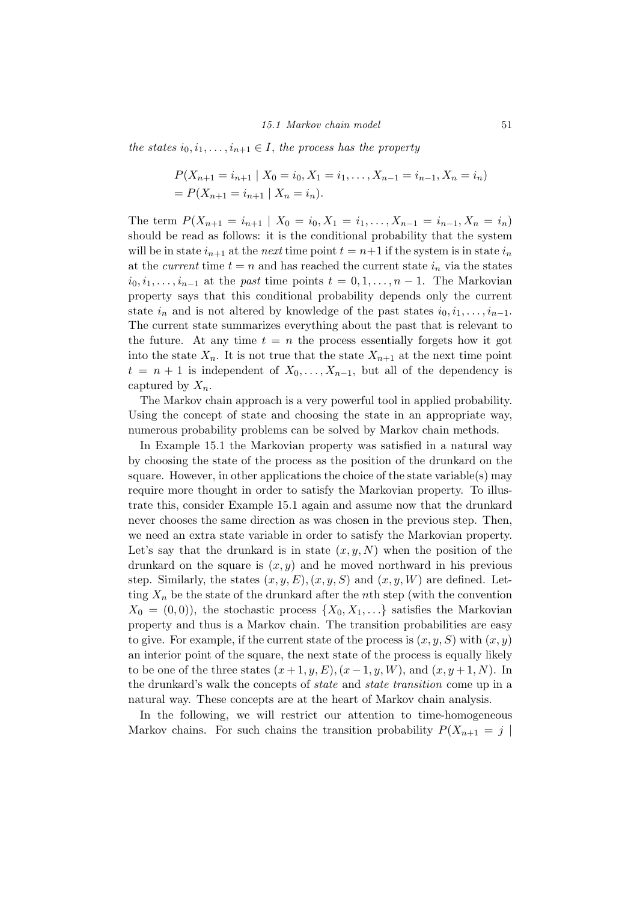*the states $i_0, i_1, \ldots, i_{n+1} \in I$, the process has the property*

$$
\begin{aligned}
&P(X_{n+1} = i_{n+1} \mid X_0 = i_0, X_1 = i_1, \ldots, X_{n-1} = i_{n-1}, X_n = i_n) \\
&= P(X_{n+1} = i_{n+1} \mid X_n = i_n).
\end{aligned}
$$

The term $P(X_{n+1} = i_{n+1} \mid X_0 = i_0, X_1 = i_1, \ldots, X_{n-1} = i_{n-1}, X_n = i_n)$ should be read as follows: it is the conditional probability that the system will be in state $i_{n+1}$ at the *next* time point $t = n+1$ if the system is in state $i_n$ at the *current* time $t = n$ and has reached the current state $i_n$ via the states $i_0, i_1, \ldots, i_{n-1}$ at the *past* time points $t = 0, 1, \ldots, n-1$. The Markovian property says that this conditional probability depends only the current state $i_n$ and is not altered by knowledge of the past states $i_0, i_1, \ldots, i_{n-1}$. The current state summarizes everything about the past that is relevant to the future. At any time $t = n$ the process essentially forgets how it got into the state $X_n$. It is not true that the state $X_{n+1}$ at the next time point $t = n+1$ is independent of $X_0, \ldots, X_{n-1}$, but all of the dependency is captured by $X_n$.

The Markov chain approach is a very powerful tool in applied probability. Using the concept of state and choosing the state in an appropriate way, numerous probability problems can be solved by Markov chain methods.

In Example 15.1 the Markovian property was satisfied in a natural way by choosing the state of the process as the position of the drunkard on the square. However, in other applications the choice of the state variable(s) may require more thought in order to satisfy the Markovian property. To illustrate this, consider Example 15.1 again and assume now that the drunkard never chooses the same direction as was chosen in the previous step. Then, we need an extra state variable in order to satisfy the Markovian property. Let's say that the drunkard is in state $(x, y, N)$ when the position of the drunkard on the square is $(x, y)$ and he moved northward in his previous step. Similarly, the states $(x, y, E), (x, y, S)$ and $(x, y, W)$ are defined. Letting $X_n$ be the state of the drunkard after the $n$th step (with the convention $X_0 = (0, 0)$), the stochastic process $\{X_0, X_1, \ldots\}$ satisfies the Markovian property and thus is a Markov chain. The transition probabilities are easy to give. For example, if the current state of the process is $(x, y, S)$ with $(x, y)$ an interior point of the square, the next state of the process is equally likely to be one of the three states $(x+1, y, E), (x-1, y, W)$, and $(x, y+1, N)$. In the drunkard's walk the concepts of *state* and *state transition* come up in a natural way. These concepts are at the heart of Markov chain analysis.

In the following, we will restrict our attention to time-homogeneous Markov chains. For such chains the transition probability $P(X_{n+1} = j \mid$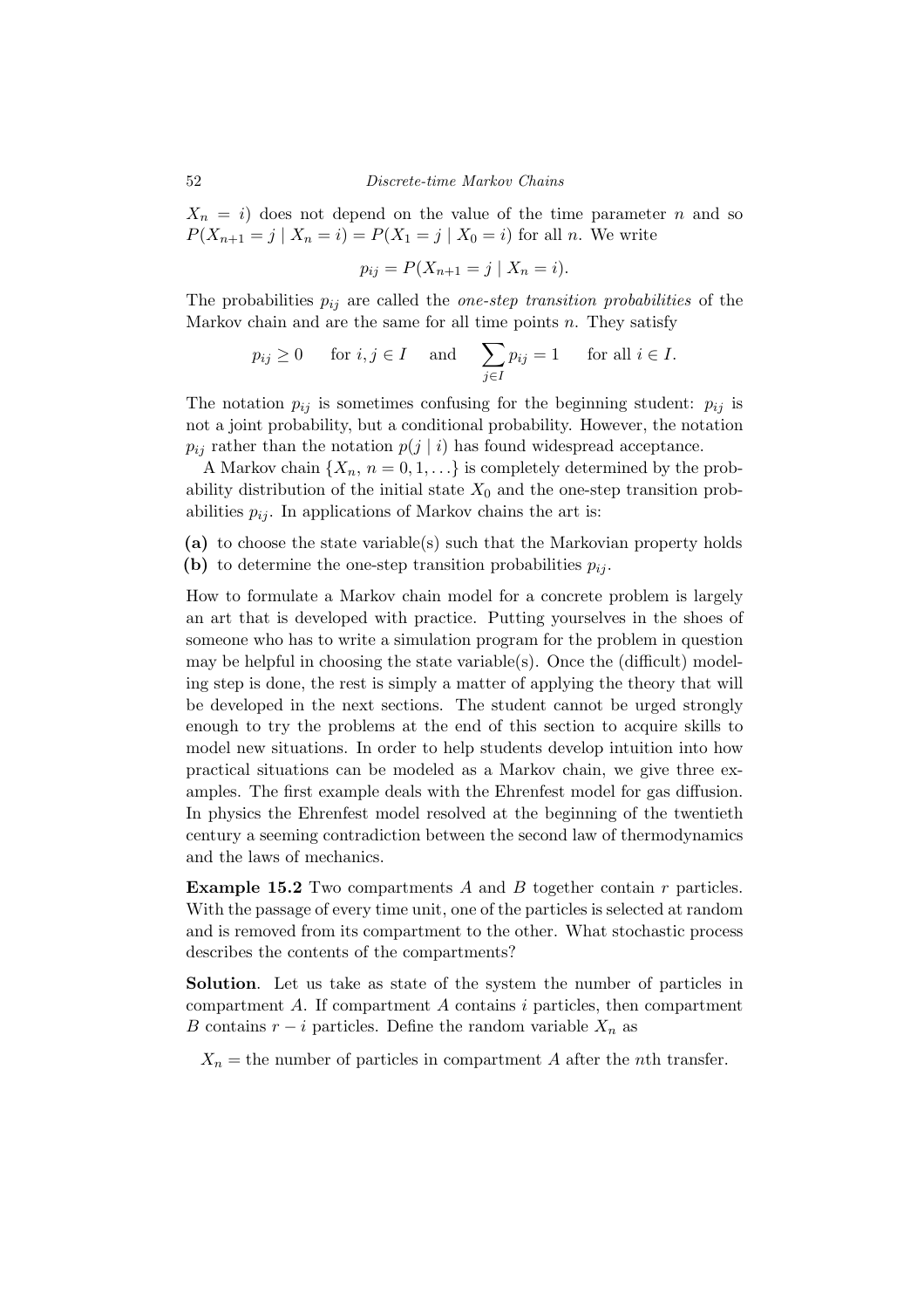$X_n = i$) does not depend on the value of the time parameter $n$ and so $P(X_{n+1} = j \mid X_n = i) = P(X_1 = j \mid X_0 = i)$ for all $n$. We write

$$p_{ij} = P(X_{n+1} = j \mid X_n = i).$$

The probabilities $p_{ij}$ are called the *one-step transition probabilities* of the Markov chain and are the same for all time points $n$. They satisfy

$$p_{ij} \geq 0 \quad \text{for } i, j \in I \quad \text{and} \quad \sum_{j \in I} p_{ij} = 1 \quad \text{for all } i \in I.$$

The notation $p_{ij}$ is sometimes confusing for the beginning student: $p_{ij}$ is not a joint probability, but a conditional probability. However, the notation $p_{ij}$ rather than the notation $p(j \mid i)$ has found widespread acceptance.

A Markov chain $\{X_n,\ n = 0, 1, \ldots\}$ is completely determined by the probability distribution of the initial state $X_0$ and the one-step transition probabilities $p_{ij}$. In applications of Markov chains the art is:

**(a)** to choose the state variable(s) such that the Markovian property holds
**(b)** to determine the one-step transition probabilities $p_{ij}$.

How to formulate a Markov chain model for a concrete problem is largely an art that is developed with practice. Putting yourselves in the shoes of someone who has to write a simulation program for the problem in question may be helpful in choosing the state variable(s). Once the (difficult) modeling step is done, the rest is simply a matter of applying the theory that will be developed in the next sections. The student cannot be urged strongly enough to try the problems at the end of this section to acquire skills to model new situations. In order to help students develop intuition into how practical situations can be modeled as a Markov chain, we give three examples. The first example deals with the Ehrenfest model for gas diffusion. In physics the Ehrenfest model resolved at the beginning of the twentieth century a seeming contradiction between the second law of thermodynamics and the laws of mechanics.

**Example 15.2** Two compartments $A$ and $B$ together contain $r$ particles. With the passage of every time unit, one of the particles is selected at random and is removed from its compartment to the other. What stochastic process describes the contents of the compartments?

**Solution**. Let us take as state of the system the number of particles in compartment $A$. If compartment $A$ contains $i$ particles, then compartment $B$ contains $r - i$ particles. Define the random variable $X_n$ as

$X_n =$ the number of particles in compartment $A$ after the $n$th transfer.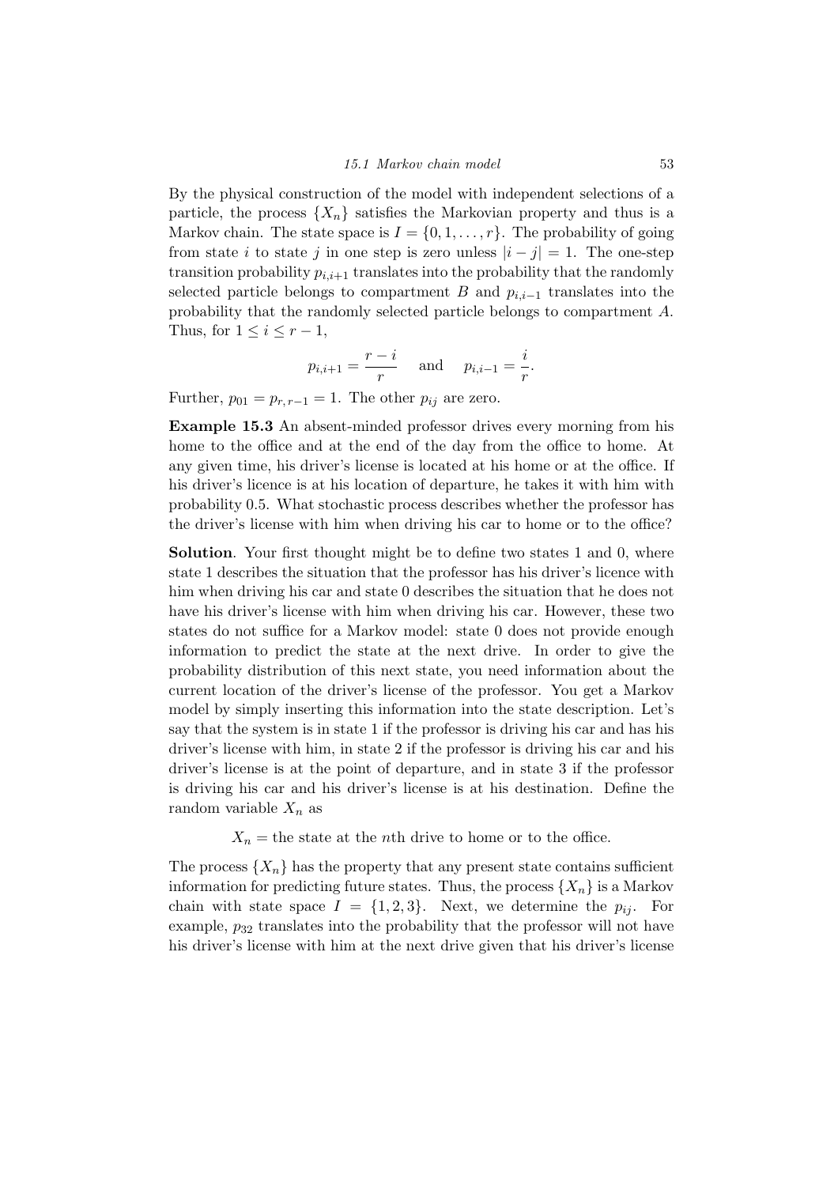By the physical construction of the model with independent selections of a particle, the process $\{X_n\}$ satisfies the Markovian property and thus is a Markov chain. The state space is $I = \{0, 1, \ldots, r\}$. The probability of going from state $i$ to state $j$ in one step is zero unless $|i - j| = 1$. The one-step transition probability $p_{i,i+1}$ translates into the probability that the randomly selected particle belongs to compartment $B$ and $p_{i,i-1}$ translates into the probability that the randomly selected particle belongs to compartment $A$. Thus, for $1 \leq i \leq r - 1$,

$$p_{i,i+1} = \frac{r-i}{r} \quad \text{and} \quad p_{i,i-1} = \frac{i}{r}.$$

Further, $p_{01} = p_{r,r-1} = 1$. The other $p_{ij}$ are zero.

**Example 15.3** An absent-minded professor drives every morning from his home to the office and at the end of the day from the office to home. At any given time, his driver's license is located at his home or at the office. If his driver's licence is at his location of departure, he takes it with him with probability 0.5. What stochastic process describes whether the professor has the driver's license with him when driving his car to home or to the office?

**Solution**. Your first thought might be to define two states 1 and 0, where state 1 describes the situation that the professor has his driver's licence with him when driving his car and state 0 describes the situation that he does not have his driver's license with him when driving his car. However, these two states do not suffice for a Markov model: state 0 does not provide enough information to predict the state at the next drive. In order to give the probability distribution of this next state, you need information about the current location of the driver's license of the professor. You get a Markov model by simply inserting this information into the state description. Let's say that the system is in state 1 if the professor is driving his car and has his driver's license with him, in state 2 if the professor is driving his car and his driver's license is at the point of departure, and in state 3 if the professor is driving his car and his driver's license is at his destination. Define the random variable $X_n$ as

$$X_n = \text{the state at the } n\text{th drive to home or to the office.}$$

The process $\{X_n\}$ has the property that any present state contains sufficient information for predicting future states. Thus, the process $\{X_n\}$ is a Markov chain with state space $I = \{1, 2, 3\}$. Next, we determine the $p_{ij}$. For example, $p_{32}$ translates into the probability that the professor will not have his driver's license with him at the next drive given that his driver's license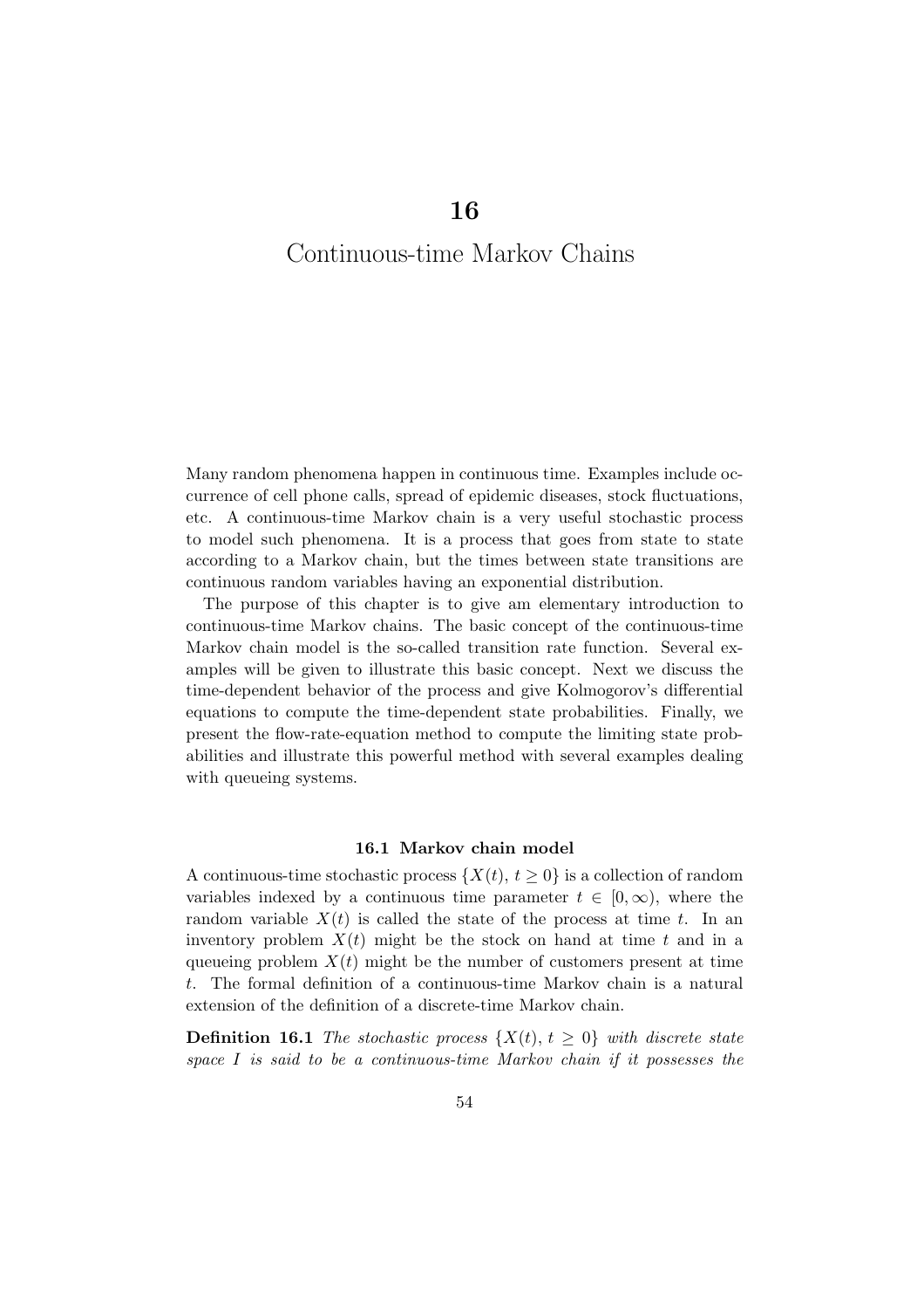# 16

# Continuous-time Markov Chains

Many random phenomena happen in continuous time. Examples include occurrence of cell phone calls, spread of epidemic diseases, stock fluctuations, etc. A continuous-time Markov chain is a very useful stochastic process to model such phenomena. It is a process that goes from state to state according to a Markov chain, but the times between state transitions are continuous random variables having an exponential distribution.

The purpose of this chapter is to give am elementary introduction to continuous-time Markov chains. The basic concept of the continuous-time Markov chain model is the so-called transition rate function. Several examples will be given to illustrate this basic concept. Next we discuss the time-dependent behavior of the process and give Kolmogorov's differential equations to compute the time-dependent state probabilities. Finally, we present the flow-rate-equation method to compute the limiting state probabilities and illustrate this powerful method with several examples dealing with queueing systems.

### 16.1 Markov chain model

A continuous-time stochastic process $\{X(t),\, t \geq 0\}$ is a collection of random variables indexed by a continuous time parameter $t \in [0, \infty)$, where the random variable $X(t)$ is called the state of the process at time $t$. In an inventory problem $X(t)$ might be the stock on hand at time $t$ and in a queueing problem $X(t)$ might be the number of customers present at time $t$. The formal definition of a continuous-time Markov chain is a natural extension of the definition of a discrete-time Markov chain.

**Definition 16.1** *The stochastic process $\{X(t),\, t \geq 0\}$ with discrete state space $I$ is said to be a continuous-time Markov chain if it possesses the*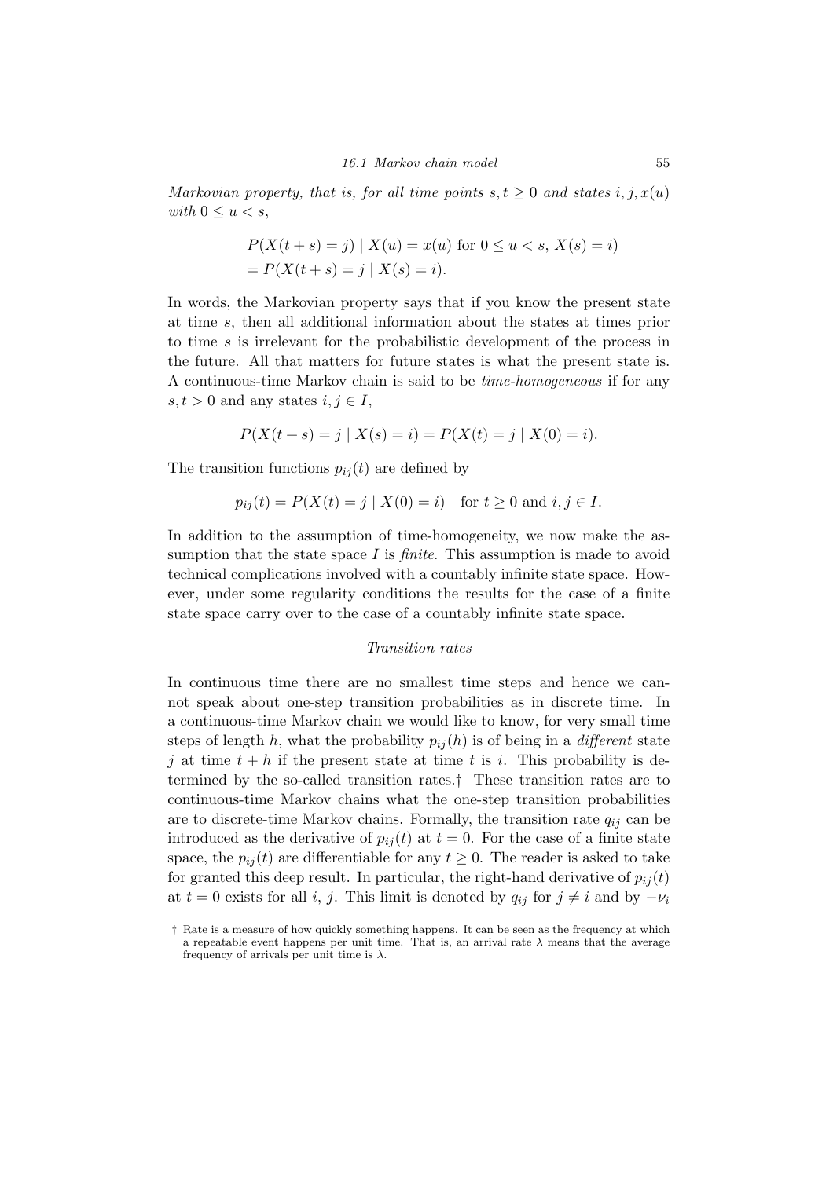*Markovian property, that is, for all time points $s, t \geq 0$ and states $i, j, x(u)$ with $0 \leq u < s$,*

$$
\begin{aligned}
&P(X(t+s) = j) \mid X(u) = x(u) \text{ for } 0 \leq u < s,\, X(s) = i) \\
&= P(X(t+s) = j \mid X(s) = i).
\end{aligned}
$$

In words, the Markovian property says that if you know the present state at time $s$, then all additional information about the states at times prior to time $s$ is irrelevant for the probabilistic development of the process in the future. All that matters for future states is what the present state is. A continuous-time Markov chain is said to be *time-homogeneous* if for any $s, t > 0$ and any states $i, j \in I$,

$$
P(X(t+s) = j \mid X(s) = i) = P(X(t) = j \mid X(0) = i).
$$

The transition functions $p_{ij}(t)$ are defined by

$$
p_{ij}(t) = P(X(t) = j \mid X(0) = i) \quad \text{for } t \geq 0 \text{ and } i, j \in I.
$$

In addition to the assumption of time-homogeneity, we now make the assumption that the state space $I$ is *finite*. This assumption is made to avoid technical complications involved with a countably infinite state space. However, under some regularity conditions the results for the case of a finite state space carry over to the case of a countably infinite state space.

*Transition rates*

In continuous time there are no smallest time steps and hence we cannot speak about one-step transition probabilities as in discrete time. In a continuous-time Markov chain we would like to know, for very small time steps of length $h$, what the probability $p_{ij}(h)$ is of being in a *different* state $j$ at time $t+h$ if the present state at time $t$ is $i$. This probability is determined by the so-called transition rates.† These transition rates are to continuous-time Markov chains what the one-step transition probabilities are to discrete-time Markov chains. Formally, the transition rate $q_{ij}$ can be introduced as the derivative of $p_{ij}(t)$ at $t = 0$. For the case of a finite state space, the $p_{ij}(t)$ are differentiable for any $t \geq 0$. The reader is asked to take for granted this deep result. In particular, the right-hand derivative of $p_{ij}(t)$ at $t = 0$ exists for all $i$, $j$. This limit is denoted by $q_{ij}$ for $j \neq i$ and by $-\nu_i$

† Rate is a measure of how quickly something happens. It can be seen as the frequency at which a repeatable event happens per unit time. That is, an arrival rate $\lambda$ means that the average frequency of arrivals per unit time is $\lambda$.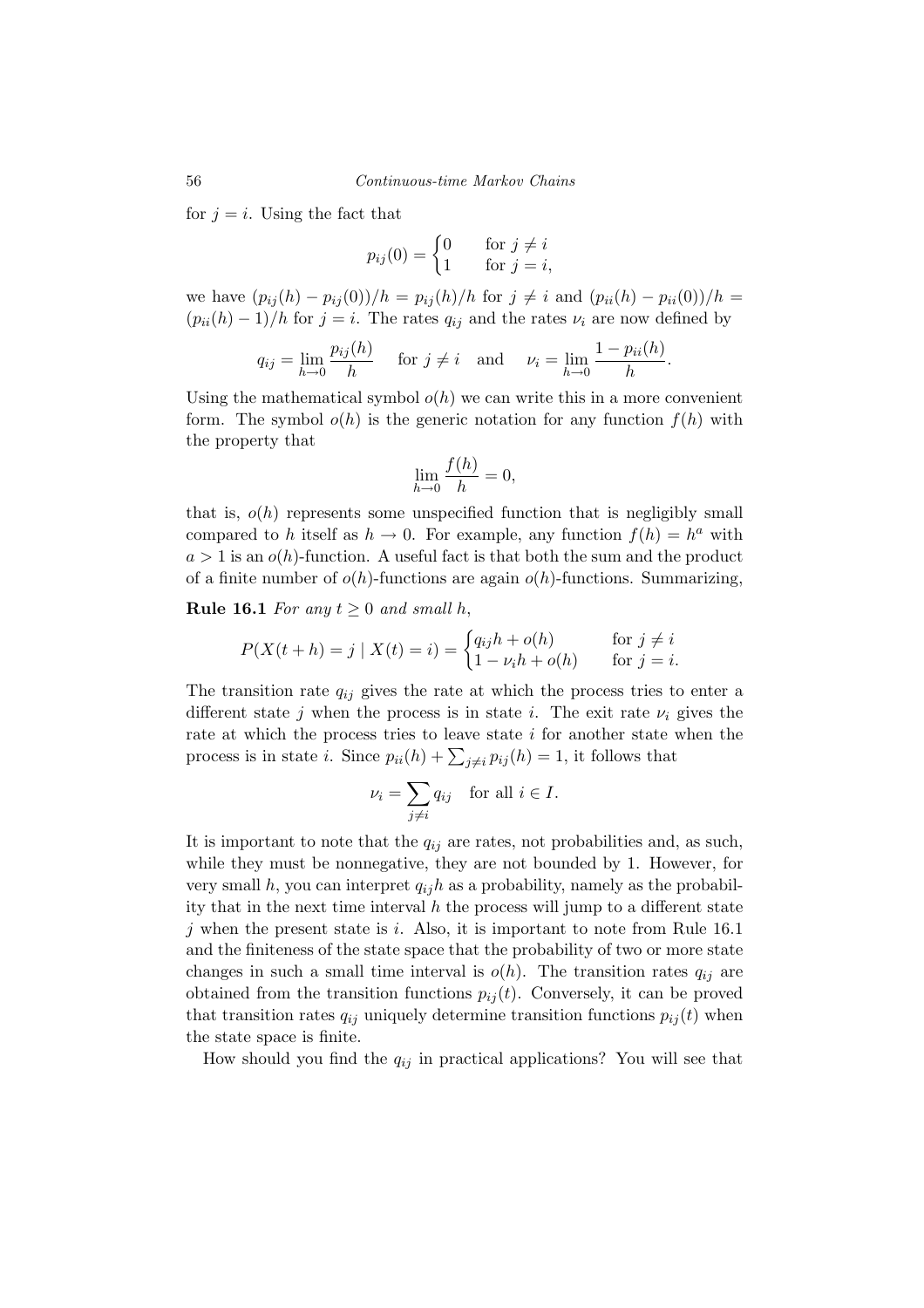for $j = i$. Using the fact that

$$p_{ij}(0) = \begin{cases} 0 & \text{for } j \neq i \\ 1 & \text{for } j = i, \end{cases}$$

we have $(p_{ij}(h) - p_{ij}(0))/h = p_{ij}(h)/h$ for $j \neq i$ and $(p_{ii}(h) - p_{ii}(0))/h = (p_{ii}(h) - 1)/h$ for $j = i$. The rates $q_{ij}$ and the rates $\nu_i$ are now defined by

$$q_{ij} = \lim_{h \to 0} \frac{p_{ij}(h)}{h} \quad \text{for } j \neq i \quad \text{and} \quad \nu_i = \lim_{h \to 0} \frac{1 - p_{ii}(h)}{h}.$$

Using the mathematical symbol $o(h)$ we can write this in a more convenient form. The symbol $o(h)$ is the generic notation for any function $f(h)$ with the property that

$$\lim_{h \to 0} \frac{f(h)}{h} = 0,$$

that is, $o(h)$ represents some unspecified function that is negligibly small compared to $h$ itself as $h \to 0$. For example, any function $f(h) = h^a$ with $a > 1$ is an $o(h)$-function. A useful fact is that both the sum and the product of a finite number of $o(h)$-functions are again $o(h)$-functions. Summarizing,

**Rule 16.1** *For any $t \geq 0$ and small $h$,*

$$P(X(t+h) = j \mid X(t) = i) = \begin{cases} q_{ij}h + o(h) & \text{for } j \neq i \\ 1 - \nu_i h + o(h) & \text{for } j = i. \end{cases}$$

The transition rate $q_{ij}$ gives the rate at which the process tries to enter a different state $j$ when the process is in state $i$. The exit rate $\nu_i$ gives the rate at which the process tries to leave state $i$ for another state when the process is in state $i$. Since $p_{ii}(h) + \sum_{j \neq i} p_{ij}(h) = 1$, it follows that

$$\nu_i = \sum_{j \neq i} q_{ij} \quad \text{for all } i \in I.$$

It is important to note that the $q_{ij}$ are rates, not probabilities and, as such, while they must be nonnegative, they are not bounded by 1. However, for very small $h$, you can interpret $q_{ij}h$ as a probability, namely as the probability that in the next time interval $h$ the process will jump to a different state $j$ when the present state is $i$. Also, it is important to note from Rule 16.1 and the finiteness of the state space that the probability of two or more state changes in such a small time interval is $o(h)$. The transition rates $q_{ij}$ are obtained from the transition functions $p_{ij}(t)$. Conversely, it can be proved that transition rates $q_{ij}$ uniquely determine transition functions $p_{ij}(t)$ when the state space is finite.

How should you find the $q_{ij}$ in practical applications? You will see that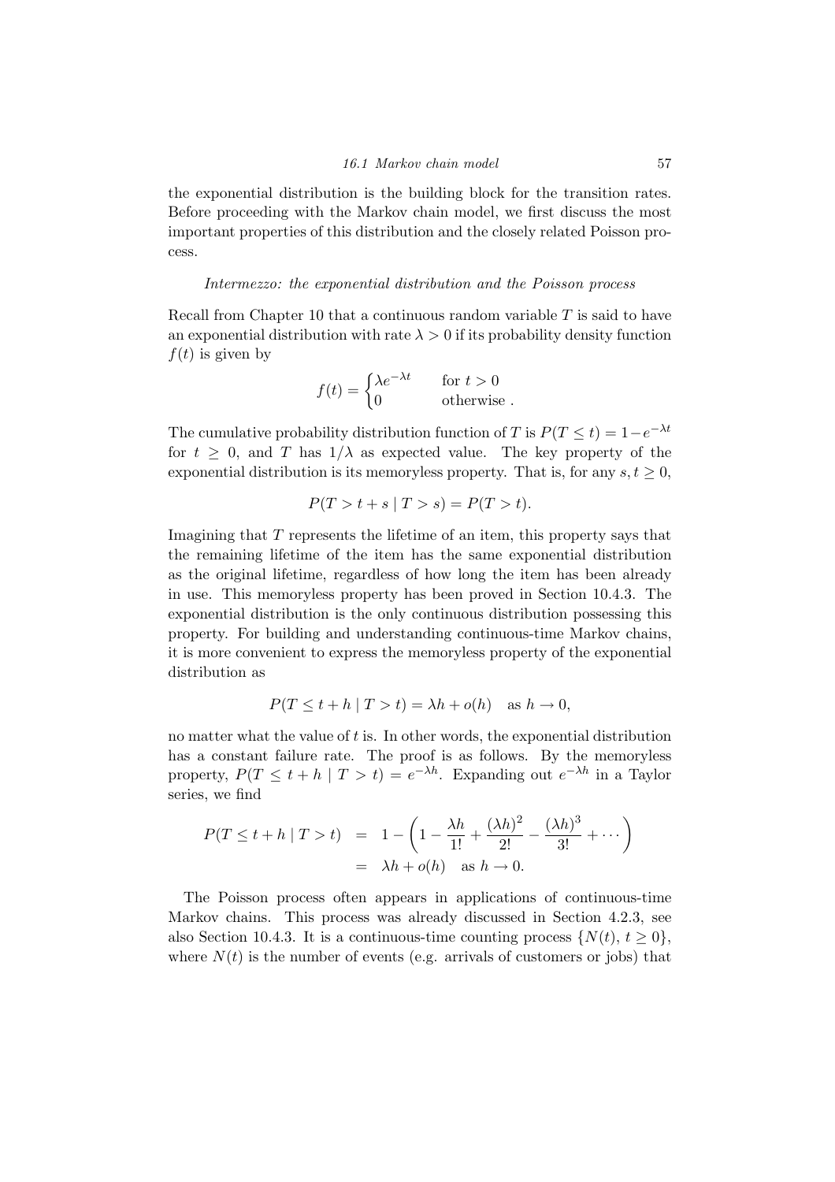the exponential distribution is the building block for the transition rates. Before proceeding with the Markov chain model, we first discuss the most important properties of this distribution and the closely related Poisson process.

*Intermezzo: the exponential distribution and the Poisson process*

Recall from Chapter 10 that a continuous random variable $T$ is said to have an exponential distribution with rate $\lambda > 0$ if its probability density function $f(t)$ is given by

$$f(t) = \begin{cases} \lambda e^{-\lambda t} & \text{for } t > 0 \\ 0 & \text{otherwise} . \end{cases}$$

The cumulative probability distribution function of $T$ is $P(T \leq t) = 1 - e^{-\lambda t}$ for $t \geq 0$, and $T$ has $1/\lambda$ as expected value. The key property of the exponential distribution is its memoryless property. That is, for any $s, t \geq 0$,

$$P(T > t + s \mid T > s) = P(T > t).$$

Imagining that $T$ represents the lifetime of an item, this property says that the remaining lifetime of the item has the same exponential distribution as the original lifetime, regardless of how long the item has been already in use. This memoryless property has been proved in Section 10.4.3. The exponential distribution is the only continuous distribution possessing this property. For building and understanding continuous-time Markov chains, it is more convenient to express the memoryless property of the exponential distribution as

$$P(T \leq t + h \mid T > t) = \lambda h + o(h) \quad \text{as } h \to 0,$$

no matter what the value of $t$ is. In other words, the exponential distribution has a constant failure rate. The proof is as follows. By the memoryless property, $P(T \leq t + h \mid T > t) = e^{-\lambda h}$. Expanding out $e^{-\lambda h}$ in a Taylor series, we find

$$\begin{aligned} P(T \leq t + h \mid T > t) &= 1 - \left( 1 - \frac{\lambda h}{1!} + \frac{(\lambda h)^2}{2!} - \frac{(\lambda h)^3}{3!} + \cdots \right) \\ &= \lambda h + o(h) \quad \text{as } h \to 0. \end{aligned}$$

The Poisson process often appears in applications of continuous-time Markov chains. This process was already discussed in Section 4.2.3, see also Section 10.4.3. It is a continuous-time counting process $\{N(t),\, t \geq 0\}$, where $N(t)$ is the number of events (e.g. arrivals of customers or jobs) that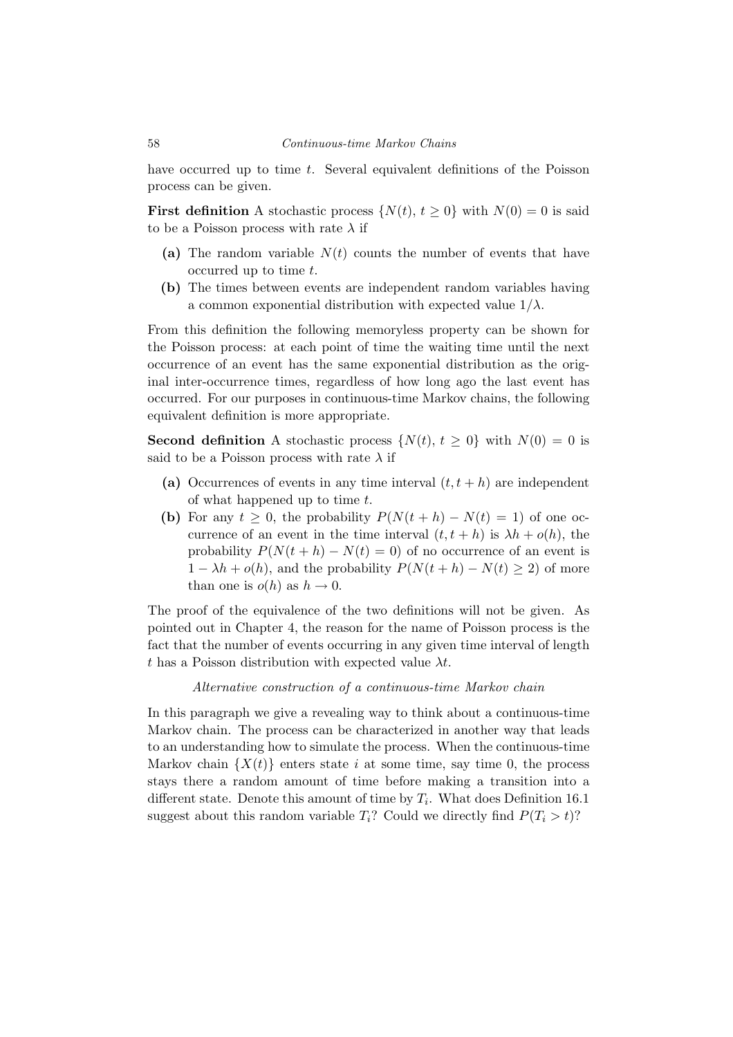have occurred up to time $t$. Several equivalent definitions of the Poisson process can be given.

**First definition** A stochastic process $\{N(t),\, t \geq 0\}$ with $N(0) = 0$ is said to be a Poisson process with rate $\lambda$ if

- **(a)** The random variable $N(t)$ counts the number of events that have occurred up to time $t$.
- **(b)** The times between events are independent random variables having a common exponential distribution with expected value $1/\lambda$.

From this definition the following memoryless property can be shown for the Poisson process: at each point of time the waiting time until the next occurrence of an event has the same exponential distribution as the original inter-occurrence times, regardless of how long ago the last event has occurred. For our purposes in continuous-time Markov chains, the following equivalent definition is more appropriate.

**Second definition** A stochastic process $\{N(t),\, t \geq 0\}$ with $N(0) = 0$ is said to be a Poisson process with rate $\lambda$ if

- **(a)** Occurrences of events in any time interval $(t, t+h)$ are independent of what happened up to time $t$.
- **(b)** For any $t \geq 0$, the probability $P(N(t+h) - N(t) = 1)$ of one occurrence of an event in the time interval $(t, t+h)$ is $\lambda h + o(h)$, the probability $P(N(t+h) - N(t) = 0)$ of no occurrence of an event is $1 - \lambda h + o(h)$, and the probability $P(N(t+h) - N(t) \geq 2)$ of more than one is $o(h)$ as $h \to 0$.

The proof of the equivalence of the two definitions will not be given. As pointed out in Chapter 4, the reason for the name of Poisson process is the fact that the number of events occurring in any given time interval of length $t$ has a Poisson distribution with expected value $\lambda t$.

*Alternative construction of a continuous-time Markov chain*

In this paragraph we give a revealing way to think about a continuous-time Markov chain. The process can be characterized in another way that leads to an understanding how to simulate the process. When the continuous-time Markov chain $\{X(t)\}$ enters state $i$ at some time, say time 0, the process stays there a random amount of time before making a transition into a different state. Denote this amount of time by $T_i$. What does Definition 16.1 suggest about this random variable $T_i$? Could we directly find $P(T_i > t)$?